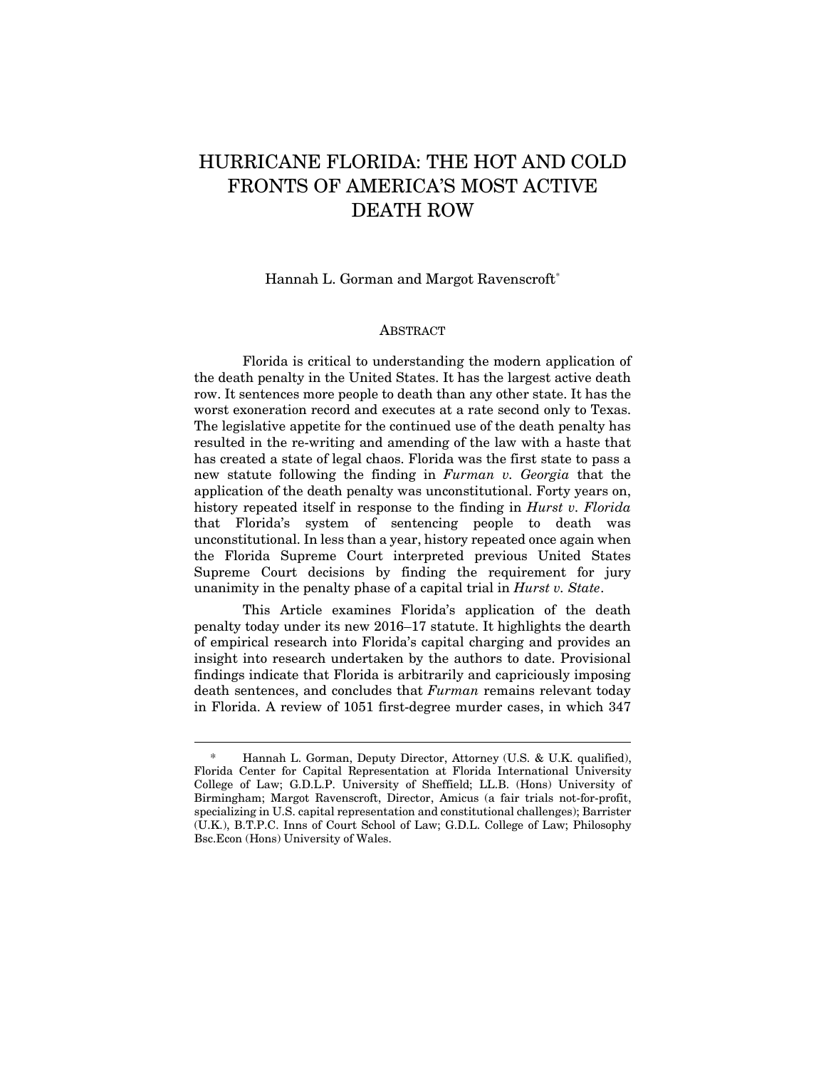# HURRICANE FLORIDA: THE HOT AND COLD FRONTS OF AMERICA'S MOST ACTIVE DEATH ROW

Hannah L. Gorman and Margot Ravenscroft*

## ABSTRACT

Florida is critical to understanding the modern application of the death penalty in the United States. It has the largest active death row. It sentences more people to death than any other state. It has the worst exoneration record and executes at a rate second only to Texas. The legislative appetite for the continued use of the death penalty has resulted in the re-writing and amending of the law with a haste that has created a state of legal chaos. Florida was the first state to pass a new statute following the finding in *Furman v. Georgia* that the application of the death penalty was unconstitutional. Forty years on, history repeated itself in response to the finding in *Hurst v. Florida* that Florida's system of sentencing people to death was unconstitutional. In less than a year, history repeated once again when the Florida Supreme Court interpreted previous United States Supreme Court decisions by finding the requirement for jury unanimity in the penalty phase of a capital trial in *Hurst v. State*.

This Article examines Florida's application of the death penalty today under its new 2016–17 statute. It highlights the dearth of empirical research into Florida's capital charging and provides an insight into research undertaken by the authors to date. Provisional findings indicate that Florida is arbitrarily and capriciously imposing death sentences, and concludes that *Furman* remains relevant today in Florida. A review of 1051 first-degree murder cases, in which 347

---

\* Hannah L. Gorman, Deputy Director, Attorney (U.S. & U.K. qualified), Florida Center for Capital Representation at Florida International University College of Law; G.D.L.P. University of Sheffield; LL.B. (Hons) University of Birmingham; Margot Ravenscroft, Director, Amicus (a fair trials not-for-profit, specializing in U.S. capital representation and constitutional challenges); Barrister (U.K.), B.T.P.C. Inns of Court School of Law; G.D.L. College of Law; Philosophy Bsc.Econ (Hons) University of Wales.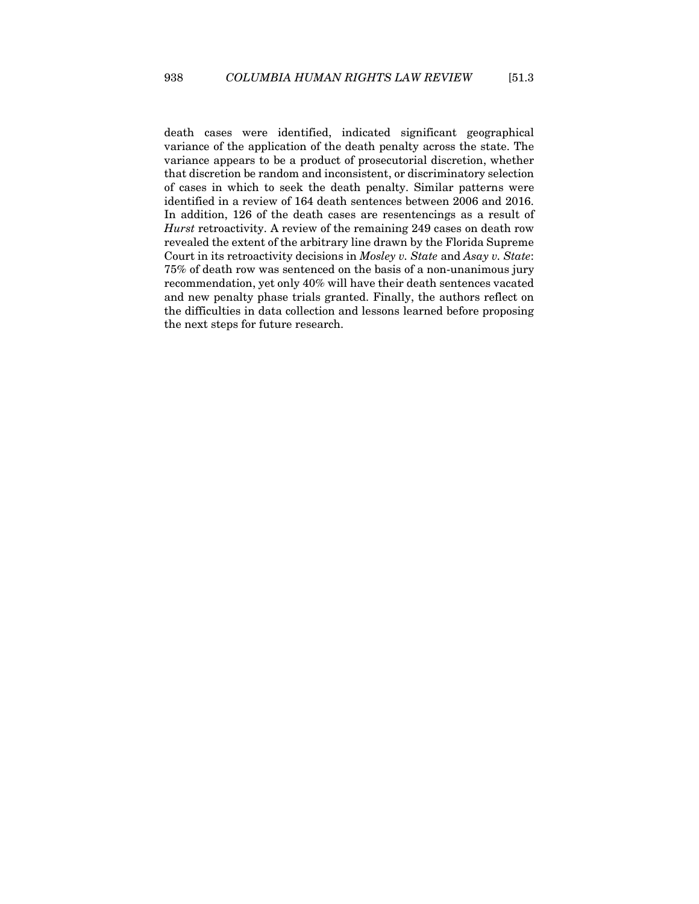death cases were identified, indicated significant geographical variance of the application of the death penalty across the state. The variance appears to be a product of prosecutorial discretion, whether that discretion be random and inconsistent, or discriminatory selection of cases in which to seek the death penalty. Similar patterns were identified in a review of 164 death sentences between 2006 and 2016. In addition, 126 of the death cases are resentencings as a result of *Hurst* retroactivity. A review of the remaining 249 cases on death row revealed the extent of the arbitrary line drawn by the Florida Supreme Court in its retroactivity decisions in *Mosley v. State* and *Asay v. State*: 75% of death row was sentenced on the basis of a non-unanimous jury recommendation, yet only 40% will have their death sentences vacated and new penalty phase trials granted. Finally, the authors reflect on the difficulties in data collection and lessons learned before proposing the next steps for future research.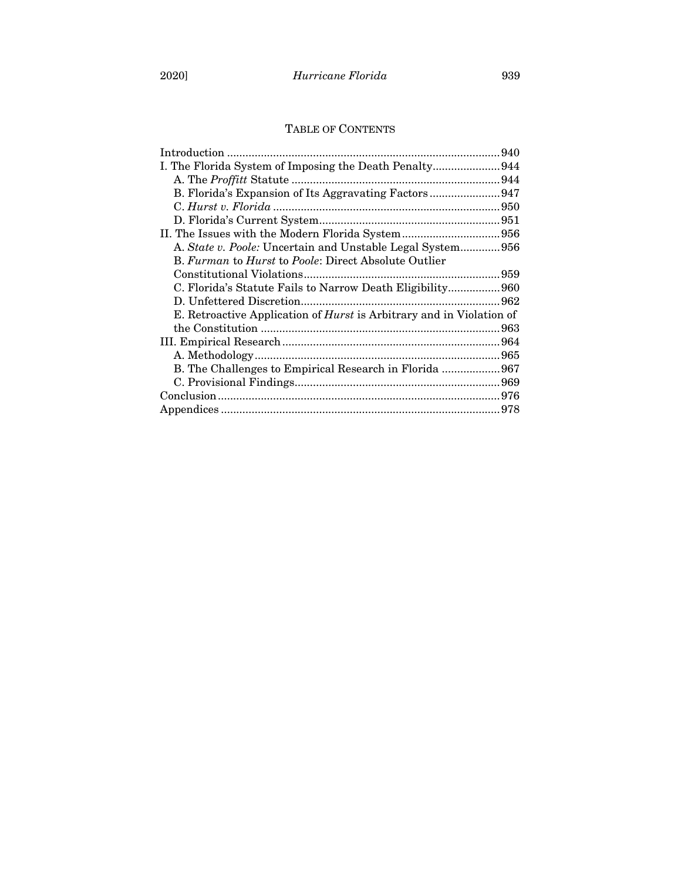# TABLE OF CONTENTS

Introduction ........................................................................................ 940

I. The Florida System of Imposing the Death Penalty...................... 944

- A. The *Proffitt* Statute .................................................................. 944
- B. Florida's Expansion of Its Aggravating Factors ....................... 947
- C. *Hurst v. Florida* ........................................................................ 950
- D. Florida's Current System.......................................................... 951

II. The Issues with the Modern Florida System ................................ 956

- A. *State v. Poole:* Uncertain and Unstable Legal System............. 956
- B. *Furman* to *Hurst* to *Poole*: Direct Absolute Outlier Constitutional Violations................................................................ 959
- C. Florida's Statute Fails to Narrow Death Eligibility................. 960
- D. Unfettered Discretion................................................................. 962
- E. Retroactive Application of *Hurst* is Arbitrary and in Violation of the Constitution ............................................................................. 963

III. Empirical Research ....................................................................... 964

- A. Methodology ............................................................................... 965
- B. The Challenges to Empirical Research in Florida ................... 967
- C. Provisional Findings.................................................................. 969

Conclusion ........................................................................................... 976

Appendices .......................................................................................... 978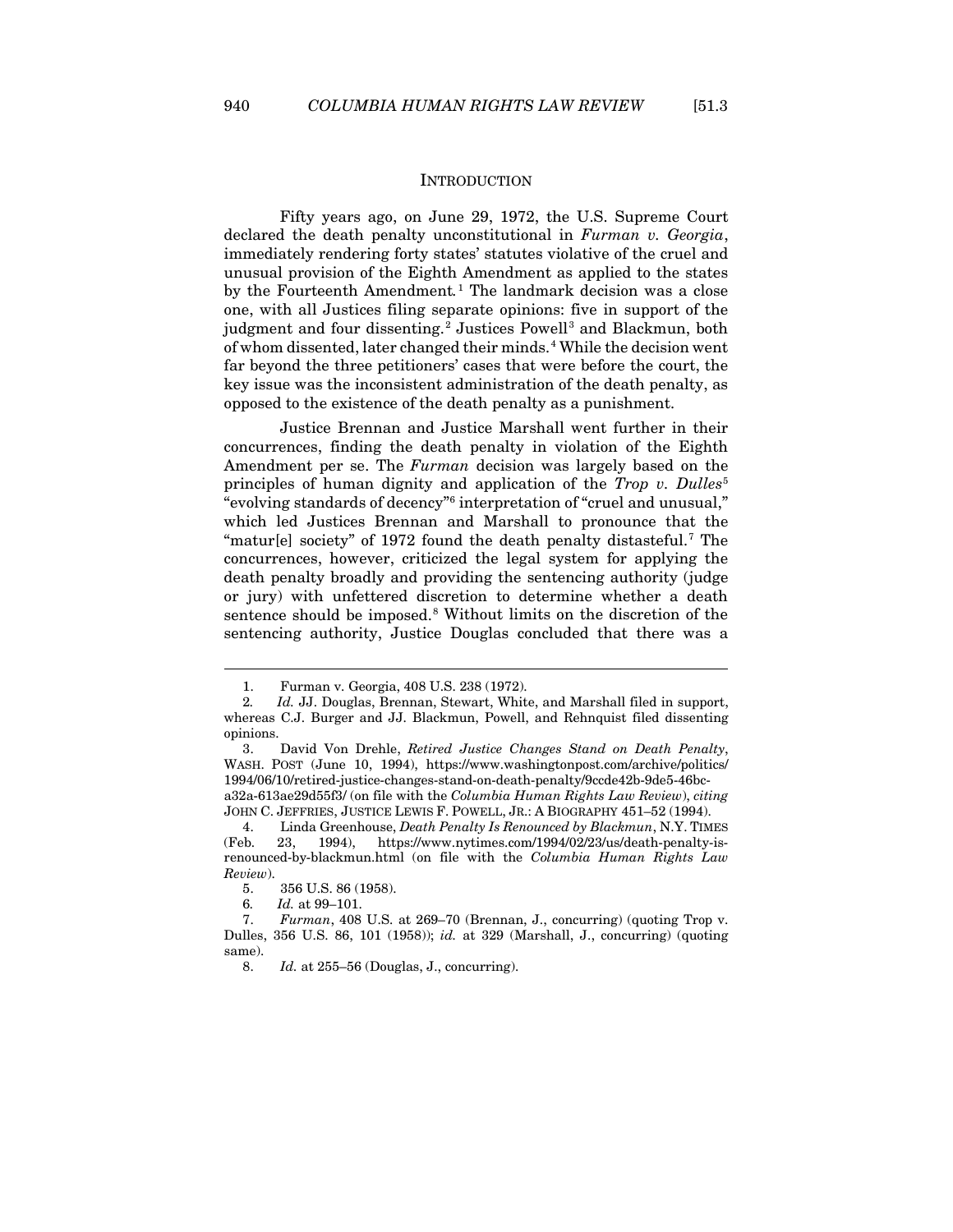## INTRODUCTION

Fifty years ago, on June 29, 1972, the U.S. Supreme Court declared the death penalty unconstitutional in *Furman v. Georgia*, immediately rendering forty states' statutes violative of the cruel and unusual provision of the Eighth Amendment as applied to the states by the Fourteenth Amendment.[1] The landmark decision was a close one, with all Justices filing separate opinions: five in support of the judgment and four dissenting.[2] Justices Powell[3] and Blackmun, both of whom dissented, later changed their minds.[4] While the decision went far beyond the three petitioners' cases that were before the court, the key issue was the inconsistent administration of the death penalty, as opposed to the existence of the death penalty as a punishment.

Justice Brennan and Justice Marshall went further in their concurrences, finding the death penalty in violation of the Eighth Amendment per se. The *Furman* decision was largely based on the principles of human dignity and application of the *Trop v. Dulles*[5] "evolving standards of decency"[6] interpretation of "cruel and unusual," which led Justices Brennan and Marshall to pronounce that the "matur[e] society" of 1972 found the death penalty distasteful.[7] The concurrences, however, criticized the legal system for applying the death penalty broadly and providing the sentencing authority (judge or jury) with unfettered discretion to determine whether a death sentence should be imposed.[8] Without limits on the discretion of the sentencing authority, Justice Douglas concluded that there was a

---

1. Furman v. Georgia, 408 U.S. 238 (1972).
2. *Id.* JJ. Douglas, Brennan, Stewart, White, and Marshall filed in support, whereas C.J. Burger and JJ. Blackmun, Powell, and Rehnquist filed dissenting opinions.
3. David Von Drehle, *Retired Justice Changes Stand on Death Penalty*, WASH. POST (June 10, 1994), https://www.washingtonpost.com/archive/politics/1994/06/10/retired-justice-changes-stand-on-death-penalty/9ccde42b-9de5-46bc-a32a-613ae29d55f3/ (on file with the *Columbia Human Rights Law Review*), *citing* JOHN C. JEFFRIES, JUSTICE LEWIS F. POWELL, JR.: A BIOGRAPHY 451–52 (1994).
4. Linda Greenhouse, *Death Penalty Is Renounced by Blackmun*, N.Y. TIMES (Feb. 23, 1994), https://www.nytimes.com/1994/02/23/us/death-penalty-is-renounced-by-blackmun.html (on file with the *Columbia Human Rights Law Review*).
5. 356 U.S. 86 (1958).
6. *Id.* at 99–101.
7. *Furman*, 408 U.S. at 269–70 (Brennan, J., concurring) (quoting Trop v. Dulles, 356 U.S. 86, 101 (1958)); *id.* at 329 (Marshall, J., concurring) (quoting same).
8. *Id.* at 255–56 (Douglas, J., concurring).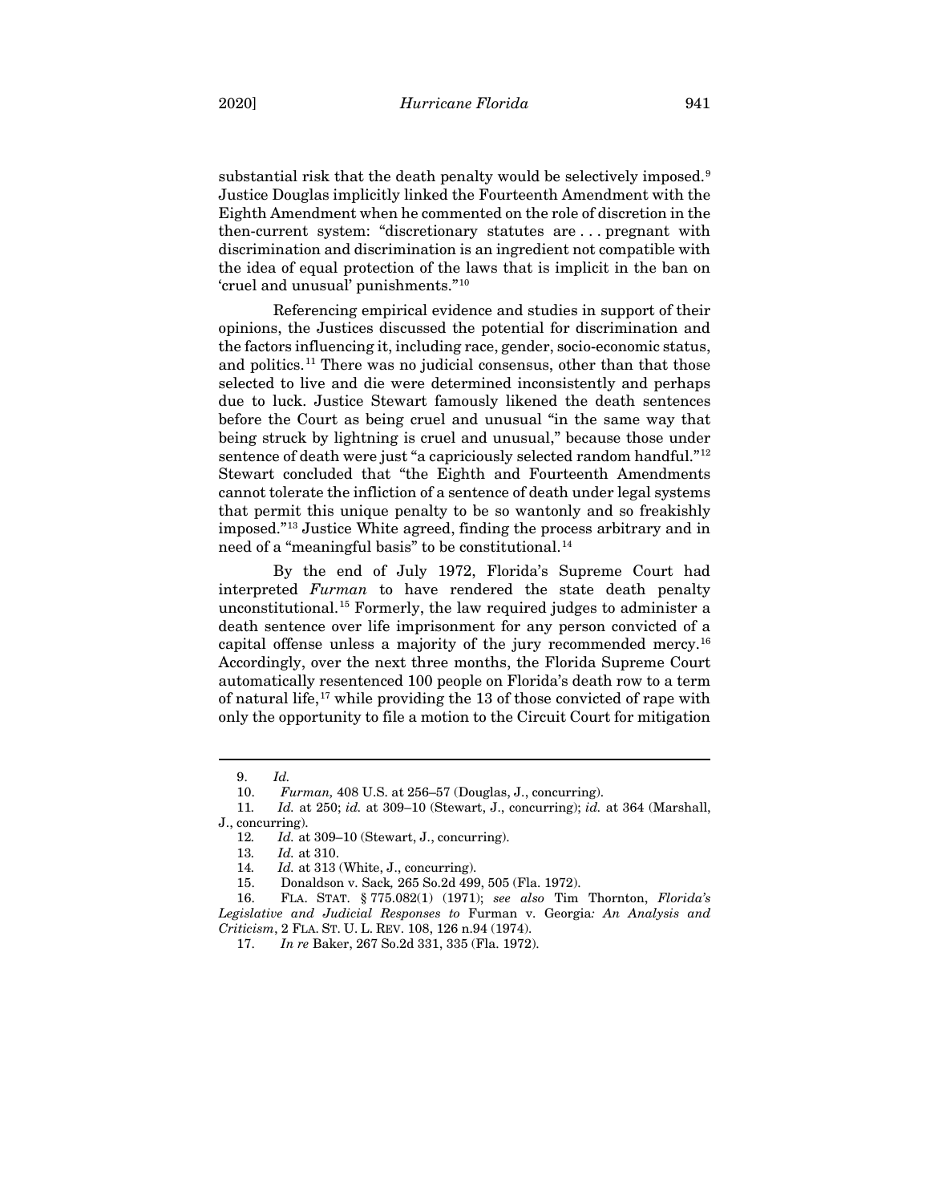substantial risk that the death penalty would be selectively imposed.[9] Justice Douglas implicitly linked the Fourteenth Amendment with the Eighth Amendment when he commented on the role of discretion in the then-current system: "discretionary statutes are . . . pregnant with discrimination and discrimination is an ingredient not compatible with the idea of equal protection of the laws that is implicit in the ban on 'cruel and unusual' punishments."[10]

Referencing empirical evidence and studies in support of their opinions, the Justices discussed the potential for discrimination and the factors influencing it, including race, gender, socio-economic status, and politics.[11] There was no judicial consensus, other than that those selected to live and die were determined inconsistently and perhaps due to luck. Justice Stewart famously likened the death sentences before the Court as being cruel and unusual "in the same way that being struck by lightning is cruel and unusual," because those under sentence of death were just "a capriciously selected random handful."[12] Stewart concluded that "the Eighth and Fourteenth Amendments cannot tolerate the infliction of a sentence of death under legal systems that permit this unique penalty to be so wantonly and so freakishly imposed."[13] Justice White agreed, finding the process arbitrary and in need of a "meaningful basis" to be constitutional.[14]

By the end of July 1972, Florida's Supreme Court had interpreted *Furman* to have rendered the state death penalty unconstitutional.[15] Formerly, the law required judges to administer a death sentence over life imprisonment for any person convicted of a capital offense unless a majority of the jury recommended mercy.[16] Accordingly, over the next three months, the Florida Supreme Court automatically resentenced 100 people on Florida's death row to a term of natural life,[17] while providing the 13 of those convicted of rape with only the opportunity to file a motion to the Circuit Court for mitigation

---

9. *Id.*

10. *Furman,* 408 U.S. at 256–57 (Douglas, J., concurring).

11. *Id.* at 250; *id.* at 309–10 (Stewart, J., concurring); *id.* at 364 (Marshall, J., concurring).

12. *Id.* at 309–10 (Stewart, J., concurring).

13. *Id.* at 310.

14. *Id.* at 313 (White, J., concurring).

15. Donaldson v. Sack*,* 265 So.2d 499, 505 (Fla. 1972).

16. FLA. STAT. § 775.082(1) (1971); *see also* Tim Thornton, *Florida's Legislative and Judicial Responses to* Furman v. Georgia*: An Analysis and Criticism*, 2 FLA. ST. U. L. REV. 108, 126 n.94 (1974).

17. *In re* Baker, 267 So.2d 331, 335 (Fla. 1972).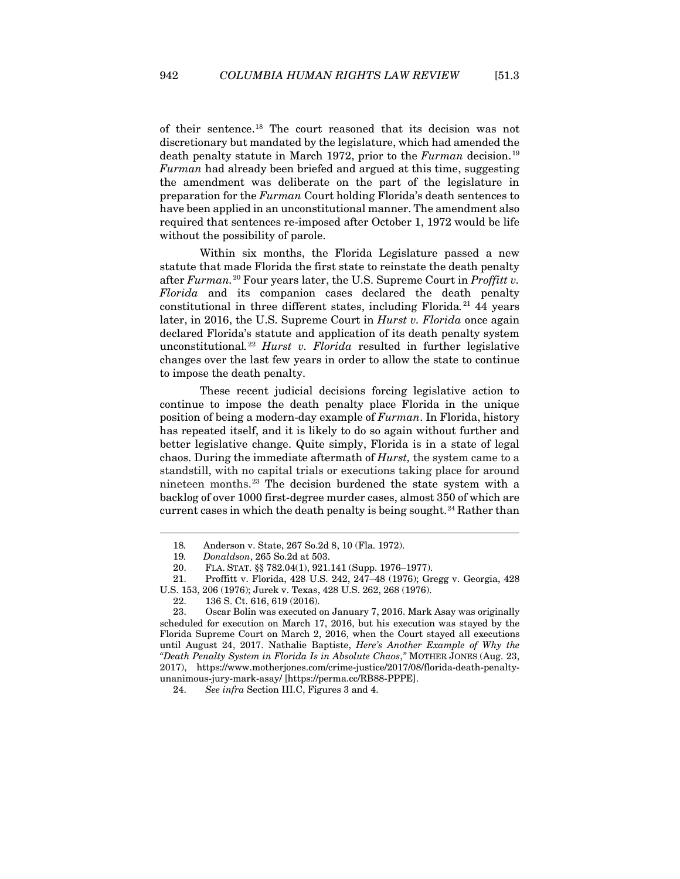of their sentence.[18] The court reasoned that its decision was not discretionary but mandated by the legislature, which had amended the death penalty statute in March 1972, prior to the *Furman* decision.[19] *Furman* had already been briefed and argued at this time, suggesting the amendment was deliberate on the part of the legislature in preparation for the *Furman* Court holding Florida's death sentences to have been applied in an unconstitutional manner. The amendment also required that sentences re-imposed after October 1, 1972 would be life without the possibility of parole.

Within six months, the Florida Legislature passed a new statute that made Florida the first state to reinstate the death penalty after *Furman*.[20] Four years later, the U.S. Supreme Court in *Proffitt v. Florida* and its companion cases declared the death penalty constitutional in three different states, including Florida.[21] 44 years later, in 2016, the U.S. Supreme Court in *Hurst v. Florida* once again declared Florida's statute and application of its death penalty system unconstitutional.[22] *Hurst v. Florida* resulted in further legislative changes over the last few years in order to allow the state to continue to impose the death penalty.

These recent judicial decisions forcing legislative action to continue to impose the death penalty place Florida in the unique position of being a modern-day example of *Furman*. In Florida, history has repeated itself, and it is likely to do so again without further and better legislative change. Quite simply, Florida is in a state of legal chaos. During the immediate aftermath of *Hurst,* the system came to a standstill, with no capital trials or executions taking place for around nineteen months.[23] The decision burdened the state system with a backlog of over 1000 first-degree murder cases, almost 350 of which are current cases in which the death penalty is being sought.[24] Rather than

---

18. Anderson v. State, 267 So.2d 8, 10 (Fla. 1972).

19. *Donaldson*, 265 So.2d at 503.

20. FLA. STAT. §§ 782.04(1), 921.141 (Supp. 1976–1977).

21. Proffitt v. Florida, 428 U.S. 242, 247–48 (1976); Gregg v. Georgia, 428 U.S. 153, 206 (1976); Jurek v. Texas, 428 U.S. 262, 268 (1976).

22. 136 S. Ct. 616, 619 (2016).

23. Oscar Bolin was executed on January 7, 2016. Mark Asay was originally scheduled for execution on March 17, 2016, but his execution was stayed by the Florida Supreme Court on March 2, 2016, when the Court stayed all executions until August 24, 2017. Nathalie Baptiste, *Here's Another Example of Why the "Death Penalty System in Florida Is in Absolute Chaos*,*"* MOTHER JONES (Aug. 23, 2017), https://www.motherjones.com/crime-justice/2017/08/florida-death-penalty-unanimous-jury-mark-asay/ [https://perma.cc/RB88-PPPE].

24. *See infra* Section III.C, Figures 3 and 4.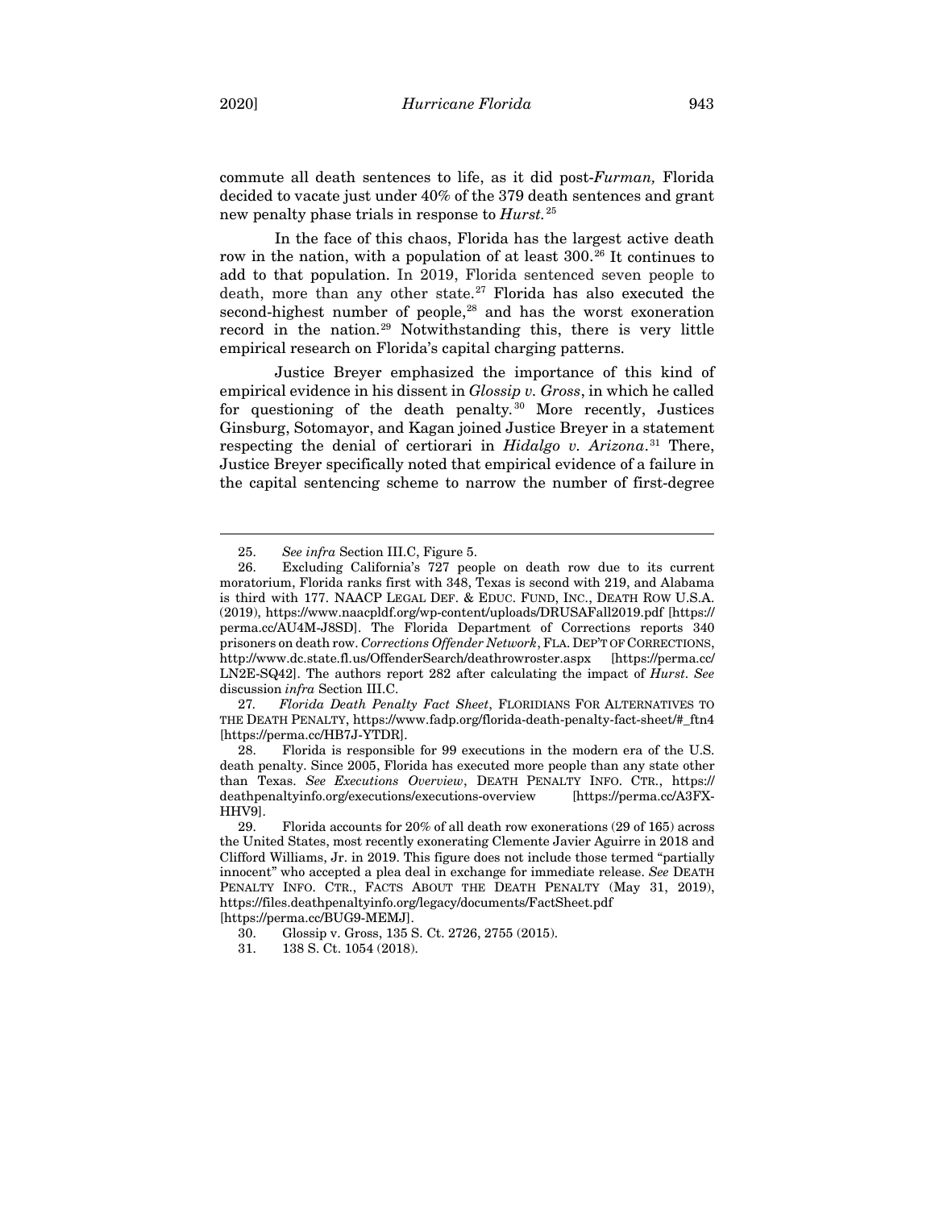commute all death sentences to life, as it did post-*Furman,* Florida decided to vacate just under 40% of the 379 death sentences and grant new penalty phase trials in response to *Hurst.*[25]

In the face of this chaos, Florida has the largest active death row in the nation, with a population of at least 300.[26] It continues to add to that population. In 2019, Florida sentenced seven people to death, more than any other state.[27] Florida has also executed the second-highest number of people,[28] and has the worst exoneration record in the nation.[29] Notwithstanding this, there is very little empirical research on Florida's capital charging patterns.

Justice Breyer emphasized the importance of this kind of empirical evidence in his dissent in *Glossip v. Gross*, in which he called for questioning of the death penalty.[30] More recently, Justices Ginsburg, Sotomayor, and Kagan joined Justice Breyer in a statement respecting the denial of certiorari in *Hidalgo v. Arizona*.[31] There, Justice Breyer specifically noted that empirical evidence of a failure in the capital sentencing scheme to narrow the number of first-degree

---

25. *See infra* Section III.C, Figure 5.

26. Excluding California's 727 people on death row due to its current moratorium, Florida ranks first with 348, Texas is second with 219, and Alabama is third with 177. NAACP LEGAL DEF. & EDUC. FUND, INC., DEATH ROW U.S.A. (2019), https://www.naacpldf.org/wp-content/uploads/DRUSAFall2019.pdf [https://perma.cc/AU4M-J8SD]. The Florida Department of Corrections reports 340 prisoners on death row. *Corrections Offender Network*, FLA. DEP'T OF CORRECTIONS, http://www.dc.state.fl.us/OffenderSearch/deathrowroster.aspx [https://perma.cc/LN2E-SQ42]. The authors report 282 after calculating the impact of *Hurst*. *See* discussion *infra* Section III.C.

27. *Florida Death Penalty Fact Sheet*, FLORIDIANS FOR ALTERNATIVES TO THE DEATH PENALTY, https://www.fadp.org/florida-death-penalty-fact-sheet/#_ftn4 [https://perma.cc/HB7J-YTDR].

28. Florida is responsible for 99 executions in the modern era of the U.S. death penalty. Since 2005, Florida has executed more people than any state other than Texas. *See Executions Overview*, DEATH PENALTY INFO. CTR., https://deathpenaltyinfo.org/executions/executions-overview [https://perma.cc/A3FX-HHV9].

29. Florida accounts for 20% of all death row exonerations (29 of 165) across the United States, most recently exonerating Clemente Javier Aguirre in 2018 and Clifford Williams, Jr. in 2019. This figure does not include those termed "partially innocent" who accepted a plea deal in exchange for immediate release. *See* DEATH PENALTY INFO. CTR., FACTS ABOUT THE DEATH PENALTY (May 31, 2019), https://files.deathpenaltyinfo.org/legacy/documents/FactSheet.pdf [https://perma.cc/BUG9-MEMJ].

30. Glossip v. Gross, 135 S. Ct. 2726, 2755 (2015).

31. 138 S. Ct. 1054 (2018).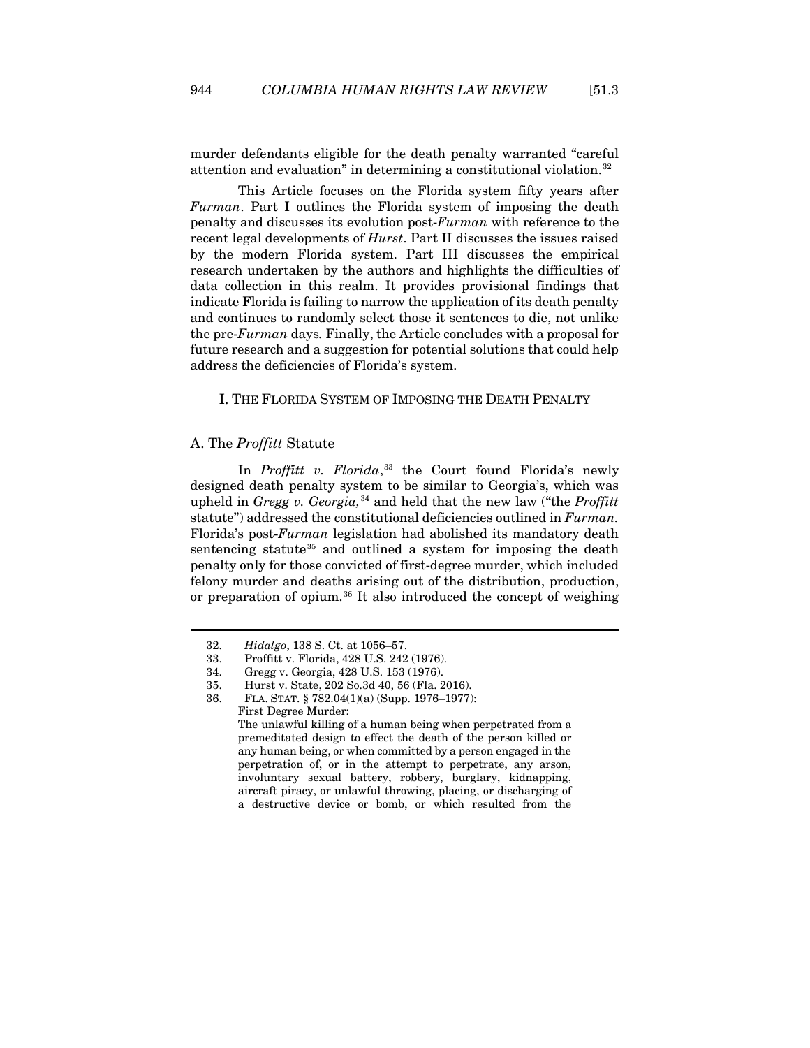murder defendants eligible for the death penalty warranted "careful attention and evaluation" in determining a constitutional violation.[32]

This Article focuses on the Florida system fifty years after *Furman*. Part I outlines the Florida system of imposing the death penalty and discusses its evolution post-*Furman* with reference to the recent legal developments of *Hurst*. Part II discusses the issues raised by the modern Florida system. Part III discusses the empirical research undertaken by the authors and highlights the difficulties of data collection in this realm. It provides provisional findings that indicate Florida is failing to narrow the application of its death penalty and continues to randomly select those it sentences to die, not unlike the pre-*Furman* days. Finally, the Article concludes with a proposal for future research and a suggestion for potential solutions that could help address the deficiencies of Florida's system.

## I. THE FLORIDA SYSTEM OF IMPOSING THE DEATH PENALTY

### A. The *Proffitt* Statute

In *Proffitt v. Florida*,[33] the Court found Florida's newly designed death penalty system to be similar to Georgia's, which was upheld in *Gregg v. Georgia,*[34] and held that the new law ("the *Proffitt* statute") addressed the constitutional deficiencies outlined in *Furman.* Florida's post-*Furman* legislation had abolished its mandatory death sentencing statute[35] and outlined a system for imposing the death penalty only for those convicted of first-degree murder, which included felony murder and deaths arising out of the distribution, production, or preparation of opium.[36] It also introduced the concept of weighing

---

32. *Hidalgo*, 138 S. Ct. at 1056–57.

33. Proffitt v. Florida, 428 U.S. 242 (1976).

34. Gregg v. Georgia, 428 U.S. 153 (1976).

35. Hurst v. State, 202 So.3d 40, 56 (Fla. 2016).

36. FLA. STAT. § 782.04(1)(a) (Supp. 1976–1977):
First Degree Murder:
The unlawful killing of a human being when perpetrated from a premeditated design to effect the death of the person killed or any human being, or when committed by a person engaged in the perpetration of, or in the attempt to perpetrate, any arson, involuntary sexual battery, robbery, burglary, kidnapping, aircraft piracy, or unlawful throwing, placing, or discharging of a destructive device or bomb, or which resulted from the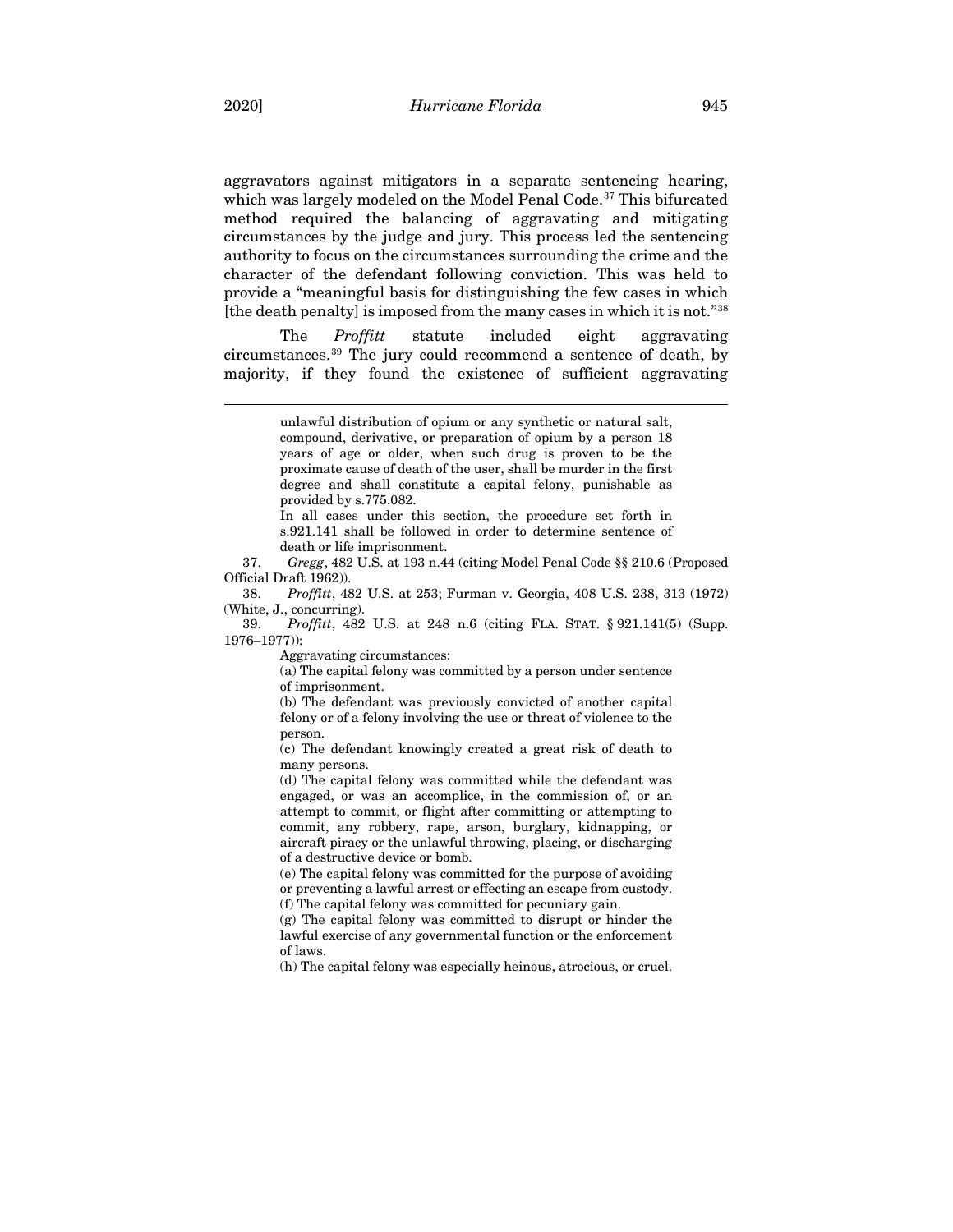aggravators against mitigators in a separate sentencing hearing, which was largely modeled on the Model Penal Code.[37] This bifurcated method required the balancing of aggravating and mitigating circumstances by the judge and jury. This process led the sentencing authority to focus on the circumstances surrounding the crime and the character of the defendant following conviction. This was held to provide a "meaningful basis for distinguishing the few cases in which [the death penalty] is imposed from the many cases in which it is not."[38]

The *Proffitt* statute included eight aggravating circumstances.[39] The jury could recommend a sentence of death, by majority, if they found the existence of sufficient aggravating

---

> unlawful distribution of opium or any synthetic or natural salt, compound, derivative, or preparation of opium by a person 18 years of age or older, when such drug is proven to be the proximate cause of death of the user, shall be murder in the first degree and shall constitute a capital felony, punishable as provided by s.775.082.
>
> In all cases under this section, the procedure set forth in s.921.141 shall be followed in order to determine sentence of death or life imprisonment.

37. *Gregg*, 482 U.S. at 193 n.44 (citing Model Penal Code §§ 210.6 (Proposed Official Draft 1962)).

38. *Proffitt*, 482 U.S. at 253; Furman v. Georgia, 408 U.S. 238, 313 (1972) (White, J., concurring).

39. *Proffitt*, 482 U.S. at 248 n.6 (citing FLA. STAT. § 921.141(5) (Supp. 1976–1977)):

> Aggravating circumstances:
>
> (a) The capital felony was committed by a person under sentence of imprisonment.
>
> (b) The defendant was previously convicted of another capital felony or of a felony involving the use or threat of violence to the person.
>
> (c) The defendant knowingly created a great risk of death to many persons.
>
> (d) The capital felony was committed while the defendant was engaged, or was an accomplice, in the commission of, or an attempt to commit, or flight after committing or attempting to commit, any robbery, rape, arson, burglary, kidnapping, or aircraft piracy or the unlawful throwing, placing, or discharging of a destructive device or bomb.
>
> (e) The capital felony was committed for the purpose of avoiding or preventing a lawful arrest or effecting an escape from custody.
>
> (f) The capital felony was committed for pecuniary gain.
>
> (g) The capital felony was committed to disrupt or hinder the lawful exercise of any governmental function or the enforcement of laws.
>
> (h) The capital felony was especially heinous, atrocious, or cruel.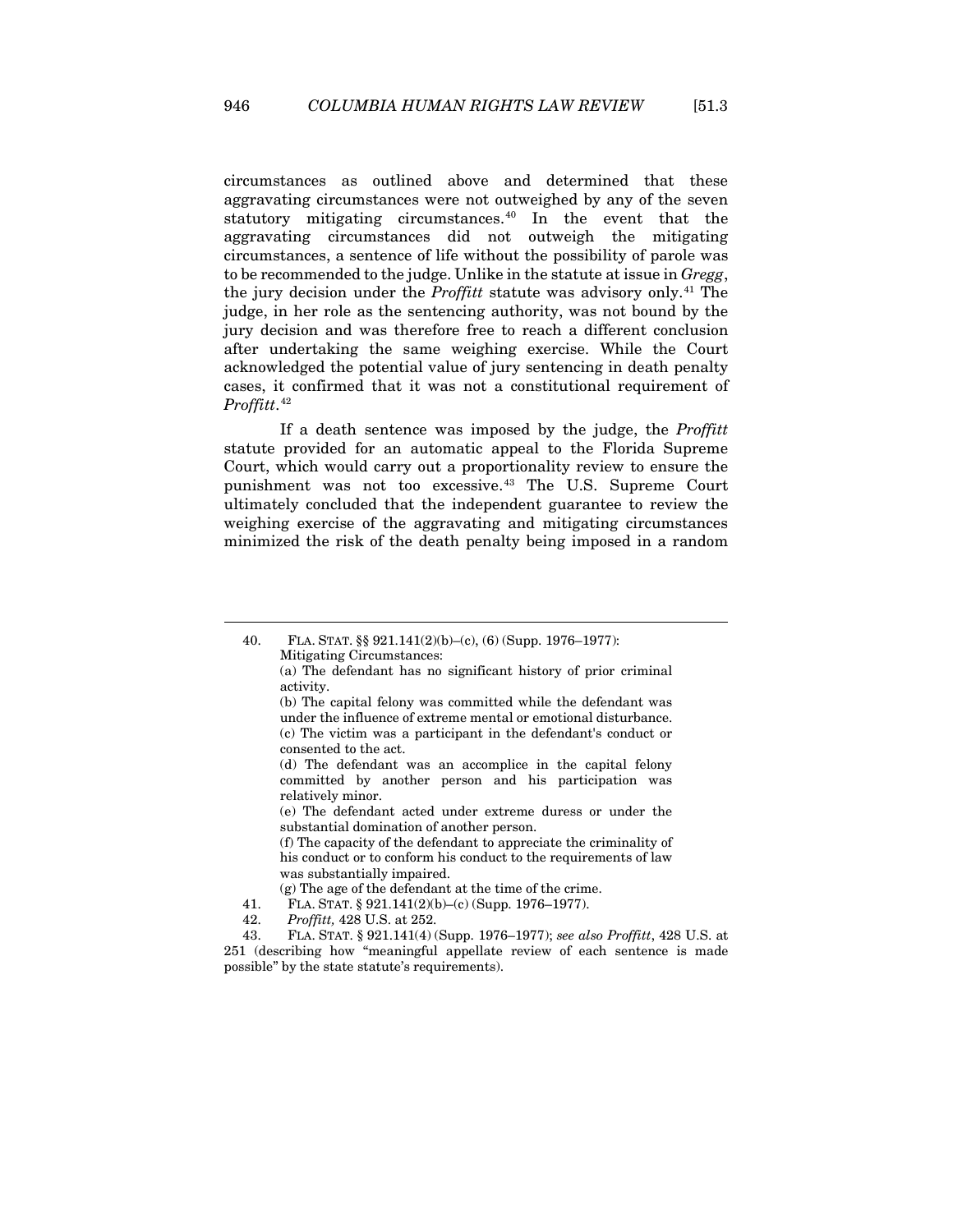circumstances as outlined above and determined that these aggravating circumstances were not outweighed by any of the seven statutory mitigating circumstances.[40] In the event that the aggravating circumstances did not outweigh the mitigating circumstances, a sentence of life without the possibility of parole was to be recommended to the judge. Unlike in the statute at issue in *Gregg*, the jury decision under the *Proffitt* statute was advisory only.[41] The judge, in her role as the sentencing authority, was not bound by the jury decision and was therefore free to reach a different conclusion after undertaking the same weighing exercise. While the Court acknowledged the potential value of jury sentencing in death penalty cases, it confirmed that it was not a constitutional requirement of *Proffitt*.[42]

If a death sentence was imposed by the judge, the *Proffitt* statute provided for an automatic appeal to the Florida Supreme Court, which would carry out a proportionality review to ensure the punishment was not too excessive.[43] The U.S. Supreme Court ultimately concluded that the independent guarantee to review the weighing exercise of the aggravating and mitigating circumstances minimized the risk of the death penalty being imposed in a random

---

40. FLA. STAT. §§ 921.141(2)(b)–(c), (6) (Supp. 1976–1977):
> Mitigating Circumstances:
> (a) The defendant has no significant history of prior criminal activity.
> (b) The capital felony was committed while the defendant was under the influence of extreme mental or emotional disturbance.
> (c) The victim was a participant in the defendant's conduct or consented to the act.
> (d) The defendant was an accomplice in the capital felony committed by another person and his participation was relatively minor.
> (e) The defendant acted under extreme duress or under the substantial domination of another person.
> (f) The capacity of the defendant to appreciate the criminality of his conduct or to conform his conduct to the requirements of law was substantially impaired.
> (g) The age of the defendant at the time of the crime.

41. FLA. STAT. § 921.141(2)(b)–(c) (Supp. 1976–1977).

42. *Proffitt,* 428 U.S. at 252.

43. FLA. STAT. § 921.141(4) (Supp. 1976–1977); *see also Proffitt*, 428 U.S. at 251 (describing how "meaningful appellate review of each sentence is made possible" by the state statute's requirements).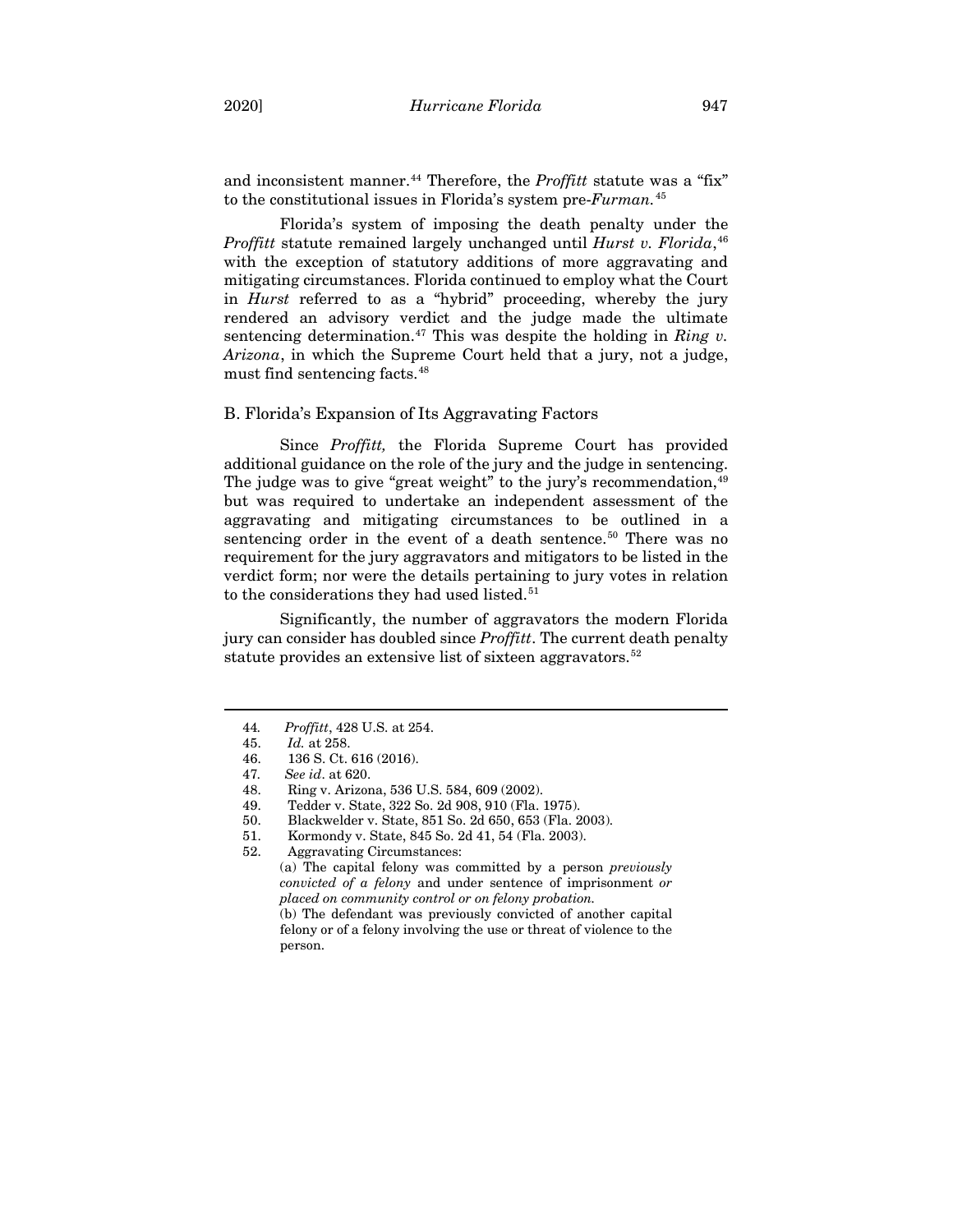and inconsistent manner.[44] Therefore, the *Proffitt* statute was a "fix" to the constitutional issues in Florida's system pre-*Furman*.[45]

Florida's system of imposing the death penalty under the *Proffitt* statute remained largely unchanged until *Hurst v. Florida*,[46] with the exception of statutory additions of more aggravating and mitigating circumstances. Florida continued to employ what the Court in *Hurst* referred to as a "hybrid" proceeding, whereby the jury rendered an advisory verdict and the judge made the ultimate sentencing determination.[47] This was despite the holding in *Ring v. Arizona*, in which the Supreme Court held that a jury, not a judge, must find sentencing facts.[48]

### B. Florida's Expansion of Its Aggravating Factors

Since *Proffitt,* the Florida Supreme Court has provided additional guidance on the role of the jury and the judge in sentencing. The judge was to give "great weight" to the jury's recommendation,[49] but was required to undertake an independent assessment of the aggravating and mitigating circumstances to be outlined in a sentencing order in the event of a death sentence.[50] There was no requirement for the jury aggravators and mitigators to be listed in the verdict form; nor were the details pertaining to jury votes in relation to the considerations they had used listed.[51]

Significantly, the number of aggravators the modern Florida jury can consider has doubled since *Proffitt*. The current death penalty statute provides an extensive list of sixteen aggravators.[52]

---

44. *Proffitt*, 428 U.S. at 254.
45. *Id.* at 258.
46. 136 S. Ct. 616 (2016).
47. *See id*. at 620.
48. Ring v. Arizona, 536 U.S. 584, 609 (2002).
49. Tedder v. State, 322 So. 2d 908, 910 (Fla. 1975).
50. Blackwelder v. State, 851 So. 2d 650, 653 (Fla. 2003).
51. Kormondy v. State, 845 So. 2d 41, 54 (Fla. 2003).
52. Aggravating Circumstances:

    (a) The capital felony was committed by a person *previously convicted of a felony* and under sentence of imprisonment *or placed on community control or on felony probation.*

    (b) The defendant was previously convicted of another capital felony or of a felony involving the use or threat of violence to the person.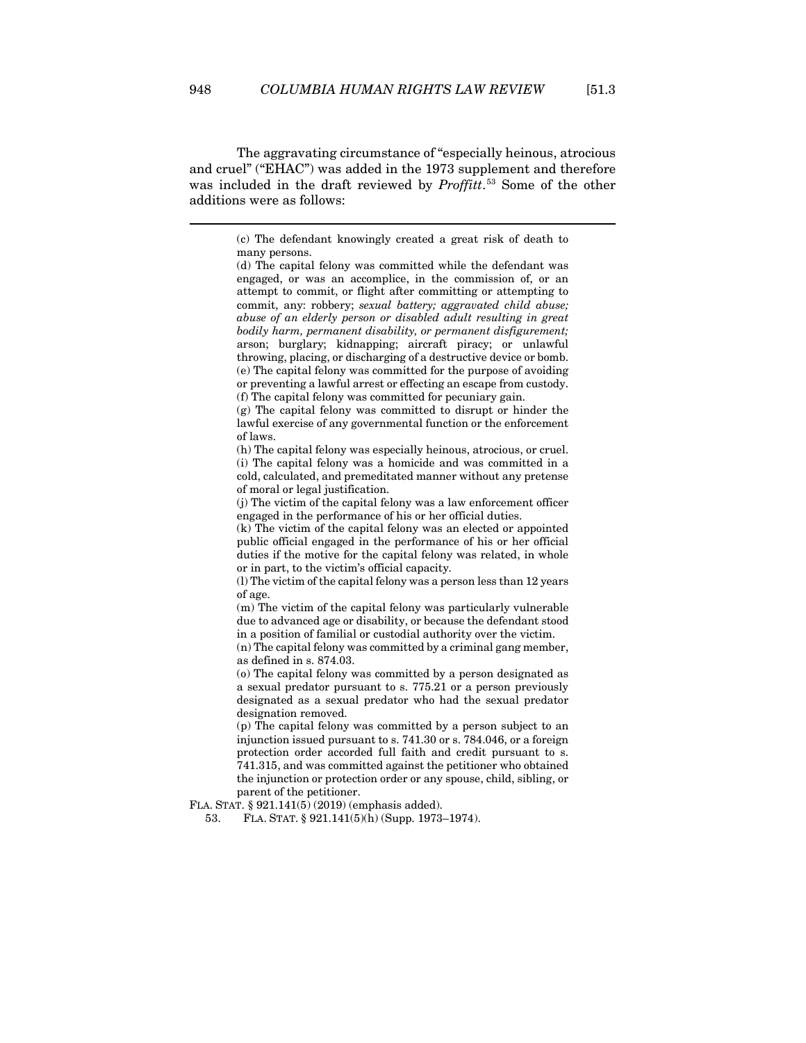The aggravating circumstance of "especially heinous, atrocious and cruel" ("EHAC") was added in the 1973 supplement and therefore was included in the draft reviewed by *Proffitt*.[53] Some of the other additions were as follows:

---

> (c) The defendant knowingly created a great risk of death to many persons.
> (d) The capital felony was committed while the defendant was engaged, or was an accomplice, in the commission of, or an attempt to commit, or flight after committing or attempting to commit, any: robbery; *sexual battery; aggravated child abuse; abuse of an elderly person or disabled adult resulting in great bodily harm, permanent disability, or permanent disfigurement;* arson; burglary; kidnapping; aircraft piracy; or unlawful throwing, placing, or discharging of a destructive device or bomb.
> (e) The capital felony was committed for the purpose of avoiding or preventing a lawful arrest or effecting an escape from custody.
> (f) The capital felony was committed for pecuniary gain.
> (g) The capital felony was committed to disrupt or hinder the lawful exercise of any governmental function or the enforcement of laws.
> (h) The capital felony was especially heinous, atrocious, or cruel.
> (i) The capital felony was a homicide and was committed in a cold, calculated, and premeditated manner without any pretense of moral or legal justification.
> (j) The victim of the capital felony was a law enforcement officer engaged in the performance of his or her official duties.
> (k) The victim of the capital felony was an elected or appointed public official engaged in the performance of his or her official duties if the motive for the capital felony was related, in whole or in part, to the victim's official capacity.
> (l) The victim of the capital felony was a person less than 12 years of age.
> (m) The victim of the capital felony was particularly vulnerable due to advanced age or disability, or because the defendant stood in a position of familial or custodial authority over the victim.
> (n) The capital felony was committed by a criminal gang member, as defined in s. 874.03.
> (o) The capital felony was committed by a person designated as a sexual predator pursuant to s. 775.21 or a person previously designated as a sexual predator who had the sexual predator designation removed.
> (p) The capital felony was committed by a person subject to an injunction issued pursuant to s. 741.30 or s. 784.046, or a foreign protection order accorded full faith and credit pursuant to s. 741.315, and was committed against the petitioner who obtained the injunction or protection order or any spouse, child, sibling, or parent of the petitioner.

FLA. STAT. § 921.141(5) (2019) (emphasis added).

53. FLA. STAT. § 921.141(5)(h) (Supp. 1973–1974).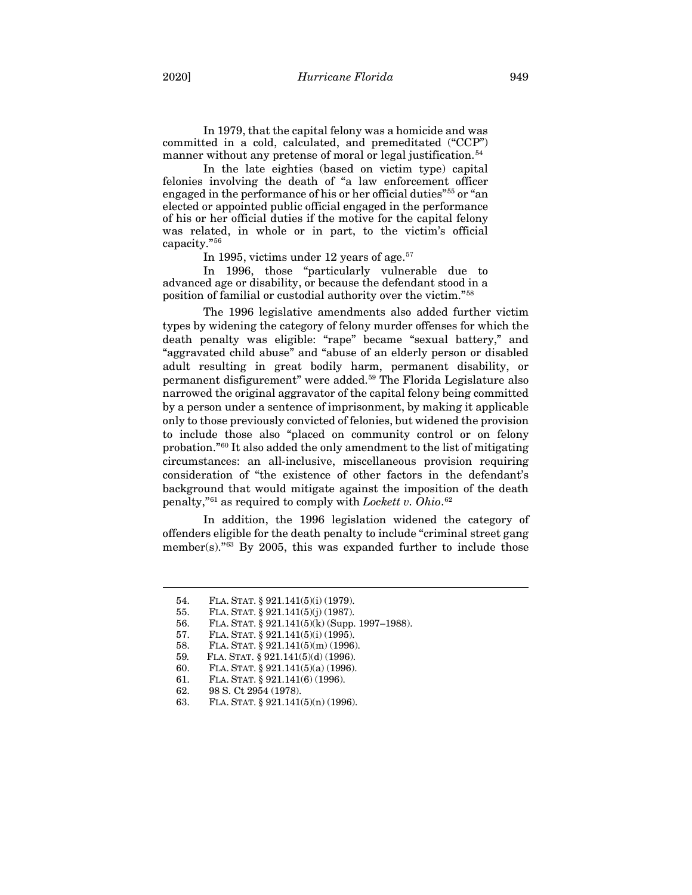In 1979, that the capital felony was a homicide and was committed in a cold, calculated, and premeditated ("CCP") manner without any pretense of moral or legal justification.[54]

In the late eighties (based on victim type) capital felonies involving the death of "a law enforcement officer engaged in the performance of his or her official duties"[55] or "an elected or appointed public official engaged in the performance of his or her official duties if the motive for the capital felony was related, in whole or in part, to the victim's official capacity."[56]

In 1995, victims under 12 years of age.[57]

In 1996, those "particularly vulnerable due to advanced age or disability, or because the defendant stood in a position of familial or custodial authority over the victim."[58]

The 1996 legislative amendments also added further victim types by widening the category of felony murder offenses for which the death penalty was eligible: "rape" became "sexual battery," and "aggravated child abuse" and "abuse of an elderly person or disabled adult resulting in great bodily harm, permanent disability, or permanent disfigurement" were added.[59] The Florida Legislature also narrowed the original aggravator of the capital felony being committed by a person under a sentence of imprisonment, by making it applicable only to those previously convicted of felonies, but widened the provision to include those also "placed on community control or on felony probation."[60] It also added the only amendment to the list of mitigating circumstances: an all-inclusive, miscellaneous provision requiring consideration of "the existence of other factors in the defendant's background that would mitigate against the imposition of the death penalty,"[61] as required to comply with *Lockett v. Ohio*.[62]

In addition, the 1996 legislation widened the category of offenders eligible for the death penalty to include "criminal street gang member(s)."[63] By 2005, this was expanded further to include those

---

54. FLA. STAT. § 921.141(5)(i) (1979).
55. FLA. STAT. § 921.141(5)(j) (1987).
56. FLA. STAT. § 921.141(5)(k) (Supp. 1997–1988).
57. FLA. STAT. § 921.141(5)(i) (1995).
58. FLA. STAT. § 921.141(5)(m) (1996).
59. FLA. STAT. § 921.141(5)(d) (1996).
60. FLA. STAT. § 921.141(5)(a) (1996).
61. FLA. STAT. § 921.141(6) (1996).
62. 98 S. Ct 2954 (1978).
63. FLA. STAT. § 921.141(5)(n) (1996).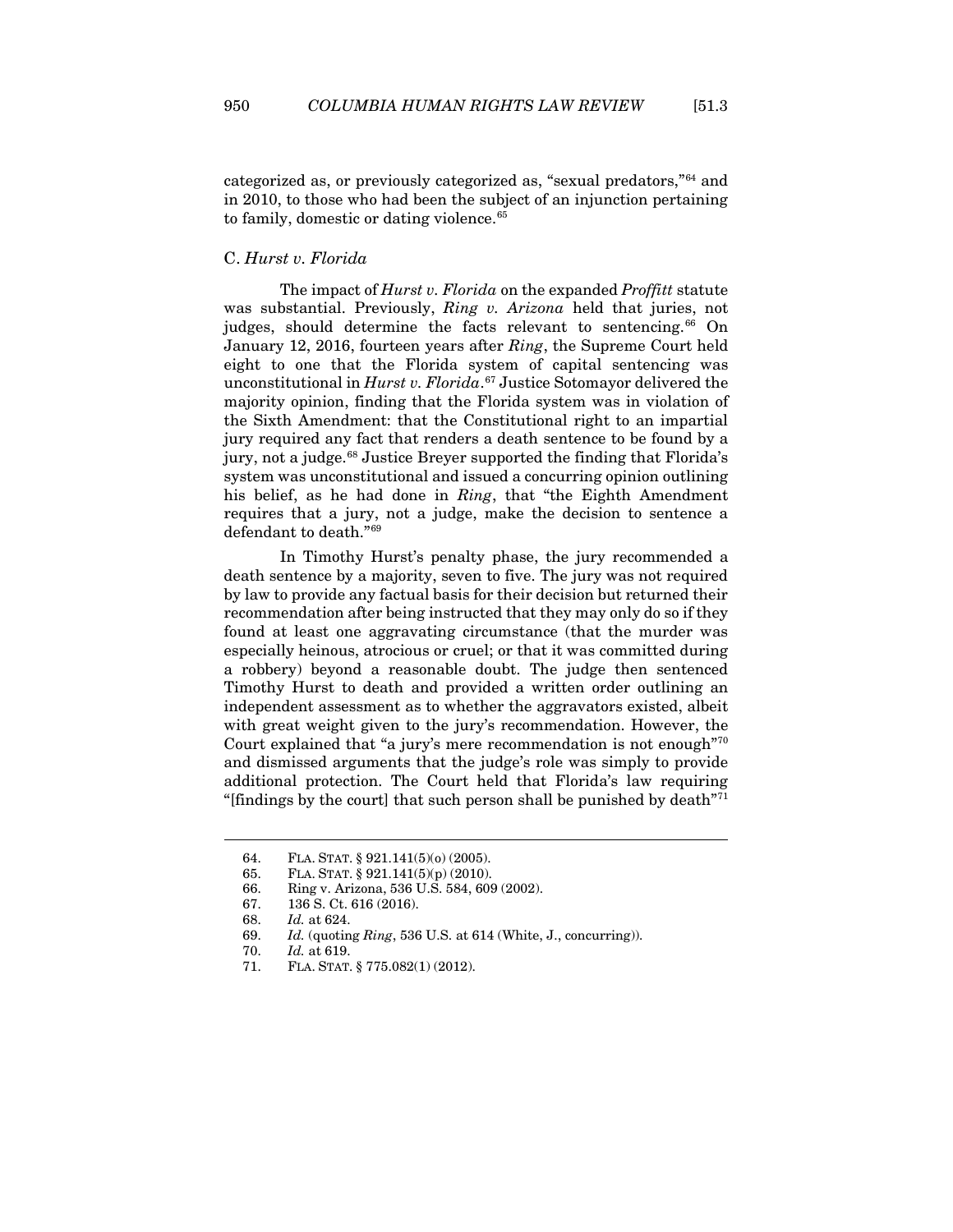categorized as, or previously categorized as, "sexual predators,"[64] and in 2010, to those who had been the subject of an injunction pertaining to family, domestic or dating violence.[65]

### C. *Hurst v. Florida*

The impact of *Hurst v. Florida* on the expanded *Proffitt* statute was substantial. Previously, *Ring v. Arizona* held that juries, not judges, should determine the facts relevant to sentencing.[66] On January 12, 2016, fourteen years after *Ring*, the Supreme Court held eight to one that the Florida system of capital sentencing was unconstitutional in *Hurst v. Florida*.[67] Justice Sotomayor delivered the majority opinion, finding that the Florida system was in violation of the Sixth Amendment: that the Constitutional right to an impartial jury required any fact that renders a death sentence to be found by a jury, not a judge.[68] Justice Breyer supported the finding that Florida's system was unconstitutional and issued a concurring opinion outlining his belief, as he had done in *Ring*, that "the Eighth Amendment requires that a jury, not a judge, make the decision to sentence a defendant to death."[69]

In Timothy Hurst's penalty phase, the jury recommended a death sentence by a majority, seven to five. The jury was not required by law to provide any factual basis for their decision but returned their recommendation after being instructed that they may only do so if they found at least one aggravating circumstance (that the murder was especially heinous, atrocious or cruel; or that it was committed during a robbery) beyond a reasonable doubt. The judge then sentenced Timothy Hurst to death and provided a written order outlining an independent assessment as to whether the aggravators existed, albeit with great weight given to the jury's recommendation. However, the Court explained that "a jury's mere recommendation is not enough"[70] and dismissed arguments that the judge's role was simply to provide additional protection. The Court held that Florida's law requiring "[findings by the court] that such person shall be punished by death"[71]

---

64. FLA. STAT. § 921.141(5)(o) (2005).
65. FLA. STAT. § 921.141(5)(p) (2010).
66. Ring v. Arizona, 536 U.S. 584, 609 (2002).
67. 136 S. Ct. 616 (2016).
68. *Id.* at 624.
69. *Id.* (quoting *Ring*, 536 U.S. at 614 (White, J., concurring)).
70. *Id.* at 619.
71. FLA. STAT. § 775.082(1) (2012).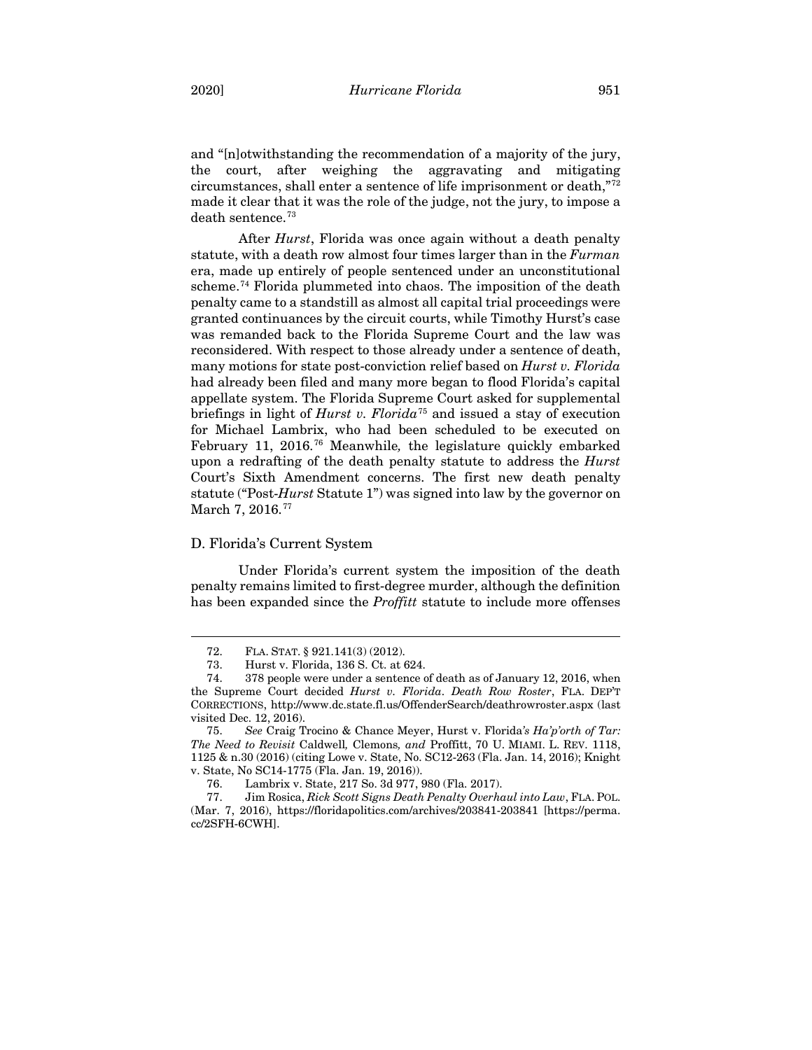and "[n]otwithstanding the recommendation of a majority of the jury, the court, after weighing the aggravating and mitigating circumstances, shall enter a sentence of life imprisonment or death,"[72] made it clear that it was the role of the judge, not the jury, to impose a death sentence.[73]

After *Hurst*, Florida was once again without a death penalty statute, with a death row almost four times larger than in the *Furman* era, made up entirely of people sentenced under an unconstitutional scheme.[74] Florida plummeted into chaos. The imposition of the death penalty came to a standstill as almost all capital trial proceedings were granted continuances by the circuit courts, while Timothy Hurst's case was remanded back to the Florida Supreme Court and the law was reconsidered. With respect to those already under a sentence of death, many motions for state post-conviction relief based on *Hurst v. Florida* had already been filed and many more began to flood Florida's capital appellate system. The Florida Supreme Court asked for supplemental briefings in light of *Hurst v. Florida*[75] and issued a stay of execution for Michael Lambrix, who had been scheduled to be executed on February 11, 2016.[76] Meanwhile, the legislature quickly embarked upon a redrafting of the death penalty statute to address the *Hurst* Court's Sixth Amendment concerns. The first new death penalty statute ("Post-*Hurst* Statute 1") was signed into law by the governor on March 7, 2016.[77]

### D. Florida's Current System

Under Florida's current system the imposition of the death penalty remains limited to first-degree murder, although the definition has been expanded since the *Proffitt* statute to include more offenses

---

72. FLA. STAT. § 921.141(3) (2012).

73. Hurst v. Florida, 136 S. Ct. at 624.

74. 378 people were under a sentence of death as of January 12, 2016, when the Supreme Court decided *Hurst v. Florida*. *Death Row Roster*, FLA. DEP'T CORRECTIONS, http://www.dc.state.fl.us/OffenderSearch/deathrowroster.aspx (last visited Dec. 12, 2016).

75. *See* Craig Trocino & Chance Meyer, Hurst v. Florida*'s Ha'p'orth of Tar: The Need to Revisit* Caldwell*,* Clemons*, and* Proffitt, 70 U. MIAMI. L. REV. 1118, 1125 & n.30 (2016) (citing Lowe v. State, No. SC12-263 (Fla. Jan. 14, 2016); Knight v. State, No SC14-1775 (Fla. Jan. 19, 2016)).

76. Lambrix v. State, 217 So. 3d 977, 980 (Fla. 2017).

77. Jim Rosica, *Rick Scott Signs Death Penalty Overhaul into Law*, FLA. POL. (Mar. 7, 2016), https://floridapolitics.com/archives/203841-203841 [https://perma.cc/2SFH-6CWH].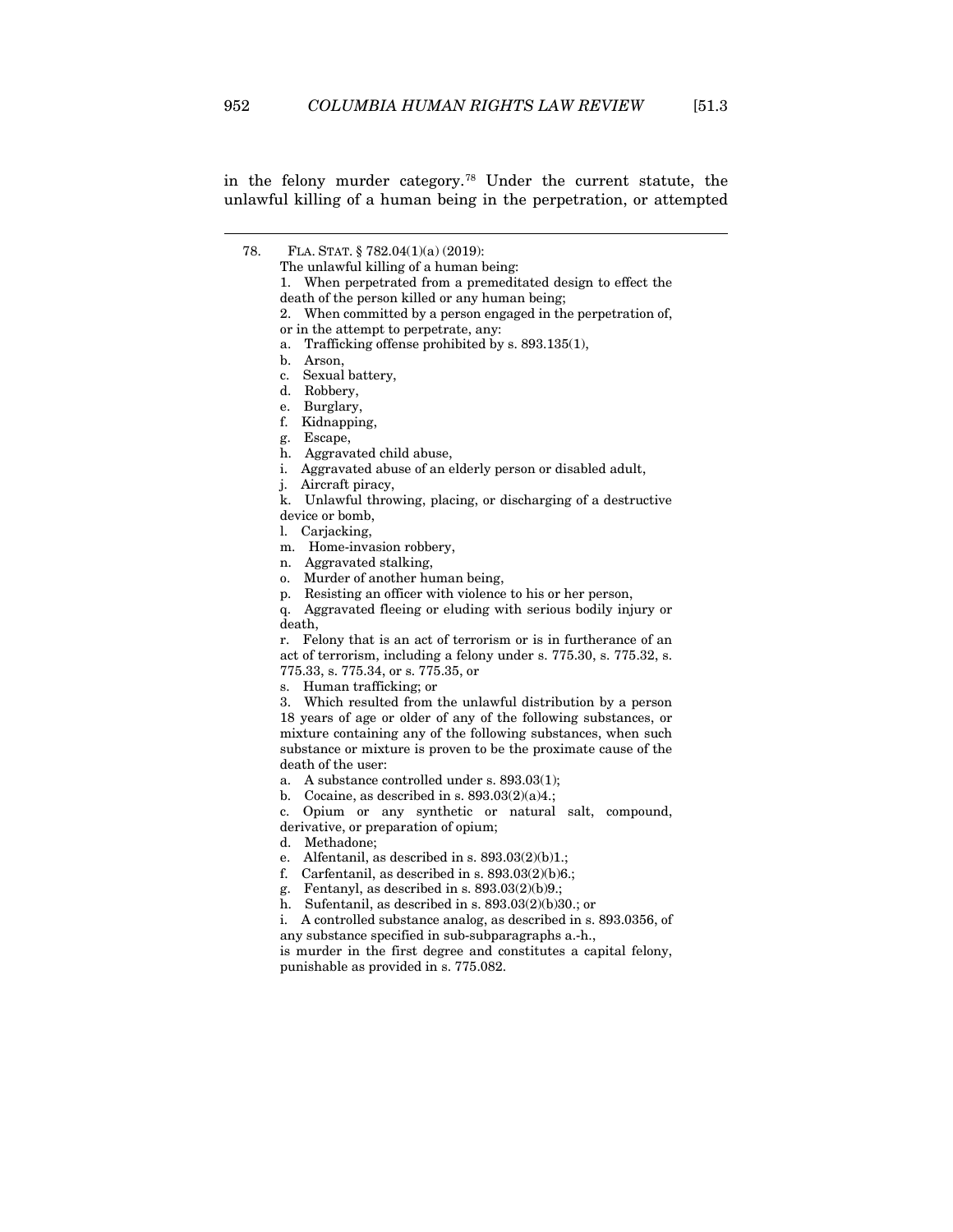in the felony murder category.[78] Under the current statute, the unlawful killing of a human being in the perpetration, or attempted

---

78. FLA. STAT. § 782.04(1)(a) (2019):

The unlawful killing of a human being:

1. When perpetrated from a premeditated design to effect the death of the person killed or any human being;

2. When committed by a person engaged in the perpetration of, or in the attempt to perpetrate, any:

a. Trafficking offense prohibited by s. 893.135(1),

b. Arson,

c. Sexual battery,

d. Robbery,

e. Burglary,

f. Kidnapping,

g. Escape,

h. Aggravated child abuse,

i. Aggravated abuse of an elderly person or disabled adult,

j. Aircraft piracy,

k. Unlawful throwing, placing, or discharging of a destructive device or bomb,

l. Carjacking,

m. Home-invasion robbery,

n. Aggravated stalking,

o. Murder of another human being,

p. Resisting an officer with violence to his or her person,

q. Aggravated fleeing or eluding with serious bodily injury or death,

r. Felony that is an act of terrorism or is in furtherance of an act of terrorism, including a felony under s. 775.30, s. 775.32, s. 775.33, s. 775.34, or s. 775.35, or

s. Human trafficking; or

3. Which resulted from the unlawful distribution by a person 18 years of age or older of any of the following substances, or mixture containing any of the following substances, when such substance or mixture is proven to be the proximate cause of the death of the user:

a. A substance controlled under s. 893.03(1);

b. Cocaine, as described in s. 893.03(2)(a)4.;

c. Opium or any synthetic or natural salt, compound, derivative, or preparation of opium;

d. Methadone;

e. Alfentanil, as described in s. 893.03(2)(b)1.;

f. Carfentanil, as described in s. 893.03(2)(b)6.;

g. Fentanyl, as described in s. 893.03(2)(b)9.;

h. Sufentanil, as described in s. 893.03(2)(b)30.; or

i. A controlled substance analog, as described in s. 893.0356, of any substance specified in sub-subparagraphs a.-h.,

is murder in the first degree and constitutes a capital felony, punishable as provided in s. 775.082.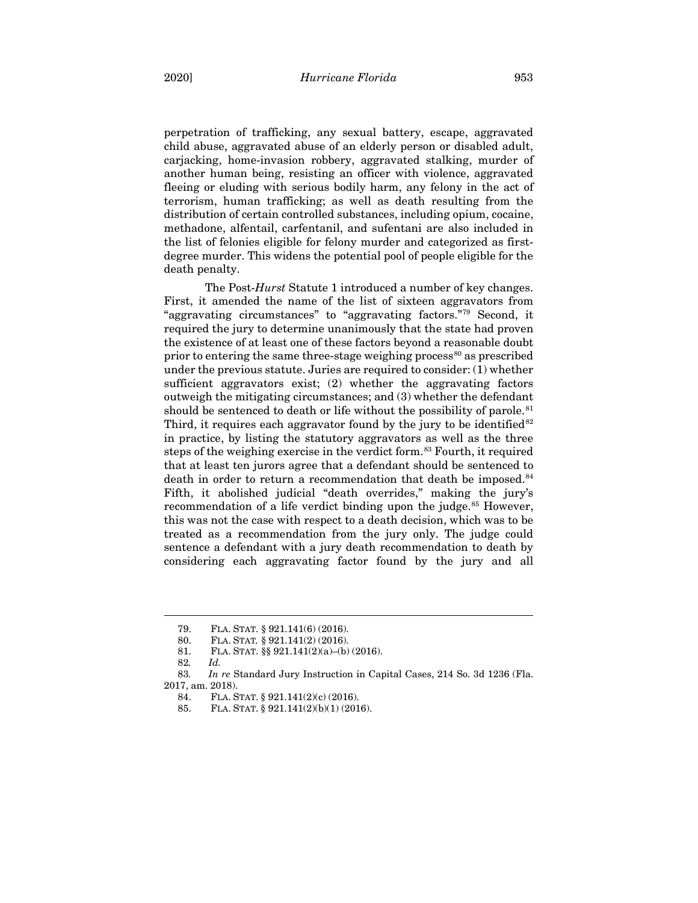perpetration of trafficking, any sexual battery, escape, aggravated child abuse, aggravated abuse of an elderly person or disabled adult, carjacking, home-invasion robbery, aggravated stalking, murder of another human being, resisting an officer with violence, aggravated fleeing or eluding with serious bodily harm, any felony in the act of terrorism, human trafficking; as well as death resulting from the distribution of certain controlled substances, including opium, cocaine, methadone, alfentail, carfentanil, and sufentani are also included in the list of felonies eligible for felony murder and categorized as first-degree murder. This widens the potential pool of people eligible for the death penalty.

The Post-*Hurst* Statute 1 introduced a number of key changes. First, it amended the name of the list of sixteen aggravators from "aggravating circumstances" to "aggravating factors."[79] Second, it required the jury to determine unanimously that the state had proven the existence of at least one of these factors beyond a reasonable doubt prior to entering the same three-stage weighing process[80] as prescribed under the previous statute. Juries are required to consider: (1) whether sufficient aggravators exist; (2) whether the aggravating factors outweigh the mitigating circumstances; and (3) whether the defendant should be sentenced to death or life without the possibility of parole.[81] Third, it requires each aggravator found by the jury to be identified[82] in practice, by listing the statutory aggravators as well as the three steps of the weighing exercise in the verdict form.[83] Fourth, it required that at least ten jurors agree that a defendant should be sentenced to death in order to return a recommendation that death be imposed.[84] Fifth, it abolished judicial "death overrides," making the jury's recommendation of a life verdict binding upon the judge.[85] However, this was not the case with respect to a death decision, which was to be treated as a recommendation from the jury only. The judge could sentence a defendant with a jury death recommendation to death by considering each aggravating factor found by the jury and all

---

79. FLA. STAT. § 921.141(6) (2016).

80. FLA. STAT. § 921.141(2) (2016).

81. FLA. STAT. §§ 921.141(2)(a)–(b) (2016).

82. *Id.*

83. *In re* Standard Jury Instruction in Capital Cases, 214 So. 3d 1236 (Fla. 2017, am. 2018).

84. FLA. STAT. § 921.141(2)(c) (2016).

85. FLA. STAT. § 921.141(2)(b)(1) (2016).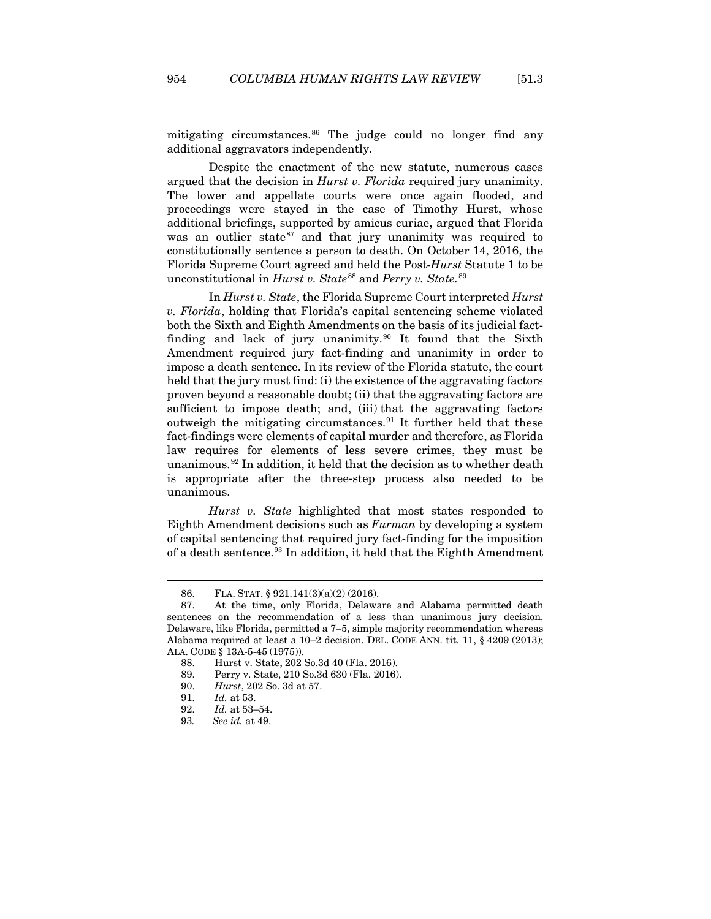mitigating circumstances.[86] The judge could no longer find any additional aggravators independently.

Despite the enactment of the new statute, numerous cases argued that the decision in *Hurst v. Florida* required jury unanimity. The lower and appellate courts were once again flooded, and proceedings were stayed in the case of Timothy Hurst, whose additional briefings, supported by amicus curiae, argued that Florida was an outlier state[87] and that jury unanimity was required to constitutionally sentence a person to death. On October 14, 2016, the Florida Supreme Court agreed and held the Post-*Hurst* Statute 1 to be unconstitutional in *Hurst v. State*[88] and *Perry v. State*.[89]

In *Hurst v. State*, the Florida Supreme Court interpreted *Hurst v. Florida*, holding that Florida's capital sentencing scheme violated both the Sixth and Eighth Amendments on the basis of its judicial fact-finding and lack of jury unanimity.[90] It found that the Sixth Amendment required jury fact-finding and unanimity in order to impose a death sentence. In its review of the Florida statute, the court held that the jury must find: (i) the existence of the aggravating factors proven beyond a reasonable doubt; (ii) that the aggravating factors are sufficient to impose death; and, (iii) that the aggravating factors outweigh the mitigating circumstances.[91] It further held that these fact-findings were elements of capital murder and therefore, as Florida law requires for elements of less severe crimes, they must be unanimous.[92] In addition, it held that the decision as to whether death is appropriate after the three-step process also needed to be unanimous.

*Hurst v. State* highlighted that most states responded to Eighth Amendment decisions such as *Furman* by developing a system of capital sentencing that required jury fact-finding for the imposition of a death sentence.[93] In addition, it held that the Eighth Amendment

---

86. FLA. STAT. § 921.141(3)(a)(2) (2016).

87. At the time, only Florida, Delaware and Alabama permitted death sentences on the recommendation of a less than unanimous jury decision. Delaware, like Florida, permitted a 7–5, simple majority recommendation whereas Alabama required at least a 10–2 decision. DEL. CODE ANN. tit. 11, § 4209 (2013); ALA. CODE § 13A-5-45 (1975)).

88. Hurst v. State, 202 So.3d 40 (Fla. 2016).

89. Perry v. State, 210 So.3d 630 (Fla. 2016).

90. *Hurst*, 202 So. 3d at 57.

91. *Id.* at 53.

92. *Id.* at 53–54.

93. *See id.* at 49.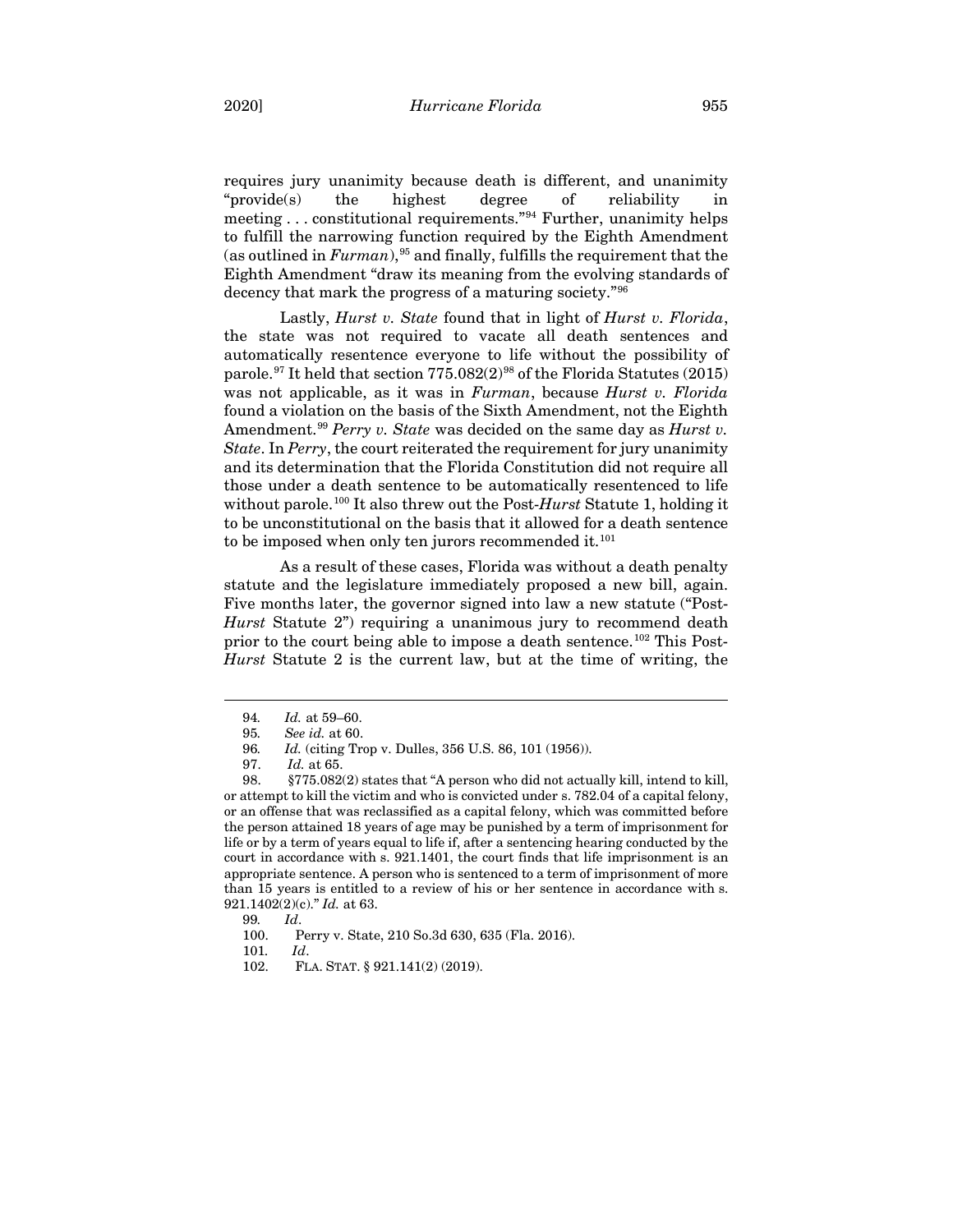requires jury unanimity because death is different, and unanimity "provide(s) the highest degree of reliability in meeting . . . constitutional requirements."[94] Further, unanimity helps to fulfill the narrowing function required by the Eighth Amendment (as outlined in *Furman*),[95] and finally, fulfills the requirement that the Eighth Amendment "draw its meaning from the evolving standards of decency that mark the progress of a maturing society."[96]

Lastly, *Hurst v. State* found that in light of *Hurst v. Florida*, the state was not required to vacate all death sentences and automatically resentence everyone to life without the possibility of parole.[97] It held that section 775.082(2)[98] of the Florida Statutes (2015) was not applicable, as it was in *Furman*, because *Hurst v. Florida* found a violation on the basis of the Sixth Amendment, not the Eighth Amendment.[99] *Perry v. State* was decided on the same day as *Hurst v. State*. In *Perry*, the court reiterated the requirement for jury unanimity and its determination that the Florida Constitution did not require all those under a death sentence to be automatically resentenced to life without parole.[100] It also threw out the Post-*Hurst* Statute 1, holding it to be unconstitutional on the basis that it allowed for a death sentence to be imposed when only ten jurors recommended it.[101]

As a result of these cases, Florida was without a death penalty statute and the legislature immediately proposed a new bill, again. Five months later, the governor signed into law a new statute ("Post-*Hurst* Statute 2") requiring a unanimous jury to recommend death prior to the court being able to impose a death sentence.[102] This Post-*Hurst* Statute 2 is the current law, but at the time of writing, the

---

94. *Id.* at 59–60.

95. *See id.* at 60.

96. *Id.* (citing Trop v. Dulles, 356 U.S. 86, 101 (1956)).

97. *Id.* at 65.

98. §775.082(2) states that "A person who did not actually kill, intend to kill, or attempt to kill the victim and who is convicted under s. 782.04 of a capital felony, or an offense that was reclassified as a capital felony, which was committed before the person attained 18 years of age may be punished by a term of imprisonment for life or by a term of years equal to life if, after a sentencing hearing conducted by the court in accordance with s. 921.1401, the court finds that life imprisonment is an appropriate sentence. A person who is sentenced to a term of imprisonment of more than 15 years is entitled to a review of his or her sentence in accordance with s. 921.1402(2)(c)." *Id.* at 63.

99. *Id*.

100. Perry v. State, 210 So.3d 630, 635 (Fla. 2016).

101. *Id*.

102. FLA. STAT. § 921.141(2) (2019).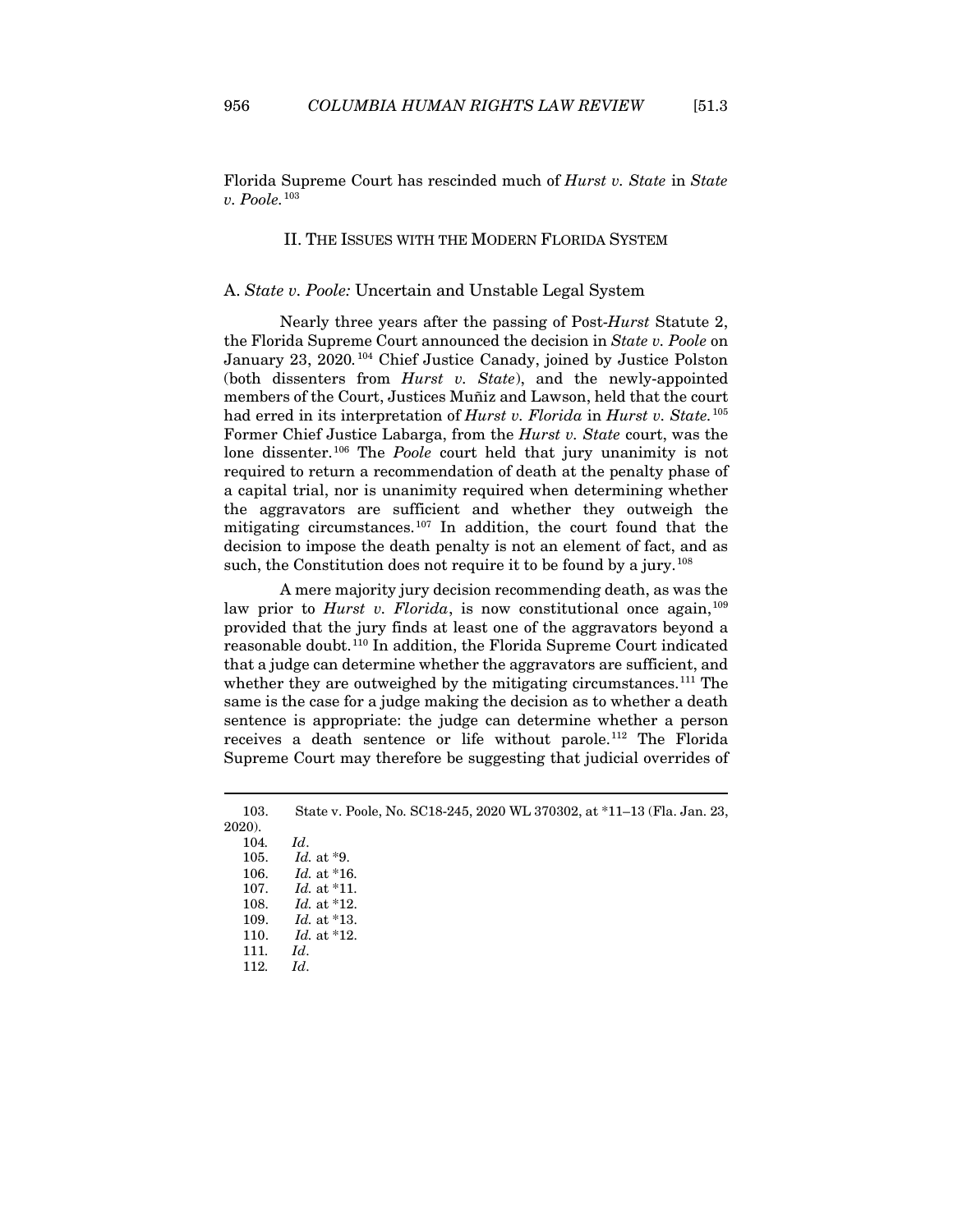Florida Supreme Court has rescinded much of *Hurst v. State* in *State v. Poole*.[103]

## II. THE ISSUES WITH THE MODERN FLORIDA SYSTEM

### A. *State v. Poole:* Uncertain and Unstable Legal System

Nearly three years after the passing of Post-*Hurst* Statute 2, the Florida Supreme Court announced the decision in *State v. Poole* on January 23, 2020.[104] Chief Justice Canady, joined by Justice Polston (both dissenters from *Hurst v. State*), and the newly-appointed members of the Court, Justices Muñiz and Lawson, held that the court had erred in its interpretation of *Hurst v. Florida* in *Hurst v. State*.[105] Former Chief Justice Labarga, from the *Hurst v. State* court, was the lone dissenter.[106] The *Poole* court held that jury unanimity is not required to return a recommendation of death at the penalty phase of a capital trial, nor is unanimity required when determining whether the aggravators are sufficient and whether they outweigh the mitigating circumstances.[107] In addition, the court found that the decision to impose the death penalty is not an element of fact, and as such, the Constitution does not require it to be found by a jury.[108]

A mere majority jury decision recommending death, as was the law prior to *Hurst v. Florida*, is now constitutional once again,[109] provided that the jury finds at least one of the aggravators beyond a reasonable doubt.[110] In addition, the Florida Supreme Court indicated that a judge can determine whether the aggravators are sufficient, and whether they are outweighed by the mitigating circumstances.[111] The same is the case for a judge making the decision as to whether a death sentence is appropriate: the judge can determine whether a person receives a death sentence or life without parole.[112] The Florida Supreme Court may therefore be suggesting that judicial overrides of

---

103. State v. Poole, No. SC18-245, 2020 WL 370302, at *11–13 (Fla. Jan. 23, 2020).

104. *Id*.

105. *Id.* at *9.

106. *Id.* at *16.

107. *Id.* at *11.

108. *Id.* at *12.

109. *Id.* at *13.

110. *Id.* at *12.

111. *Id*.

112. *Id*.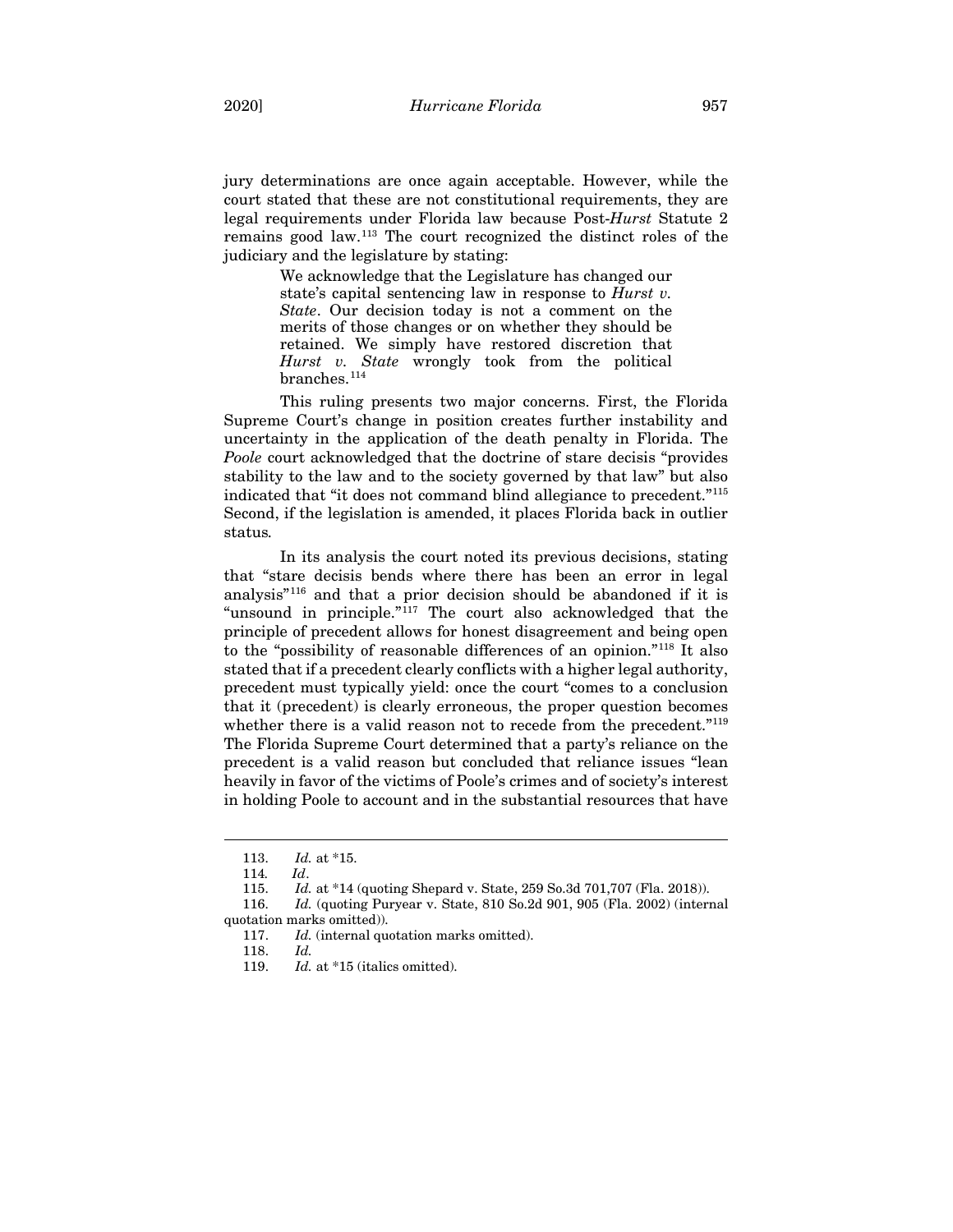jury determinations are once again acceptable. However, while the court stated that these are not constitutional requirements, they are legal requirements under Florida law because Post-*Hurst* Statute 2 remains good law.[113] The court recognized the distinct roles of the judiciary and the legislature by stating:

> We acknowledge that the Legislature has changed our state's capital sentencing law in response to *Hurst v. State*. Our decision today is not a comment on the merits of those changes or on whether they should be retained. We simply have restored discretion that *Hurst v. State* wrongly took from the political branches.[114]

This ruling presents two major concerns. First, the Florida Supreme Court's change in position creates further instability and uncertainty in the application of the death penalty in Florida. The *Poole* court acknowledged that the doctrine of stare decisis "provides stability to the law and to the society governed by that law" but also indicated that "it does not command blind allegiance to precedent."[115] Second, if the legislation is amended, it places Florida back in outlier status.

In its analysis the court noted its previous decisions, stating that "stare decisis bends where there has been an error in legal analysis"[116] and that a prior decision should be abandoned if it is "unsound in principle."[117] The court also acknowledged that the principle of precedent allows for honest disagreement and being open to the "possibility of reasonable differences of an opinion."[118] It also stated that if a precedent clearly conflicts with a higher legal authority, precedent must typically yield: once the court "comes to a conclusion that it (precedent) is clearly erroneous, the proper question becomes whether there is a valid reason not to recede from the precedent."[119] The Florida Supreme Court determined that a party's reliance on the precedent is a valid reason but concluded that reliance issues "lean heavily in favor of the victims of Poole's crimes and of society's interest in holding Poole to account and in the substantial resources that have

---

113. *Id.* at \*15.

114. *Id*.

115. *Id.* at \*14 (quoting Shepard v. State, 259 So.3d 701,707 (Fla. 2018)).

116. *Id.* (quoting Puryear v. State, 810 So.2d 901, 905 (Fla. 2002) (internal quotation marks omitted)).

117. *Id.* (internal quotation marks omitted).

118. *Id.*

119. *Id.* at \*15 (italics omitted).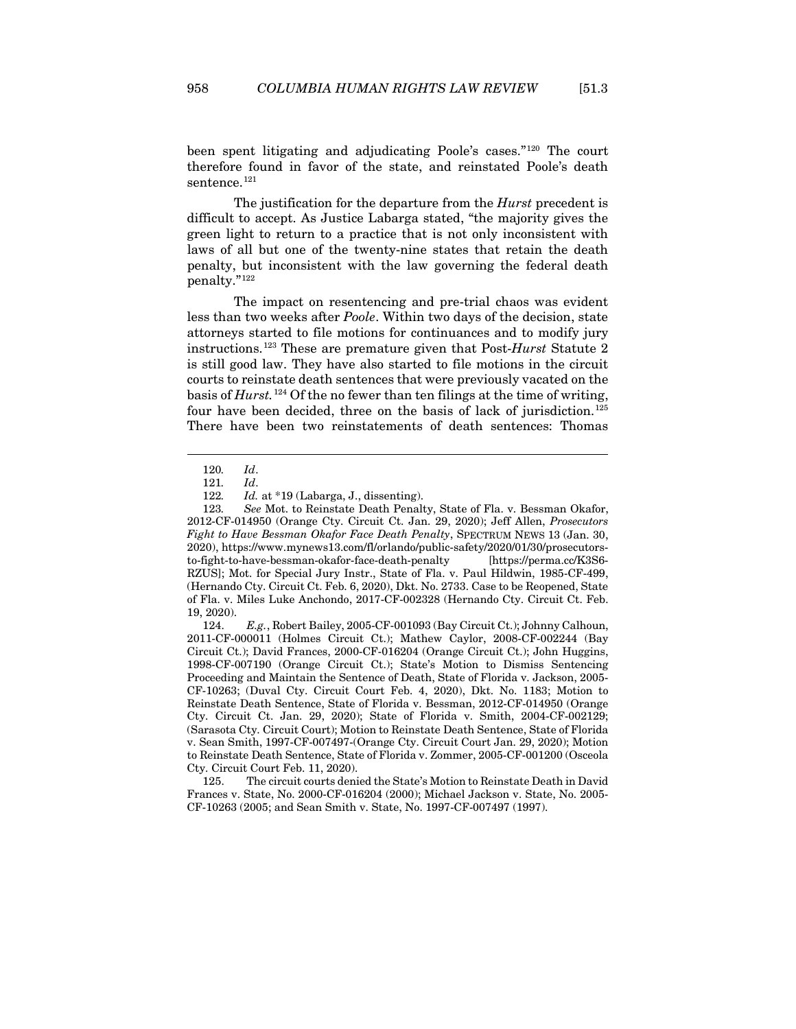been spent litigating and adjudicating Poole's cases."[120] The court therefore found in favor of the state, and reinstated Poole's death sentence.[121]

The justification for the departure from the *Hurst* precedent is difficult to accept. As Justice Labarga stated, "the majority gives the green light to return to a practice that is not only inconsistent with laws of all but one of the twenty-nine states that retain the death penalty, but inconsistent with the law governing the federal death penalty."[122]

The impact on resentencing and pre-trial chaos was evident less than two weeks after *Poole*. Within two days of the decision, state attorneys started to file motions for continuances and to modify jury instructions.[123] These are premature given that Post-*Hurst* Statute 2 is still good law. They have also started to file motions in the circuit courts to reinstate death sentences that were previously vacated on the basis of *Hurst*.[124] Of the no fewer than ten filings at the time of writing, four have been decided, three on the basis of lack of jurisdiction.[125] There have been two reinstatements of death sentences: Thomas

---

120. *Id*.

121. *Id*.

122. *Id.* at *19 (Labarga, J., dissenting).

123. *See* Mot. to Reinstate Death Penalty, State of Fla. v. Bessman Okafor, 2012-CF-014950 (Orange Cty. Circuit Ct. Jan. 29, 2020); Jeff Allen, *Prosecutors Fight to Have Bessman Okafor Face Death Penalty*, SPECTRUM NEWS 13 (Jan. 30, 2020), https://www.mynews13.com/fl/orlando/public-safety/2020/01/30/prosecutors-to-fight-to-have-bessman-okafor-face-death-penalty [https://perma.cc/K3S6-RZUS]; Mot. for Special Jury Instr., State of Fla. v. Paul Hildwin, 1985-CF-499, (Hernando Cty. Circuit Ct. Feb. 6, 2020), Dkt. No. 2733. Case to be Reopened, State of Fla. v. Miles Luke Anchondo, 2017-CF-002328 (Hernando Cty. Circuit Ct. Feb. 19, 2020).

124. *E.g.*, Robert Bailey, 2005-CF-001093 (Bay Circuit Ct.); Johnny Calhoun, 2011-CF-000011 (Holmes Circuit Ct.); Mathew Caylor, 2008-CF-002244 (Bay Circuit Ct.); David Frances, 2000-CF-016204 (Orange Circuit Ct.); John Huggins, 1998-CF-007190 (Orange Circuit Ct.); State's Motion to Dismiss Sentencing Proceeding and Maintain the Sentence of Death, State of Florida v. Jackson, 2005-CF-10263; (Duval Cty. Circuit Court Feb. 4, 2020), Dkt. No. 1183; Motion to Reinstate Death Sentence, State of Florida v. Bessman, 2012-CF-014950 (Orange Cty. Circuit Ct. Jan. 29, 2020); State of Florida v. Smith, 2004-CF-002129; (Sarasota Cty. Circuit Court); Motion to Reinstate Death Sentence, State of Florida v. Sean Smith, 1997-CF-007497-(Orange Cty. Circuit Court Jan. 29, 2020); Motion to Reinstate Death Sentence, State of Florida v. Zommer, 2005-CF-001200 (Osceola Cty. Circuit Court Feb. 11, 2020).

125. The circuit courts denied the State's Motion to Reinstate Death in David Frances v. State, No. 2000-CF-016204 (2000); Michael Jackson v. State, No. 2005-CF-10263 (2005; and Sean Smith v. State, No. 1997-CF-007497 (1997).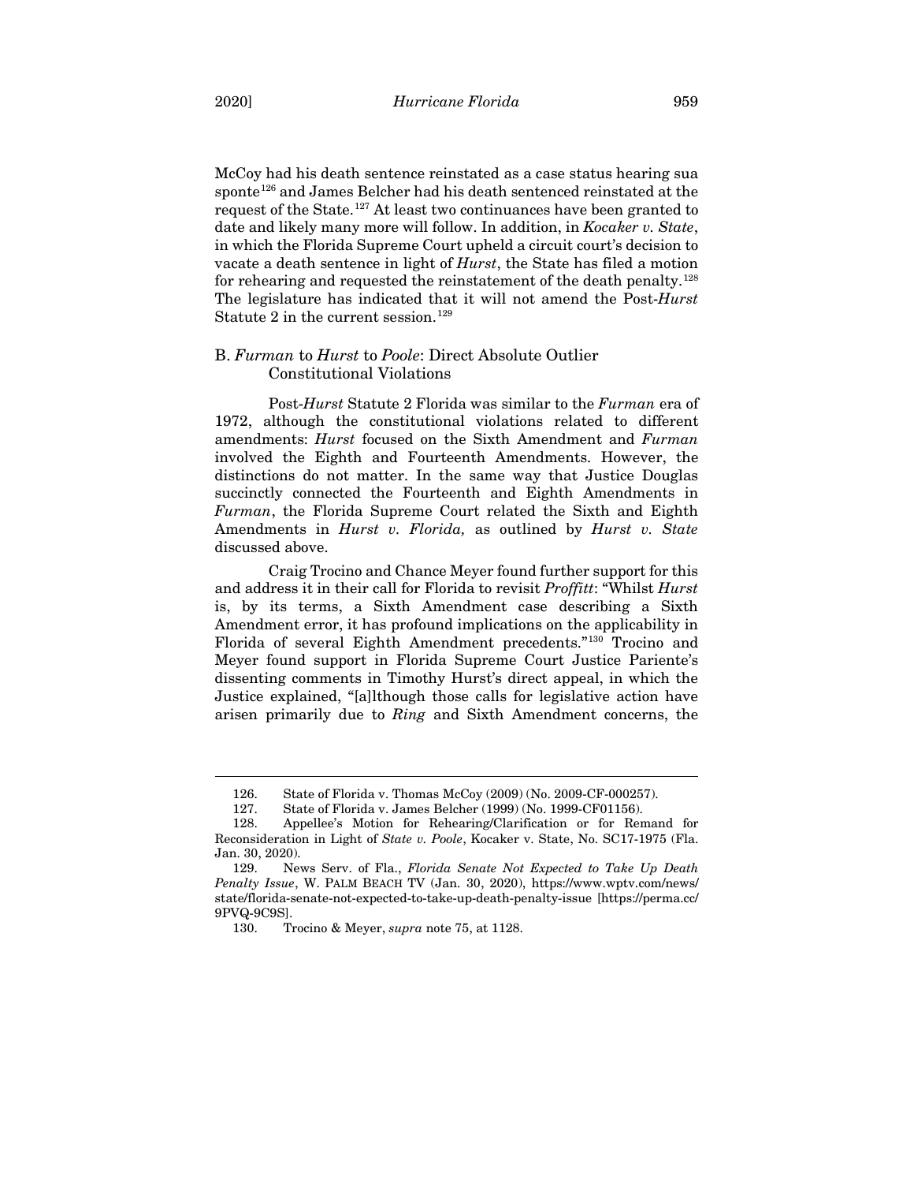McCoy had his death sentence reinstated as a case status hearing sua sponte[126] and James Belcher had his death sentenced reinstated at the request of the State.[127] At least two continuances have been granted to date and likely many more will follow. In addition, in *Kocaker v. State*, in which the Florida Supreme Court upheld a circuit court's decision to vacate a death sentence in light of *Hurst*, the State has filed a motion for rehearing and requested the reinstatement of the death penalty.[128] The legislature has indicated that it will not amend the Post-*Hurst* Statute 2 in the current session.[129]

## B. *Furman* to *Hurst* to *Poole*: Direct Absolute Outlier Constitutional Violations

Post-*Hurst* Statute 2 Florida was similar to the *Furman* era of 1972, although the constitutional violations related to different amendments: *Hurst* focused on the Sixth Amendment and *Furman* involved the Eighth and Fourteenth Amendments. However, the distinctions do not matter. In the same way that Justice Douglas succinctly connected the Fourteenth and Eighth Amendments in *Furman*, the Florida Supreme Court related the Sixth and Eighth Amendments in *Hurst v. Florida,* as outlined by *Hurst v. State* discussed above.

Craig Trocino and Chance Meyer found further support for this and address it in their call for Florida to revisit *Proffitt*: "Whilst *Hurst* is, by its terms, a Sixth Amendment case describing a Sixth Amendment error, it has profound implications on the applicability in Florida of several Eighth Amendment precedents."[130] Trocino and Meyer found support in Florida Supreme Court Justice Pariente's dissenting comments in Timothy Hurst's direct appeal, in which the Justice explained, "[a]lthough those calls for legislative action have arisen primarily due to *Ring* and Sixth Amendment concerns, the

---

126. State of Florida v. Thomas McCoy (2009) (No. 2009-CF-000257).

127. State of Florida v. James Belcher (1999) (No. 1999-CF01156).

128. Appellee's Motion for Rehearing/Clarification or for Remand for Reconsideration in Light of *State v. Poole*, Kocaker v. State, No. SC17-1975 (Fla. Jan. 30, 2020).

129. News Serv. of Fla., *Florida Senate Not Expected to Take Up Death Penalty Issue*, W. PALM BEACH TV (Jan. 30, 2020), https://www.wptv.com/news/state/florida-senate-not-expected-to-take-up-death-penalty-issue [https://perma.cc/9PVQ-9C9S].

130. Trocino & Meyer, *supra* note 75, at 1128.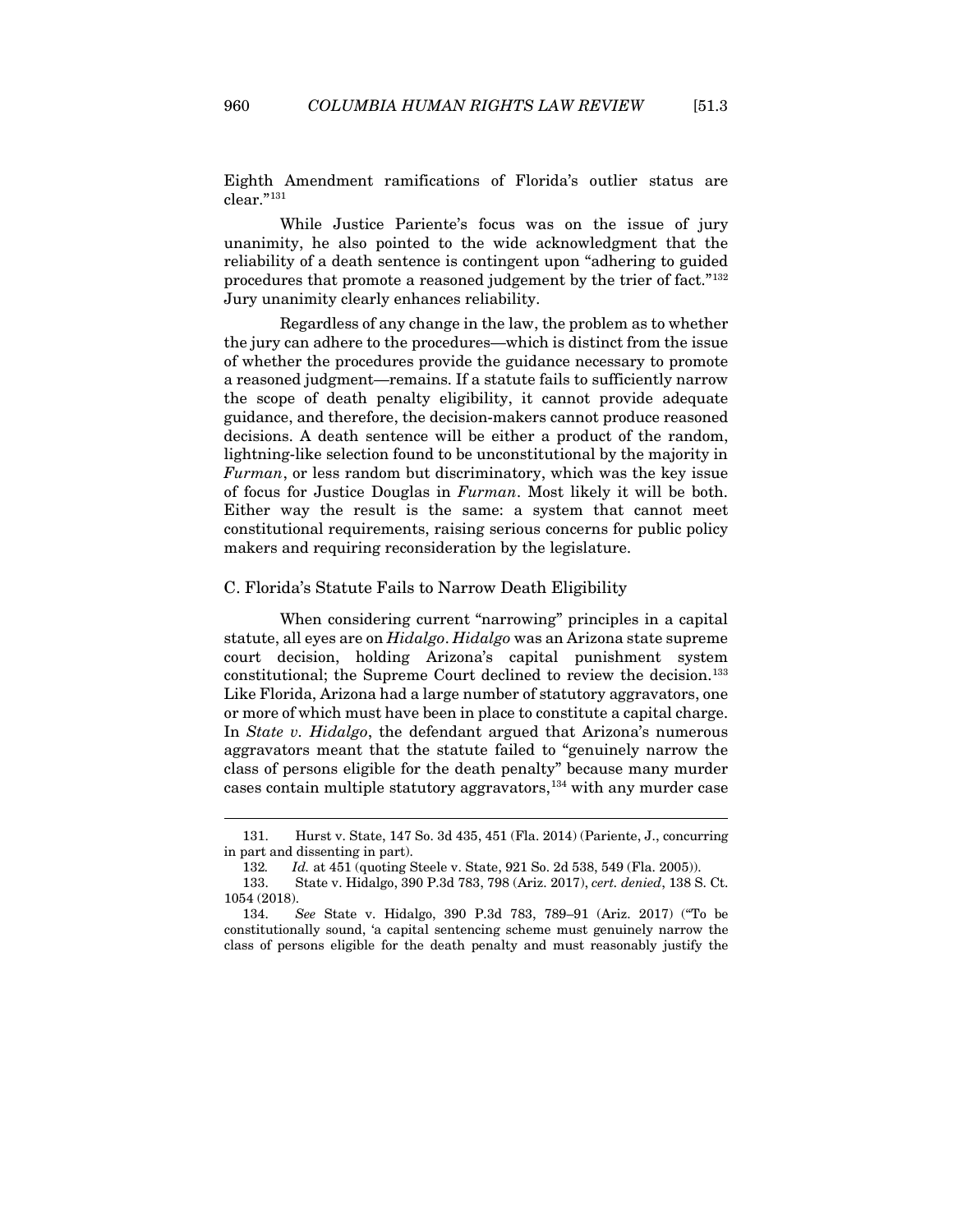Eighth Amendment ramifications of Florida's outlier status are clear."[131]

While Justice Pariente's focus was on the issue of jury unanimity, he also pointed to the wide acknowledgment that the reliability of a death sentence is contingent upon "adhering to guided procedures that promote a reasoned judgement by the trier of fact."[132] Jury unanimity clearly enhances reliability.

Regardless of any change in the law, the problem as to whether the jury can adhere to the procedures—which is distinct from the issue of whether the procedures provide the guidance necessary to promote a reasoned judgment—remains. If a statute fails to sufficiently narrow the scope of death penalty eligibility, it cannot provide adequate guidance, and therefore, the decision-makers cannot produce reasoned decisions. A death sentence will be either a product of the random, lightning-like selection found to be unconstitutional by the majority in *Furman*, or less random but discriminatory, which was the key issue of focus for Justice Douglas in *Furman*. Most likely it will be both. Either way the result is the same: a system that cannot meet constitutional requirements, raising serious concerns for public policy makers and requiring reconsideration by the legislature.

### C. Florida's Statute Fails to Narrow Death Eligibility

When considering current "narrowing" principles in a capital statute, all eyes are on *Hidalgo*. *Hidalgo* was an Arizona state supreme court decision, holding Arizona's capital punishment system constitutional; the Supreme Court declined to review the decision.[133] Like Florida, Arizona had a large number of statutory aggravators, one or more of which must have been in place to constitute a capital charge. In *State v. Hidalgo*, the defendant argued that Arizona's numerous aggravators meant that the statute failed to "genuinely narrow the class of persons eligible for the death penalty" because many murder cases contain multiple statutory aggravators,[134] with any murder case

---

131. Hurst v. State, 147 So. 3d 435, 451 (Fla. 2014) (Pariente, J., concurring in part and dissenting in part).

132. *Id.* at 451 (quoting Steele v. State, 921 So. 2d 538, 549 (Fla. 2005)).

133. State v. Hidalgo, 390 P.3d 783, 798 (Ariz. 2017), *cert. denied*, 138 S. Ct. 1054 (2018).

134. *See* State v. Hidalgo, 390 P.3d 783, 789–91 (Ariz. 2017) ("To be constitutionally sound, 'a capital sentencing scheme must genuinely narrow the class of persons eligible for the death penalty and must reasonably justify the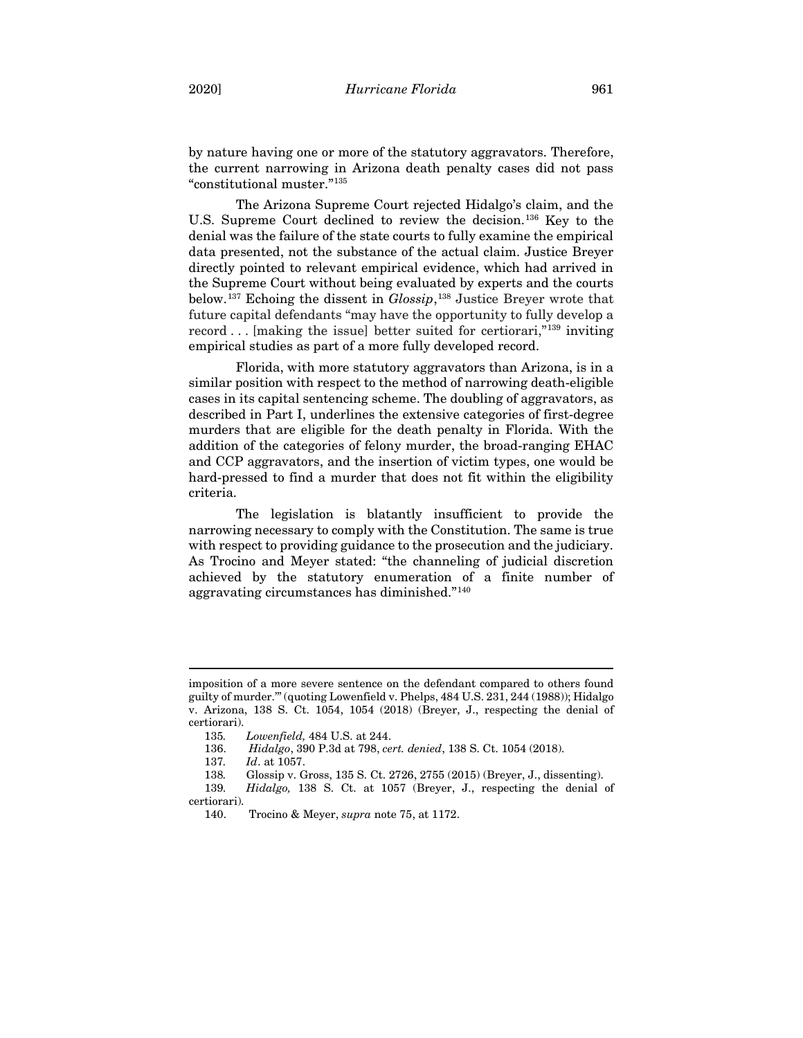by nature having one or more of the statutory aggravators. Therefore, the current narrowing in Arizona death penalty cases did not pass "constitutional muster."[135]

The Arizona Supreme Court rejected Hidalgo's claim, and the U.S. Supreme Court declined to review the decision.[136] Key to the denial was the failure of the state courts to fully examine the empirical data presented, not the substance of the actual claim. Justice Breyer directly pointed to relevant empirical evidence, which had arrived in the Supreme Court without being evaluated by experts and the courts below.[137] Echoing the dissent in *Glossip*,[138] Justice Breyer wrote that future capital defendants "may have the opportunity to fully develop a record . . . [making the issue] better suited for certiorari,"[139] inviting empirical studies as part of a more fully developed record.

Florida, with more statutory aggravators than Arizona, is in a similar position with respect to the method of narrowing death-eligible cases in its capital sentencing scheme. The doubling of aggravators, as described in Part I, underlines the extensive categories of first-degree murders that are eligible for the death penalty in Florida. With the addition of the categories of felony murder, the broad-ranging EHAC and CCP aggravators, and the insertion of victim types, one would be hard-pressed to find a murder that does not fit within the eligibility criteria.

The legislation is blatantly insufficient to provide the narrowing necessary to comply with the Constitution. The same is true with respect to providing guidance to the prosecution and the judiciary. As Trocino and Meyer stated: "the channeling of judicial discretion achieved by the statutory enumeration of a finite number of aggravating circumstances has diminished."[140]

---

imposition of a more severe sentence on the defendant compared to others found guilty of murder.'" (quoting Lowenfield v. Phelps, 484 U.S. 231, 244 (1988)); Hidalgo v. Arizona, 138 S. Ct. 1054, 1054 (2018) (Breyer, J., respecting the denial of certiorari).

135. *Lowenfield,* 484 U.S. at 244.

136. *Hidalgo*, 390 P.3d at 798, *cert. denied*, 138 S. Ct. 1054 (2018).

137. *Id*. at 1057.

138. Glossip v. Gross, 135 S. Ct. 2726, 2755 (2015) (Breyer, J., dissenting).

139. *Hidalgo,* 138 S. Ct. at 1057 (Breyer, J., respecting the denial of certiorari).

140. Trocino & Meyer, *supra* note 75, at 1172.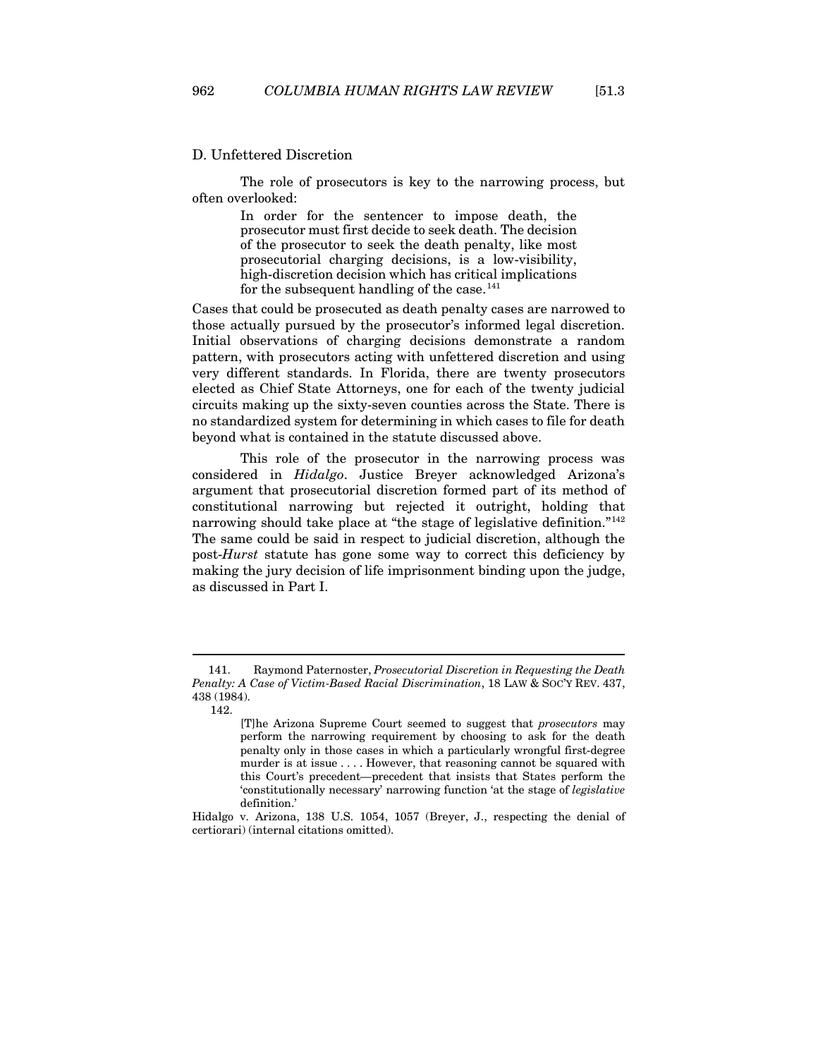### D. Unfettered Discretion

The role of prosecutors is key to the narrowing process, but often overlooked:

> In order for the sentencer to impose death, the prosecutor must first decide to seek death. The decision of the prosecutor to seek the death penalty, like most prosecutorial charging decisions, is a low-visibility, high-discretion decision which has critical implications for the subsequent handling of the case.[141]

Cases that could be prosecuted as death penalty cases are narrowed to those actually pursued by the prosecutor's informed legal discretion. Initial observations of charging decisions demonstrate a random pattern, with prosecutors acting with unfettered discretion and using very different standards. In Florida, there are twenty prosecutors elected as Chief State Attorneys, one for each of the twenty judicial circuits making up the sixty-seven counties across the State. There is no standardized system for determining in which cases to file for death beyond what is contained in the statute discussed above.

This role of the prosecutor in the narrowing process was considered in *Hidalgo*. Justice Breyer acknowledged Arizona's argument that prosecutorial discretion formed part of its method of constitutional narrowing but rejected it outright, holding that narrowing should take place at "the stage of legislative definition."[142] The same could be said in respect to judicial discretion, although the post-*Hurst* statute has gone some way to correct this deficiency by making the jury decision of life imprisonment binding upon the judge, as discussed in Part I.

---

141. Raymond Paternoster, *Prosecutorial Discretion in Requesting the Death Penalty: A Case of Victim-Based Racial Discrimination*, 18 LAW & SOC'Y REV. 437, 438 (1984).

142.

> [T]he Arizona Supreme Court seemed to suggest that *prosecutors* may perform the narrowing requirement by choosing to ask for the death penalty only in those cases in which a particularly wrongful first-degree murder is at issue . . . . However, that reasoning cannot be squared with this Court's precedent—precedent that insists that States perform the 'constitutionally necessary' narrowing function 'at the stage of *legislative* definition.'

Hidalgo v. Arizona, 138 U.S. 1054, 1057 (Breyer, J., respecting the denial of certiorari) (internal citations omitted).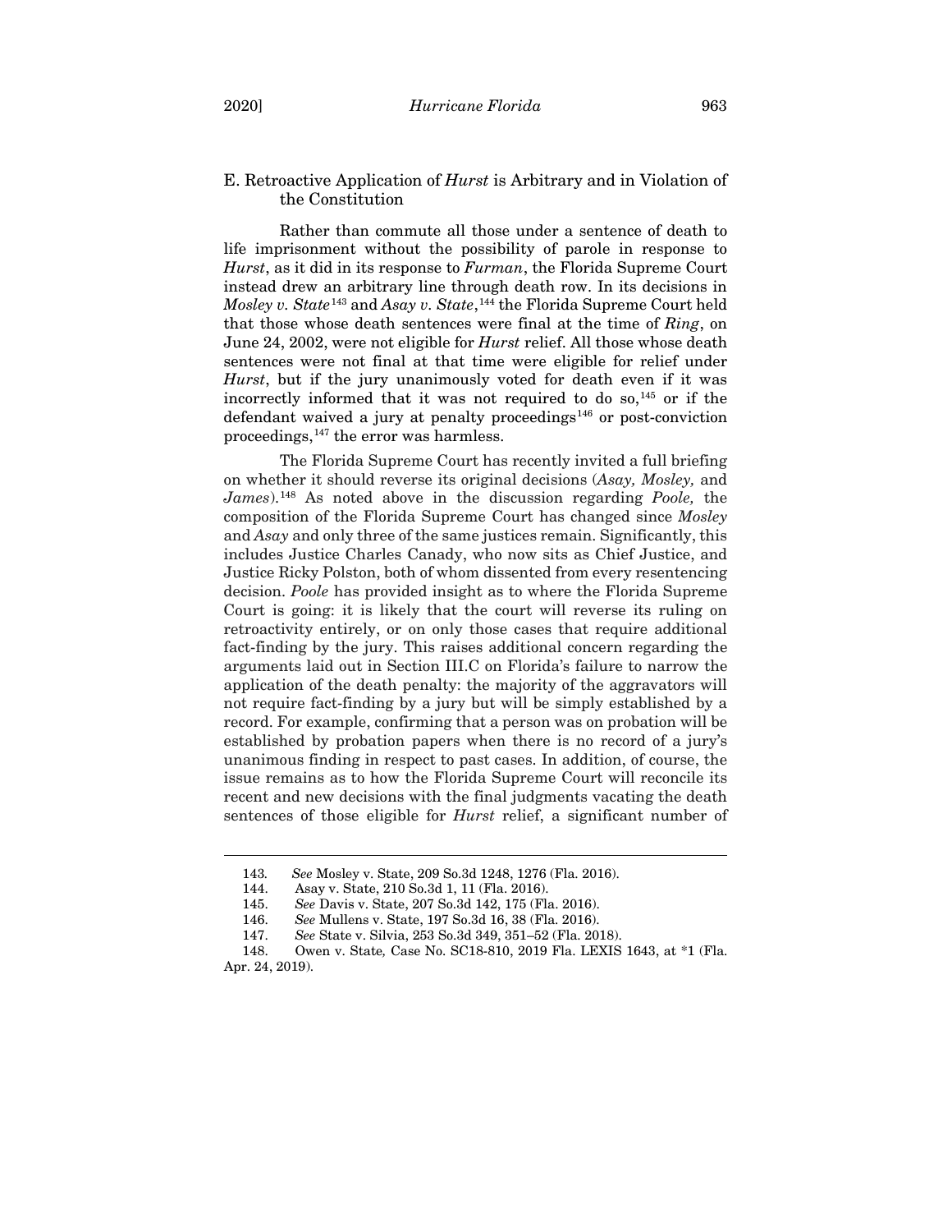### E. Retroactive Application of *Hurst* is Arbitrary and in Violation of the Constitution

Rather than commute all those under a sentence of death to life imprisonment without the possibility of parole in response to *Hurst*, as it did in its response to *Furman*, the Florida Supreme Court instead drew an arbitrary line through death row. In its decisions in *Mosley v. State*[143] and *Asay v. State*,[144] the Florida Supreme Court held that those whose death sentences were final at the time of *Ring*, on June 24, 2002, were not eligible for *Hurst* relief. All those whose death sentences were not final at that time were eligible for relief under *Hurst*, but if the jury unanimously voted for death even if it was incorrectly informed that it was not required to do so,[145] or if the defendant waived a jury at penalty proceedings[146] or post-conviction proceedings,[147] the error was harmless.

The Florida Supreme Court has recently invited a full briefing on whether it should reverse its original decisions (*Asay, Mosley,* and *James*).[148] As noted above in the discussion regarding *Poole,* the composition of the Florida Supreme Court has changed since *Mosley* and *Asay* and only three of the same justices remain. Significantly, this includes Justice Charles Canady, who now sits as Chief Justice, and Justice Ricky Polston, both of whom dissented from every resentencing decision. *Poole* has provided insight as to where the Florida Supreme Court is going: it is likely that the court will reverse its ruling on retroactivity entirely, or on only those cases that require additional fact-finding by the jury. This raises additional concern regarding the arguments laid out in Section III.C on Florida's failure to narrow the application of the death penalty: the majority of the aggravators will not require fact-finding by a jury but will be simply established by a record. For example, confirming that a person was on probation will be established by probation papers when there is no record of a jury's unanimous finding in respect to past cases. In addition, of course, the issue remains as to how the Florida Supreme Court will reconcile its recent and new decisions with the final judgments vacating the death sentences of those eligible for *Hurst* relief, a significant number of

---

143. *See* Mosley v. State, 209 So.3d 1248, 1276 (Fla. 2016).

144. Asay v. State, 210 So.3d 1, 11 (Fla. 2016).

145. *See* Davis v. State, 207 So.3d 142, 175 (Fla. 2016).

146. *See* Mullens v. State, 197 So.3d 16, 38 (Fla. 2016).

147. *See* State v. Silvia, 253 So.3d 349, 351–52 (Fla. 2018).

148. Owen v. State*,* Case No. SC18-810, 2019 Fla. LEXIS 1643, at *1 (Fla. Apr. 24, 2019).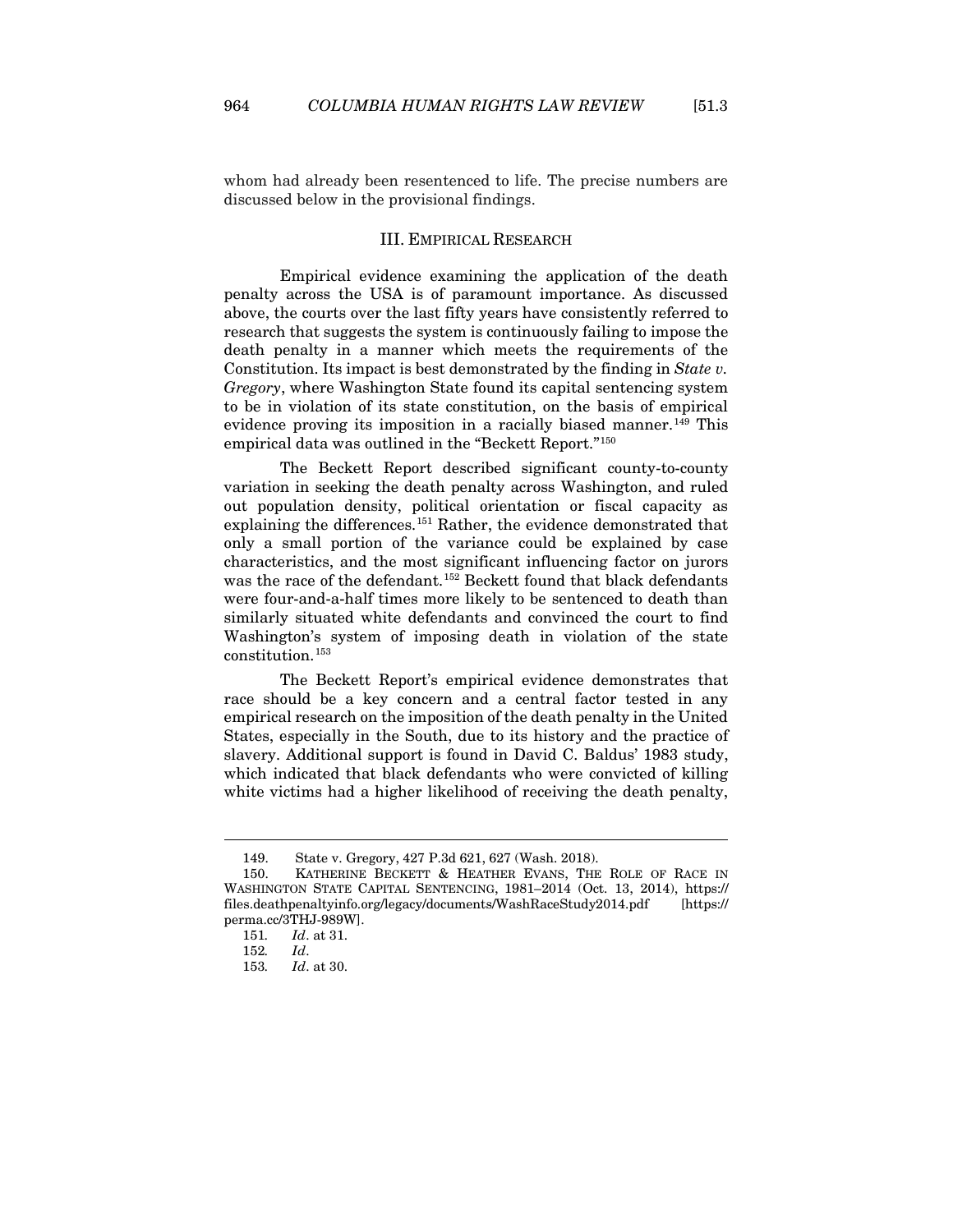whom had already been resentenced to life. The precise numbers are discussed below in the provisional findings.

## III. Empirical Research

Empirical evidence examining the application of the death penalty across the USA is of paramount importance. As discussed above, the courts over the last fifty years have consistently referred to research that suggests the system is continuously failing to impose the death penalty in a manner which meets the requirements of the Constitution. Its impact is best demonstrated by the finding in *State v. Gregory*, where Washington State found its capital sentencing system to be in violation of its state constitution, on the basis of empirical evidence proving its imposition in a racially biased manner.[149] This empirical data was outlined in the "Beckett Report."[150]

The Beckett Report described significant county-to-county variation in seeking the death penalty across Washington, and ruled out population density, political orientation or fiscal capacity as explaining the differences.[151] Rather, the evidence demonstrated that only a small portion of the variance could be explained by case characteristics, and the most significant influencing factor on jurors was the race of the defendant.[152] Beckett found that black defendants were four-and-a-half times more likely to be sentenced to death than similarly situated white defendants and convinced the court to find Washington's system of imposing death in violation of the state constitution.[153]

The Beckett Report's empirical evidence demonstrates that race should be a key concern and a central factor tested in any empirical research on the imposition of the death penalty in the United States, especially in the South, due to its history and the practice of slavery. Additional support is found in David C. Baldus' 1983 study, which indicated that black defendants who were convicted of killing white victims had a higher likelihood of receiving the death penalty,

---

149. State v. Gregory, 427 P.3d 621, 627 (Wash. 2018).

150. KATHERINE BECKETT & HEATHER EVANS, THE ROLE OF RACE IN WASHINGTON STATE CAPITAL SENTENCING, 1981–2014 (Oct. 13, 2014), https://files.deathpenaltyinfo.org/legacy/documents/WashRaceStudy2014.pdf [https://perma.cc/3THJ-989W].

151. *Id*. at 31.

152. *Id*.

153. *Id*. at 30.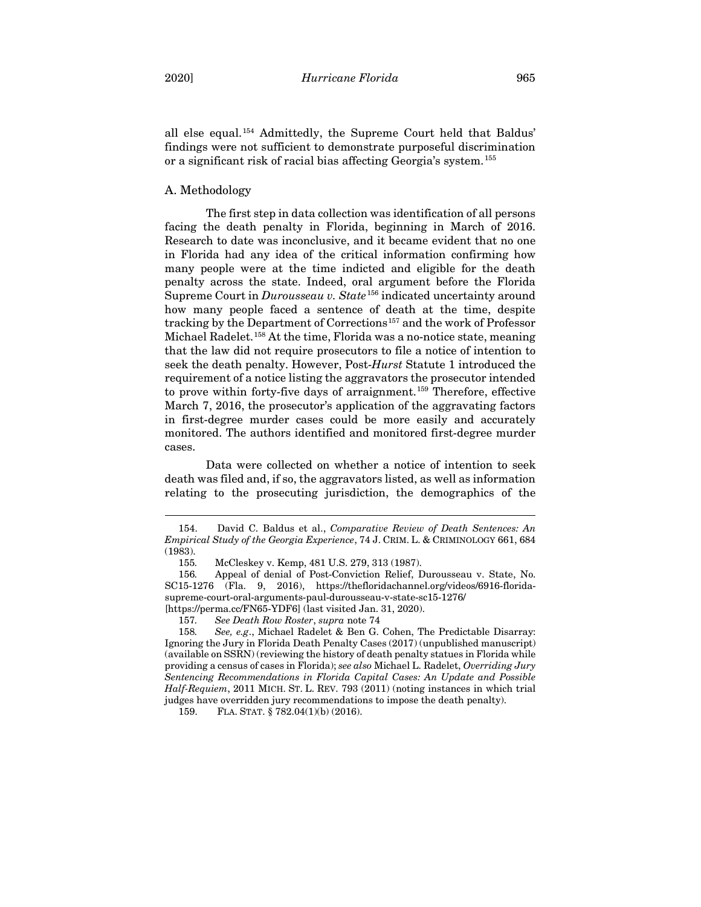all else equal.[154] Admittedly, the Supreme Court held that Baldus' findings were not sufficient to demonstrate purposeful discrimination or a significant risk of racial bias affecting Georgia's system.[155]

### A. Methodology

The first step in data collection was identification of all persons facing the death penalty in Florida, beginning in March of 2016. Research to date was inconclusive, and it became evident that no one in Florida had any idea of the critical information confirming how many people were at the time indicted and eligible for the death penalty across the state. Indeed, oral argument before the Florida Supreme Court in *Durousseau v. State*[156] indicated uncertainty around how many people faced a sentence of death at the time, despite tracking by the Department of Corrections[157] and the work of Professor Michael Radelet.[158] At the time, Florida was a no-notice state, meaning that the law did not require prosecutors to file a notice of intention to seek the death penalty. However, Post-*Hurst* Statute 1 introduced the requirement of a notice listing the aggravators the prosecutor intended to prove within forty-five days of arraignment.[159] Therefore, effective March 7, 2016, the prosecutor's application of the aggravating factors in first-degree murder cases could be more easily and accurately monitored. The authors identified and monitored first-degree murder cases.

Data were collected on whether a notice of intention to seek death was filed and, if so, the aggravators listed, as well as information relating to the prosecuting jurisdiction, the demographics of the

---

154. David C. Baldus et al., *Comparative Review of Death Sentences: An Empirical Study of the Georgia Experience*, 74 J. CRIM. L. & CRIMINOLOGY 661, 684 (1983).

155. McCleskey v. Kemp, 481 U.S. 279, 313 (1987).

156. Appeal of denial of Post-Conviction Relief, Durousseau v. State, No. SC15-1276 (Fla. 9, 2016), https://thefloridachannel.org/videos/6916-florida-supreme-court-oral-arguments-paul-durousseau-v-state-sc15-1276/ [https://perma.cc/FN65-YDF6] (last visited Jan. 31, 2020).

157. *See Death Row Roster*, *supra* note 74

158. *See, e.g.*, Michael Radelet & Ben G. Cohen, The Predictable Disarray: Ignoring the Jury in Florida Death Penalty Cases (2017) (unpublished manuscript) (available on SSRN) (reviewing the history of death penalty statues in Florida while providing a census of cases in Florida); *see also* Michael L. Radelet, *Overriding Jury Sentencing Recommendations in Florida Capital Cases: An Update and Possible Half-Requiem*, 2011 MICH. ST. L. REV. 793 (2011) (noting instances in which trial judges have overridden jury recommendations to impose the death penalty).

159. FLA. STAT. § 782.04(1)(b) (2016).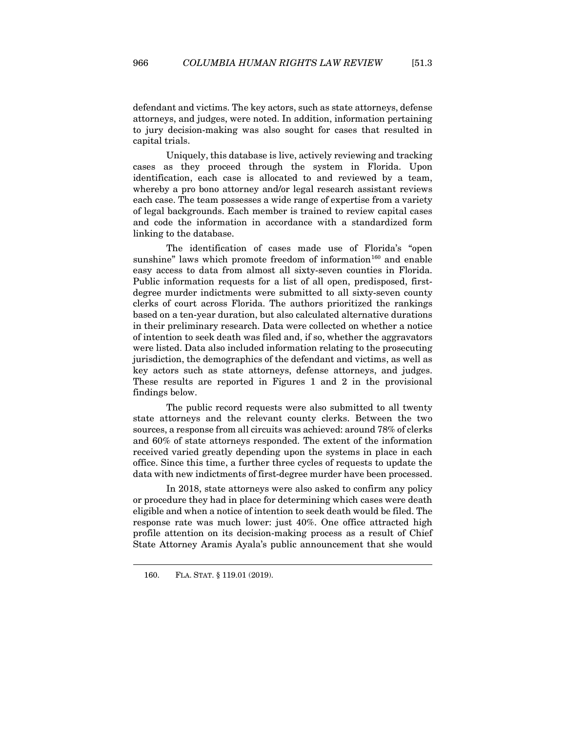defendant and victims. The key actors, such as state attorneys, defense attorneys, and judges, were noted. In addition, information pertaining to jury decision-making was also sought for cases that resulted in capital trials.

Uniquely, this database is live, actively reviewing and tracking cases as they proceed through the system in Florida. Upon identification, each case is allocated to and reviewed by a team, whereby a pro bono attorney and/or legal research assistant reviews each case. The team possesses a wide range of expertise from a variety of legal backgrounds. Each member is trained to review capital cases and code the information in accordance with a standardized form linking to the database.

The identification of cases made use of Florida's "open sunshine" laws which promote freedom of information[160] and enable easy access to data from almost all sixty-seven counties in Florida. Public information requests for a list of all open, predisposed, first-degree murder indictments were submitted to all sixty-seven county clerks of court across Florida. The authors prioritized the rankings based on a ten-year duration, but also calculated alternative durations in their preliminary research. Data were collected on whether a notice of intention to seek death was filed and, if so, whether the aggravators were listed. Data also included information relating to the prosecuting jurisdiction, the demographics of the defendant and victims, as well as key actors such as state attorneys, defense attorneys, and judges. These results are reported in Figures 1 and 2 in the provisional findings below.

The public record requests were also submitted to all twenty state attorneys and the relevant county clerks. Between the two sources, a response from all circuits was achieved: around 78% of clerks and 60% of state attorneys responded. The extent of the information received varied greatly depending upon the systems in place in each office. Since this time, a further three cycles of requests to update the data with new indictments of first-degree murder have been processed.

In 2018, state attorneys were also asked to confirm any policy or procedure they had in place for determining which cases were death eligible and when a notice of intention to seek death would be filed. The response rate was much lower: just 40%. One office attracted high profile attention on its decision-making process as a result of Chief State Attorney Aramis Ayala's public announcement that she would

---

160. FLA. STAT. § 119.01 (2019).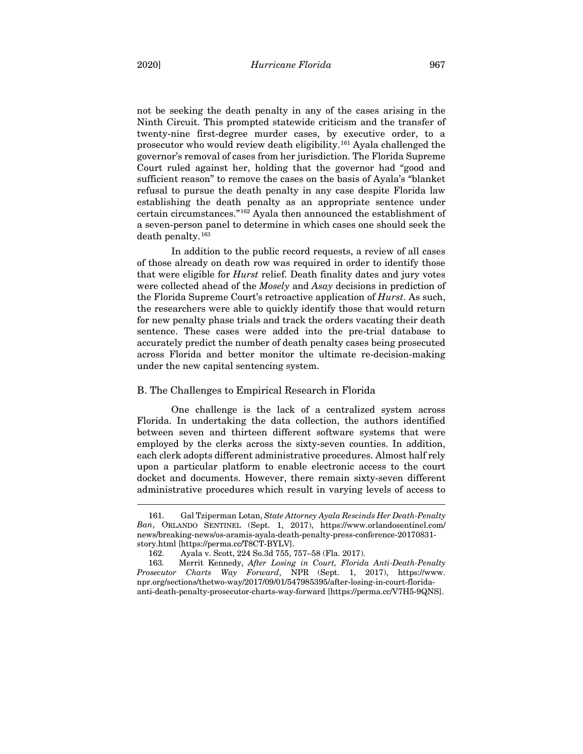not be seeking the death penalty in any of the cases arising in the Ninth Circuit. This prompted statewide criticism and the transfer of twenty-nine first-degree murder cases, by executive order, to a prosecutor who would review death eligibility.[161] Ayala challenged the governor's removal of cases from her jurisdiction. The Florida Supreme Court ruled against her, holding that the governor had "good and sufficient reason" to remove the cases on the basis of Ayala's "blanket refusal to pursue the death penalty in any case despite Florida law establishing the death penalty as an appropriate sentence under certain circumstances."[162] Ayala then announced the establishment of a seven-person panel to determine in which cases one should seek the death penalty.[163]

In addition to the public record requests, a review of all cases of those already on death row was required in order to identify those that were eligible for *Hurst* relief. Death finality dates and jury votes were collected ahead of the *Mosely* and *Asay* decisions in prediction of the Florida Supreme Court's retroactive application of *Hurst*. As such, the researchers were able to quickly identify those that would return for new penalty phase trials and track the orders vacating their death sentence. These cases were added into the pre-trial database to accurately predict the number of death penalty cases being prosecuted across Florida and better monitor the ultimate re-decision-making under the new capital sentencing system.

### B. The Challenges to Empirical Research in Florida

One challenge is the lack of a centralized system across Florida. In undertaking the data collection, the authors identified between seven and thirteen different software systems that were employed by the clerks across the sixty-seven counties. In addition, each clerk adopts different administrative procedures. Almost half rely upon a particular platform to enable electronic access to the court docket and documents. However, there remain sixty-seven different administrative procedures which result in varying levels of access to

---

161. Gal Tziperman Lotan, *State Attorney Ayala Rescinds Her Death-Penalty Ban*, ORLANDO SENTINEL (Sept. 1, 2017), https://www.orlandosentinel.com/news/breaking-news/os-aramis-ayala-death-penalty-press-conference-20170831-story.html [https://perma.cc/T8CT-BYLV].

162. Ayala v. Scott, 224 So.3d 755, 757–58 (Fla. 2017).

163. Merrit Kennedy, *After Losing in Court, Florida Anti-Death-Penalty Prosecutor Charts Way Forward*, NPR (Sept. 1, 2017), https://www.npr.org/sections/thetwo-way/2017/09/01/547985395/after-losing-in-court-florida-anti-death-penalty-prosecutor-charts-way-forward [https://perma.cc/V7H5-9QNS].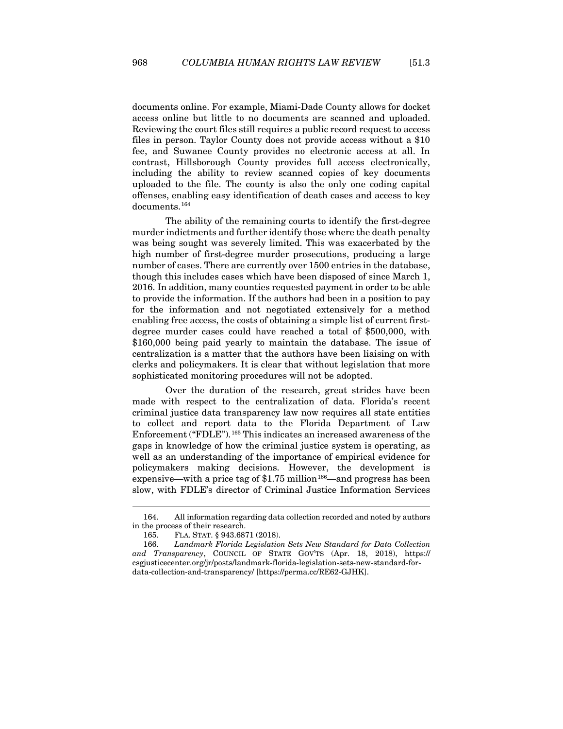documents online. For example, Miami-Dade County allows for docket access online but little to no documents are scanned and uploaded. Reviewing the court files still requires a public record request to access files in person. Taylor County does not provide access without a $10 fee, and Suwanee County provides no electronic access at all. In contrast, Hillsborough County provides full access electronically, including the ability to review scanned copies of key documents uploaded to the file. The county is also the only one coding capital offenses, enabling easy identification of death cases and access to key documents.[164]

The ability of the remaining courts to identify the first-degree murder indictments and further identify those where the death penalty was being sought was severely limited. This was exacerbated by the high number of first-degree murder prosecutions, producing a large number of cases. There are currently over 1500 entries in the database, though this includes cases which have been disposed of since March 1, 2016. In addition, many counties requested payment in order to be able to provide the information. If the authors had been in a position to pay for the information and not negotiated extensively for a method enabling free access, the costs of obtaining a simple list of current first-degree murder cases could have reached a total of $500,000, with $160,000 being paid yearly to maintain the database. The issue of centralization is a matter that the authors have been liaising on with clerks and policymakers. It is clear that without legislation that more sophisticated monitoring procedures will not be adopted.

Over the duration of the research, great strides have been made with respect to the centralization of data. Florida's recent criminal justice data transparency law now requires all state entities to collect and report data to the Florida Department of Law Enforcement ("FDLE").[165] This indicates an increased awareness of the gaps in knowledge of how the criminal justice system is operating, as well as an understanding of the importance of empirical evidence for policymakers making decisions. However, the development is expensive—with a price tag of $1.75 million[166]—and progress has been slow, with FDLE's director of Criminal Justice Information Services

---

164. All information regarding data collection recorded and noted by authors in the process of their research.

165. FLA. STAT. § 943.6871 (2018).

166. *Landmark Florida Legislation Sets New Standard for Data Collection and Transparency*, COUNCIL OF STATE GOV'TS (Apr. 18, 2018), https://csgjusticecenter.org/jr/posts/landmark-florida-legislation-sets-new-standard-for-data-collection-and-transparency/ [https://perma.cc/RE62-GJHK].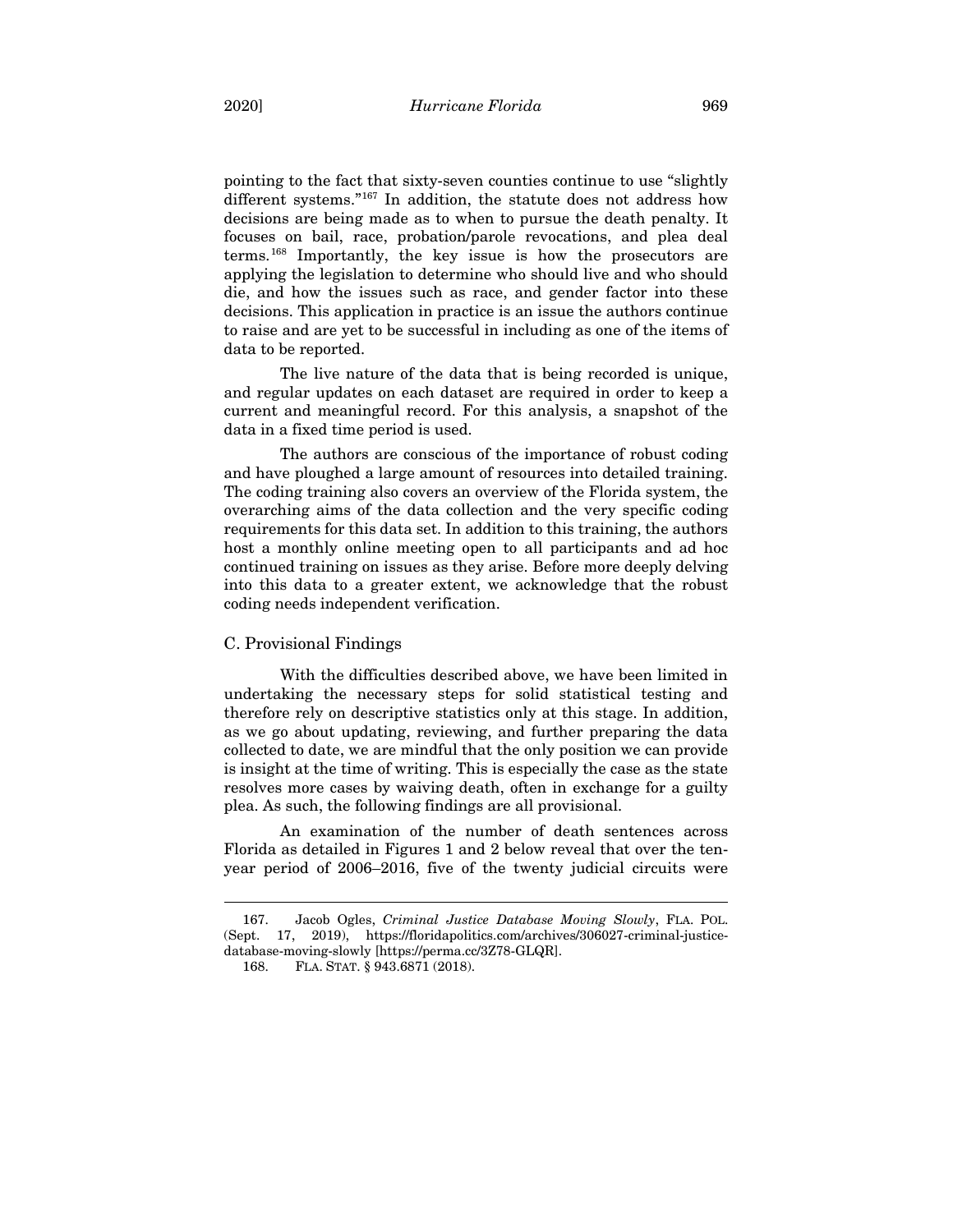pointing to the fact that sixty-seven counties continue to use "slightly different systems."[167] In addition, the statute does not address how decisions are being made as to when to pursue the death penalty. It focuses on bail, race, probation/parole revocations, and plea deal terms.[168] Importantly, the key issue is how the prosecutors are applying the legislation to determine who should live and who should die, and how the issues such as race, and gender factor into these decisions. This application in practice is an issue the authors continue to raise and are yet to be successful in including as one of the items of data to be reported.

The live nature of the data that is being recorded is unique, and regular updates on each dataset are required in order to keep a current and meaningful record. For this analysis, a snapshot of the data in a fixed time period is used.

The authors are conscious of the importance of robust coding and have ploughed a large amount of resources into detailed training. The coding training also covers an overview of the Florida system, the overarching aims of the data collection and the very specific coding requirements for this data set. In addition to this training, the authors host a monthly online meeting open to all participants and ad hoc continued training on issues as they arise. Before more deeply delving into this data to a greater extent, we acknowledge that the robust coding needs independent verification.

### C. Provisional Findings

With the difficulties described above, we have been limited in undertaking the necessary steps for solid statistical testing and therefore rely on descriptive statistics only at this stage. In addition, as we go about updating, reviewing, and further preparing the data collected to date, we are mindful that the only position we can provide is insight at the time of writing. This is especially the case as the state resolves more cases by waiving death, often in exchange for a guilty plea. As such, the following findings are all provisional.

An examination of the number of death sentences across Florida as detailed in Figures 1 and 2 below reveal that over the ten-year period of 2006–2016, five of the twenty judicial circuits were

---

167. Jacob Ogles, *Criminal Justice Database Moving Slowly*, FLA. POL. (Sept. 17, 2019), https://floridapolitics.com/archives/306027-criminal-justice-database-moving-slowly [https://perma.cc/3Z78-GLQR].

168. FLA. STAT. § 943.6871 (2018).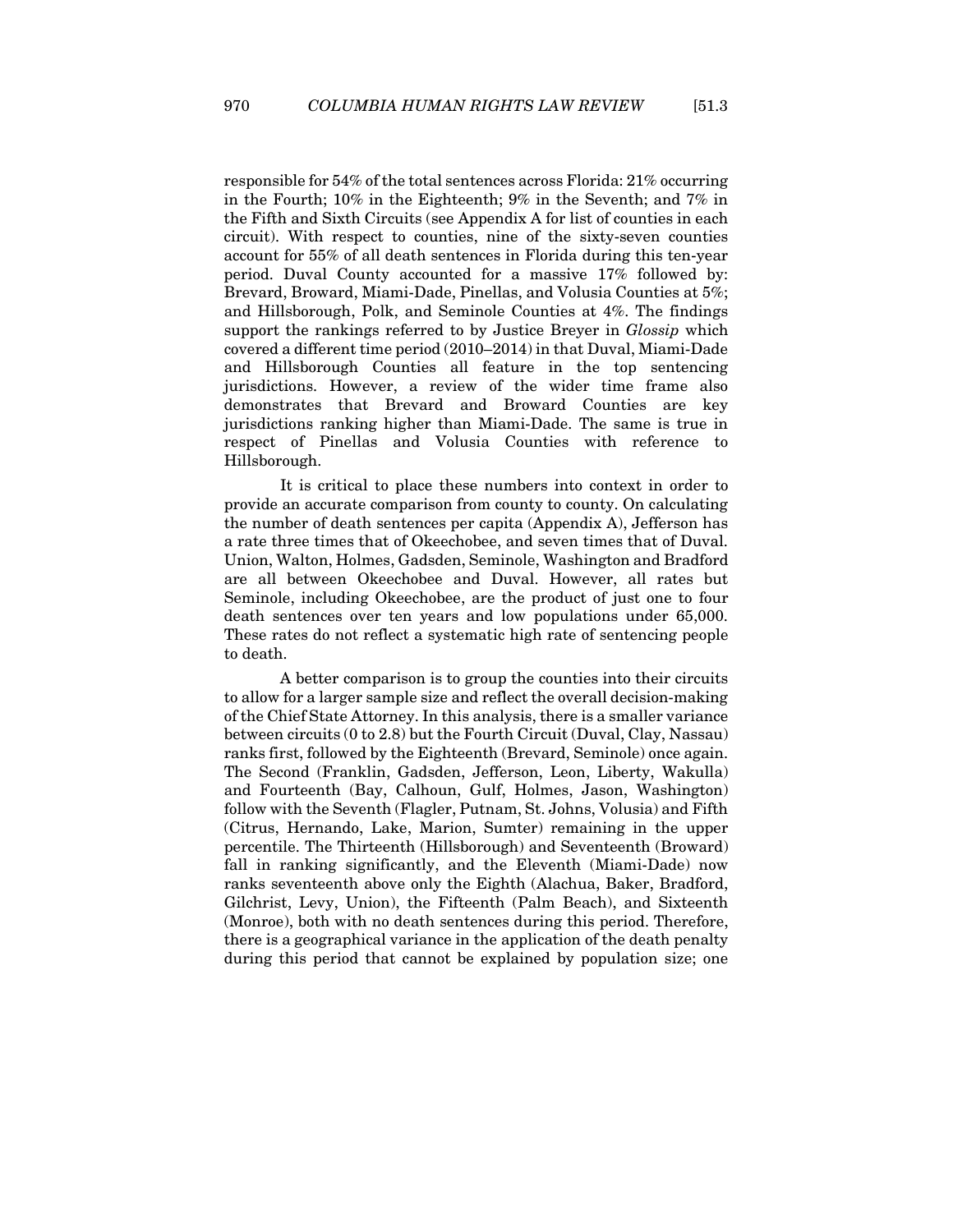responsible for 54% of the total sentences across Florida: 21% occurring in the Fourth; 10% in the Eighteenth; 9% in the Seventh; and 7% in the Fifth and Sixth Circuits (see Appendix A for list of counties in each circuit). With respect to counties, nine of the sixty-seven counties account for 55% of all death sentences in Florida during this ten-year period. Duval County accounted for a massive 17% followed by: Brevard, Broward, Miami-Dade, Pinellas, and Volusia Counties at 5%; and Hillsborough, Polk, and Seminole Counties at 4%. The findings support the rankings referred to by Justice Breyer in *Glossip* which covered a different time period (2010–2014) in that Duval, Miami-Dade and Hillsborough Counties all feature in the top sentencing jurisdictions. However, a review of the wider time frame also demonstrates that Brevard and Broward Counties are key jurisdictions ranking higher than Miami-Dade. The same is true in respect of Pinellas and Volusia Counties with reference to Hillsborough.

It is critical to place these numbers into context in order to provide an accurate comparison from county to county. On calculating the number of death sentences per capita (Appendix A), Jefferson has a rate three times that of Okeechobee, and seven times that of Duval. Union, Walton, Holmes, Gadsden, Seminole, Washington and Bradford are all between Okeechobee and Duval. However, all rates but Seminole, including Okeechobee, are the product of just one to four death sentences over ten years and low populations under 65,000. These rates do not reflect a systematic high rate of sentencing people to death.

A better comparison is to group the counties into their circuits to allow for a larger sample size and reflect the overall decision-making of the Chief State Attorney. In this analysis, there is a smaller variance between circuits (0 to 2.8) but the Fourth Circuit (Duval, Clay, Nassau) ranks first, followed by the Eighteenth (Brevard, Seminole) once again. The Second (Franklin, Gadsden, Jefferson, Leon, Liberty, Wakulla) and Fourteenth (Bay, Calhoun, Gulf, Holmes, Jason, Washington) follow with the Seventh (Flagler, Putnam, St. Johns, Volusia) and Fifth (Citrus, Hernando, Lake, Marion, Sumter) remaining in the upper percentile. The Thirteenth (Hillsborough) and Seventeenth (Broward) fall in ranking significantly, and the Eleventh (Miami-Dade) now ranks seventeenth above only the Eighth (Alachua, Baker, Bradford, Gilchrist, Levy, Union), the Fifteenth (Palm Beach), and Sixteenth (Monroe), both with no death sentences during this period. Therefore, there is a geographical variance in the application of the death penalty during this period that cannot be explained by population size; one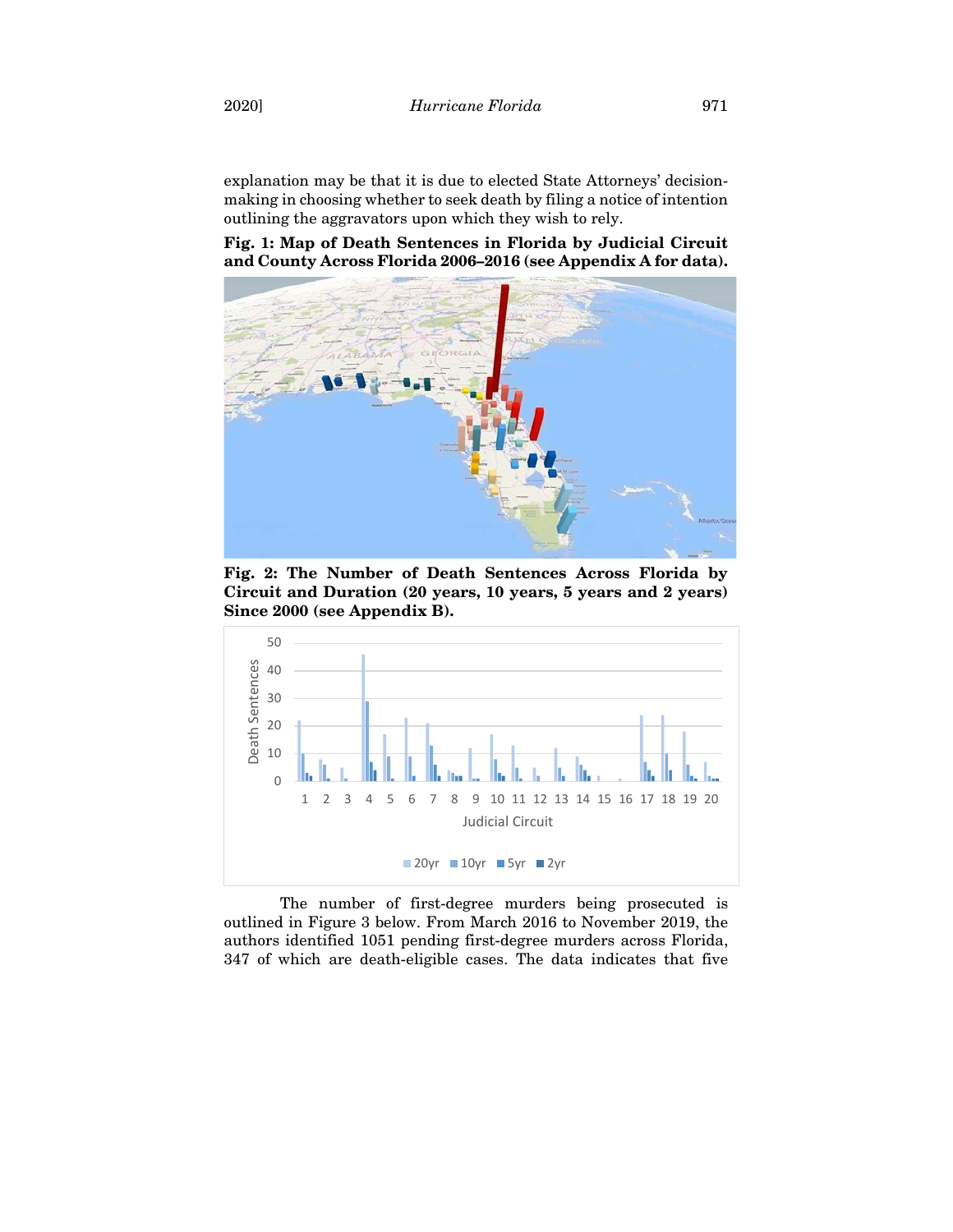explanation may be that it is due to elected State Attorneys' decision-making in choosing whether to seek death by filing a notice of intention outlining the aggravators upon which they wish to rely.

**Fig. 1: Map of Death Sentences in Florida by Judicial Circuit and County Across Florida 2006–2016 (see Appendix A for data).**

**Fig. 2: The Number of Death Sentences Across Florida by Circuit and Duration (20 years, 10 years, 5 years and 2 years) Since 2000 (see Appendix B).**

The number of first-degree murders being prosecuted is outlined in Figure 3 below. From March 2016 to November 2019, the authors identified 1051 pending first-degree murders across Florida, 347 of which are death-eligible cases. The data indicates that five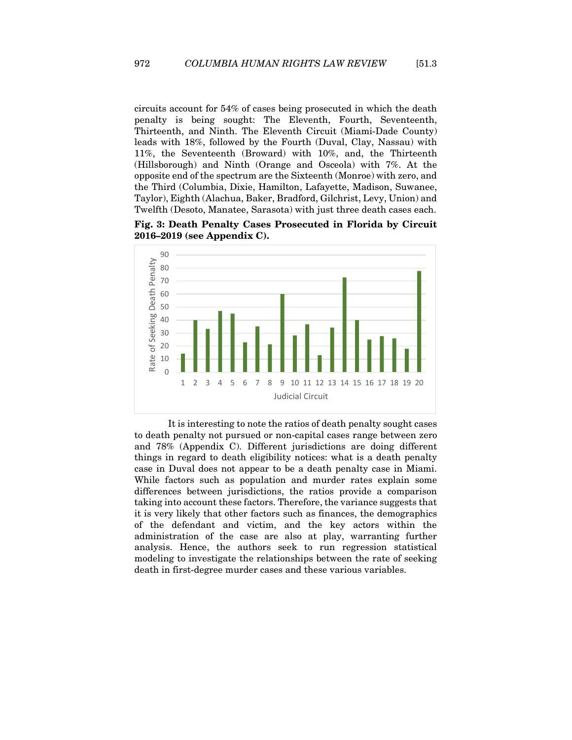circuits account for 54% of cases being prosecuted in which the death penalty is being sought: The Eleventh, Fourth, Seventeenth, Thirteenth, and Ninth. The Eleventh Circuit (Miami-Dade County) leads with 18%, followed by the Fourth (Duval, Clay, Nassau) with 11%, the Seventeenth (Broward) with 10%, and, the Thirteenth (Hillsborough) and Ninth (Orange and Osceola) with 7%. At the opposite end of the spectrum are the Sixteenth (Monroe) with zero, and the Third (Columbia, Dixie, Hamilton, Lafayette, Madison, Suwanee, Taylor), Eighth (Alachua, Baker, Bradford, Gilchrist, Levy, Union) and Twelfth (Desoto, Manatee, Sarasota) with just three death cases each.

**Fig. 3: Death Penalty Cases Prosecuted in Florida by Circuit 2016–2019 (see Appendix C).**

It is interesting to note the ratios of death penalty sought cases to death penalty not pursued or non-capital cases range between zero and 78% (Appendix C). Different jurisdictions are doing different things in regard to death eligibility notices: what is a death penalty case in Duval does not appear to be a death penalty case in Miami. While factors such as population and murder rates explain some differences between jurisdictions, the ratios provide a comparison taking into account these factors. Therefore, the variance suggests that it is very likely that other factors such as finances, the demographics of the defendant and victim, and the key actors within the administration of the case are also at play, warranting further analysis. Hence, the authors seek to run regression statistical modeling to investigate the relationships between the rate of seeking death in first-degree murder cases and these various variables.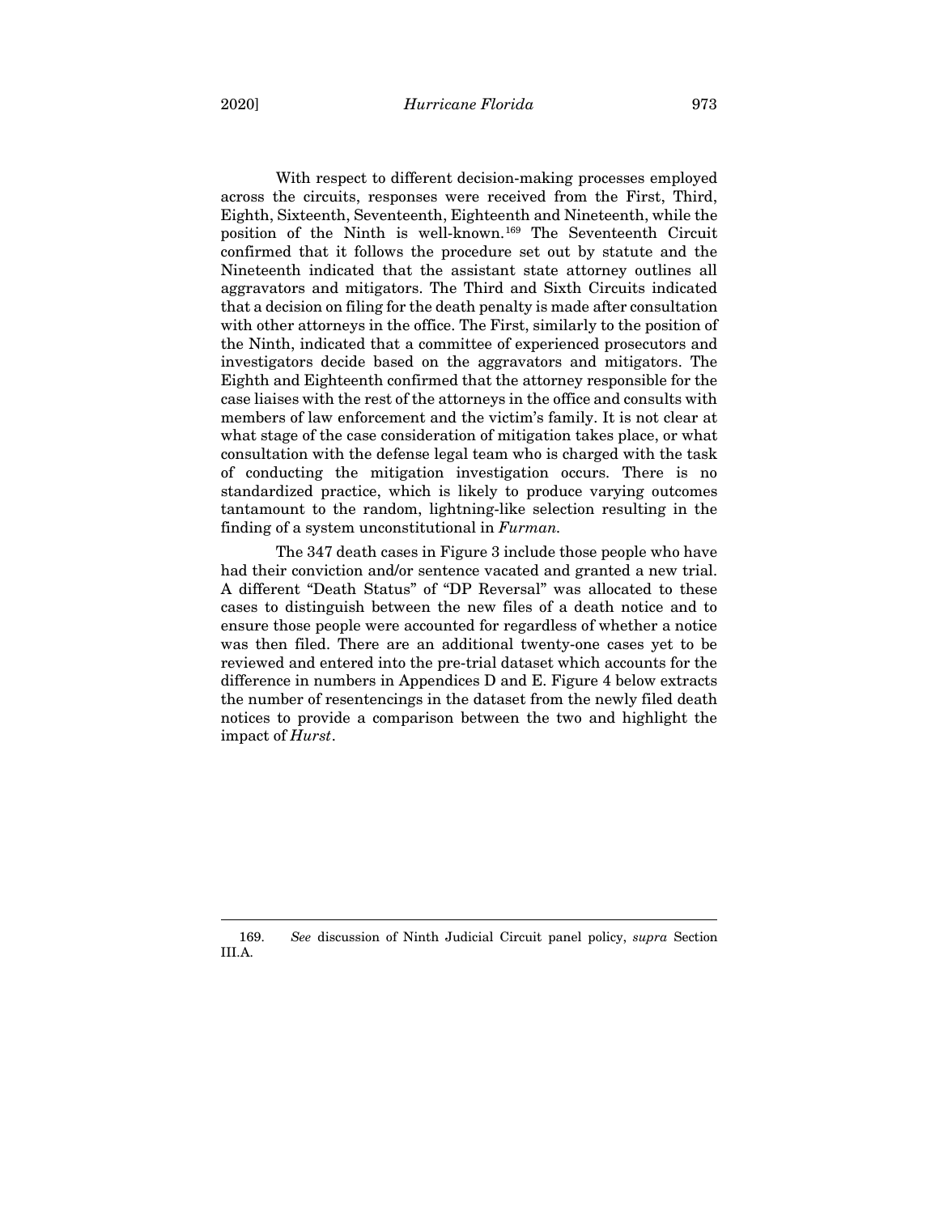With respect to different decision-making processes employed across the circuits, responses were received from the First, Third, Eighth, Sixteenth, Seventeenth, Eighteenth and Nineteenth, while the position of the Ninth is well-known.[169] The Seventeenth Circuit confirmed that it follows the procedure set out by statute and the Nineteenth indicated that the assistant state attorney outlines all aggravators and mitigators. The Third and Sixth Circuits indicated that a decision on filing for the death penalty is made after consultation with other attorneys in the office. The First, similarly to the position of the Ninth, indicated that a committee of experienced prosecutors and investigators decide based on the aggravators and mitigators. The Eighth and Eighteenth confirmed that the attorney responsible for the case liaises with the rest of the attorneys in the office and consults with members of law enforcement and the victim's family. It is not clear at what stage of the case consideration of mitigation takes place, or what consultation with the defense legal team who is charged with the task of conducting the mitigation investigation occurs. There is no standardized practice, which is likely to produce varying outcomes tantamount to the random, lightning-like selection resulting in the finding of a system unconstitutional in *Furman.*

The 347 death cases in Figure 3 include those people who have had their conviction and/or sentence vacated and granted a new trial. A different "Death Status" of "DP Reversal" was allocated to these cases to distinguish between the new files of a death notice and to ensure those people were accounted for regardless of whether a notice was then filed. There are an additional twenty-one cases yet to be reviewed and entered into the pre-trial dataset which accounts for the difference in numbers in Appendices D and E. Figure 4 below extracts the number of resentencings in the dataset from the newly filed death notices to provide a comparison between the two and highlight the impact of *Hurst*.

---

169. *See* discussion of Ninth Judicial Circuit panel policy, *supra* Section III.A.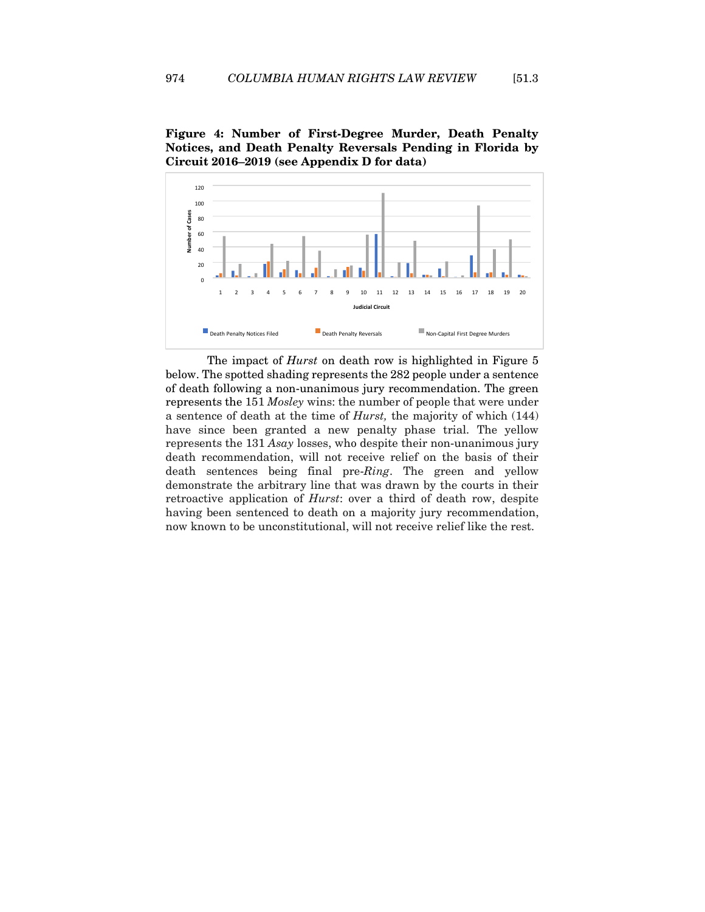**Figure 4: Number of First-Degree Murder, Death Penalty Notices, and Death Penalty Reversals Pending in Florida by Circuit 2016–2019 (see Appendix D for data)**

The impact of *Hurst* on death row is highlighted in Figure 5 below. The spotted shading represents the 282 people under a sentence of death following a non-unanimous jury recommendation. The green represents the 151 *Mosley* wins: the number of people that were under a sentence of death at the time of *Hurst,* the majority of which (144) have since been granted a new penalty phase trial. The yellow represents the 131 *Asay* losses, who despite their non-unanimous jury death recommendation, will not receive relief on the basis of their death sentences being final pre-*Ring*. The green and yellow demonstrate the arbitrary line that was drawn by the courts in their retroactive application of *Hurst*: over a third of death row, despite having been sentenced to death on a majority jury recommendation, now known to be unconstitutional, will not receive relief like the rest.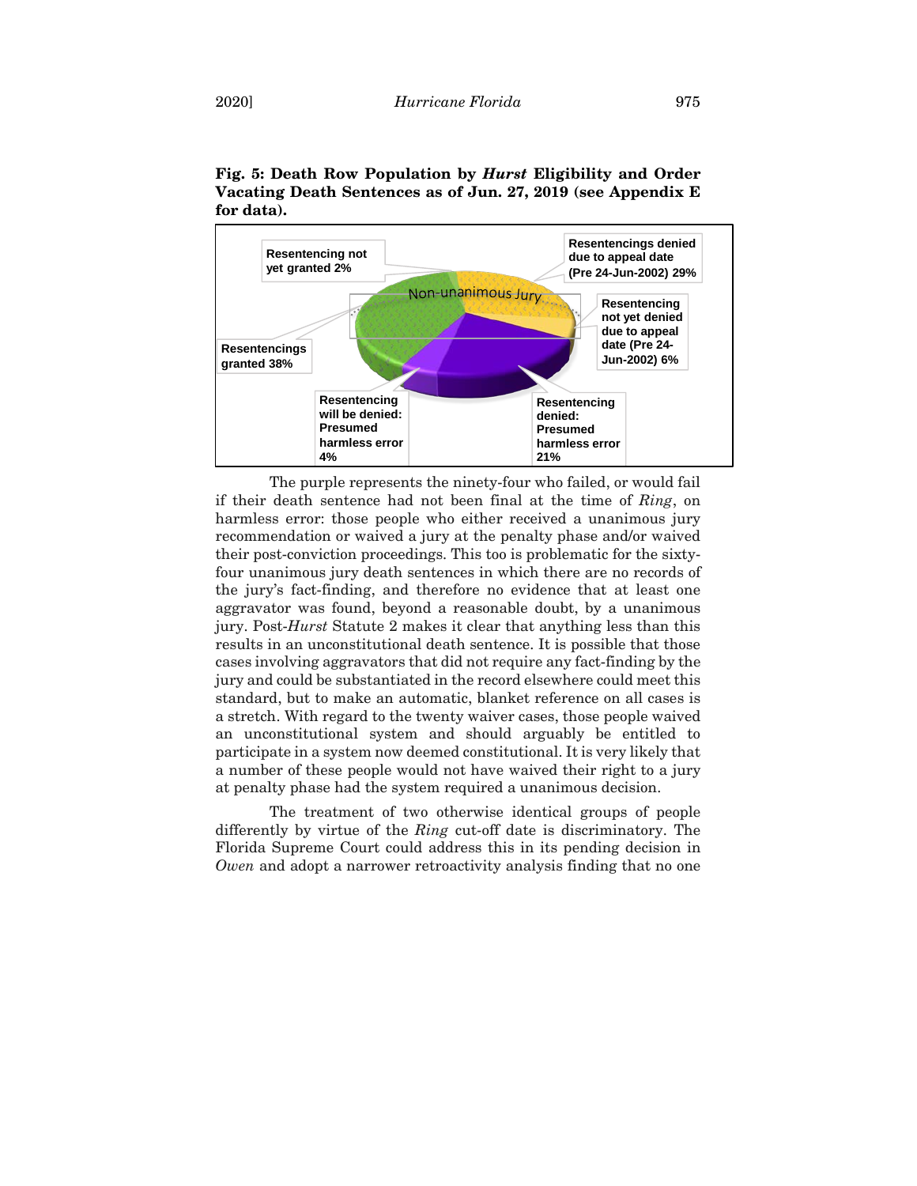**Fig. 5: Death Row Population by *Hurst* Eligibility and Order Vacating Death Sentences as of Jun. 27, 2019 (see Appendix E for data).**

Non-unanimous Jury

- Resentencing not yet granted 2%
- Resentencings denied due to appeal date (Pre 24-Jun-2002) 29%
- Resentencing not yet denied due to appeal date (Pre 24-Jun-2002) 6%
- Resentencings granted 38%
- Resentencing will be denied: Presumed harmless error 4%
- Resentencing denied: Presumed harmless error 21%

The purple represents the ninety-four who failed, or would fail if their death sentence had not been final at the time of *Ring*, on harmless error: those people who either received a unanimous jury recommendation or waived a jury at the penalty phase and/or waived their post-conviction proceedings. This too is problematic for the sixty-four unanimous jury death sentences in which there are no records of the jury's fact-finding, and therefore no evidence that at least one aggravator was found, beyond a reasonable doubt, by a unanimous jury. Post-*Hurst* Statute 2 makes it clear that anything less than this results in an unconstitutional death sentence. It is possible that those cases involving aggravators that did not require any fact-finding by the jury and could be substantiated in the record elsewhere could meet this standard, but to make an automatic, blanket reference on all cases is a stretch. With regard to the twenty waiver cases, those people waived an unconstitutional system and should arguably be entitled to participate in a system now deemed constitutional. It is very likely that a number of these people would not have waived their right to a jury at penalty phase had the system required a unanimous decision.

The treatment of two otherwise identical groups of people differently by virtue of the *Ring* cut-off date is discriminatory. The Florida Supreme Court could address this in its pending decision in *Owen* and adopt a narrower retroactivity analysis finding that no one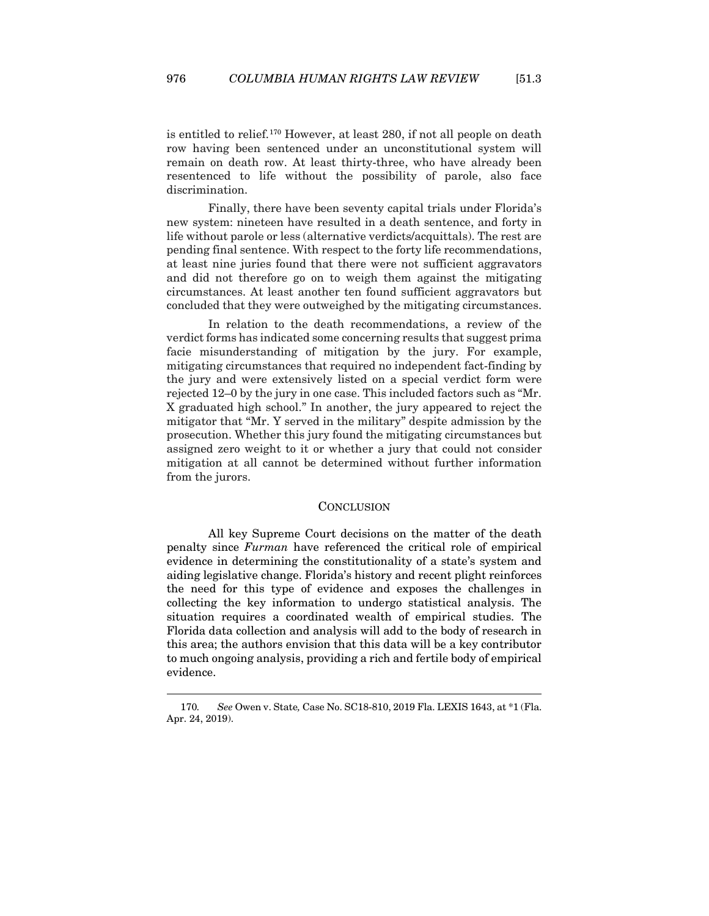is entitled to relief.[170] However, at least 280, if not all people on death row having been sentenced under an unconstitutional system will remain on death row. At least thirty-three, who have already been resentenced to life without the possibility of parole, also face discrimination.

Finally, there have been seventy capital trials under Florida's new system: nineteen have resulted in a death sentence, and forty in life without parole or less (alternative verdicts/acquittals). The rest are pending final sentence. With respect to the forty life recommendations, at least nine juries found that there were not sufficient aggravators and did not therefore go on to weigh them against the mitigating circumstances. At least another ten found sufficient aggravators but concluded that they were outweighed by the mitigating circumstances.

In relation to the death recommendations, a review of the verdict forms has indicated some concerning results that suggest prima facie misunderstanding of mitigation by the jury. For example, mitigating circumstances that required no independent fact-finding by the jury and were extensively listed on a special verdict form were rejected 12–0 by the jury in one case. This included factors such as "Mr. X graduated high school." In another, the jury appeared to reject the mitigator that "Mr. Y served in the military" despite admission by the prosecution. Whether this jury found the mitigating circumstances but assigned zero weight to it or whether a jury that could not consider mitigation at all cannot be determined without further information from the jurors.

## CONCLUSION

All key Supreme Court decisions on the matter of the death penalty since *Furman* have referenced the critical role of empirical evidence in determining the constitutionality of a state's system and aiding legislative change. Florida's history and recent plight reinforces the need for this type of evidence and exposes the challenges in collecting the key information to undergo statistical analysis. The situation requires a coordinated wealth of empirical studies. The Florida data collection and analysis will add to the body of research in this area; the authors envision that this data will be a key contributor to much ongoing analysis, providing a rich and fertile body of empirical evidence.

---

170. *See* Owen v. State*,* Case No. SC18-810, 2019 Fla. LEXIS 1643, at *1 (Fla. Apr. 24, 2019).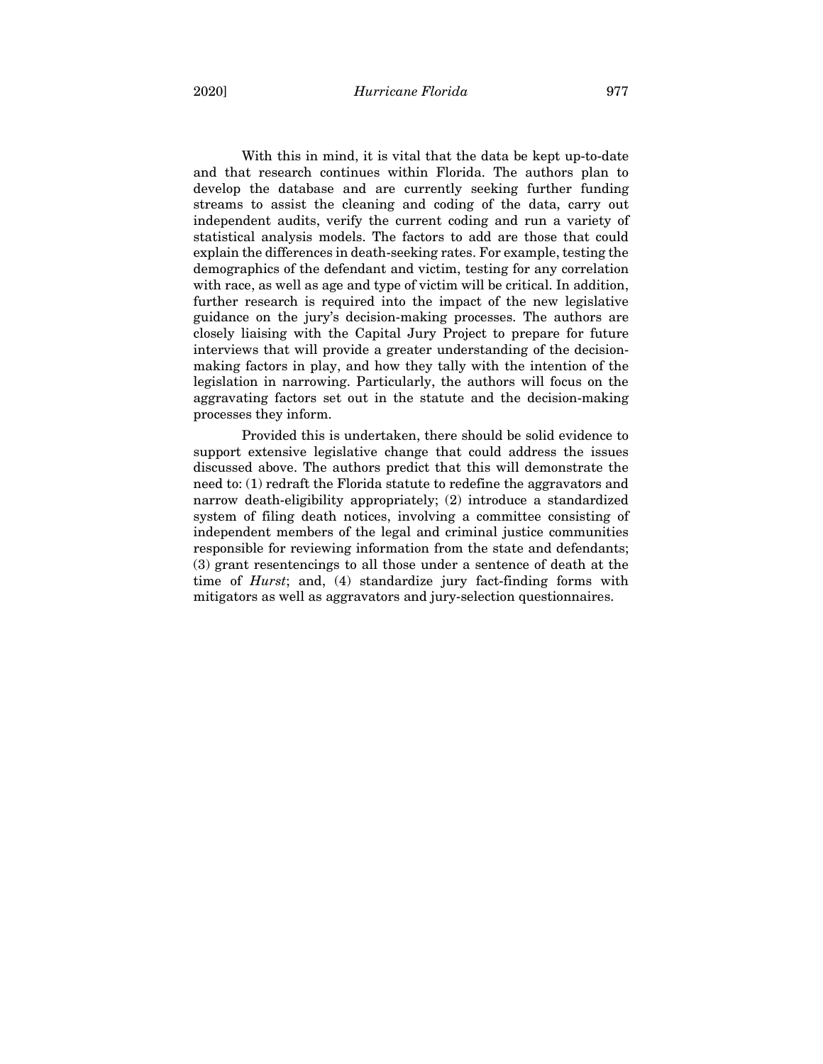With this in mind, it is vital that the data be kept up-to-date and that research continues within Florida. The authors plan to develop the database and are currently seeking further funding streams to assist the cleaning and coding of the data, carry out independent audits, verify the current coding and run a variety of statistical analysis models. The factors to add are those that could explain the differences in death-seeking rates. For example, testing the demographics of the defendant and victim, testing for any correlation with race, as well as age and type of victim will be critical. In addition, further research is required into the impact of the new legislative guidance on the jury's decision-making processes. The authors are closely liaising with the Capital Jury Project to prepare for future interviews that will provide a greater understanding of the decision-making factors in play, and how they tally with the intention of the legislation in narrowing. Particularly, the authors will focus on the aggravating factors set out in the statute and the decision-making processes they inform.

Provided this is undertaken, there should be solid evidence to support extensive legislative change that could address the issues discussed above. The authors predict that this will demonstrate the need to: (1) redraft the Florida statute to redefine the aggravators and narrow death-eligibility appropriately; (2) introduce a standardized system of filing death notices, involving a committee consisting of independent members of the legal and criminal justice communities responsible for reviewing information from the state and defendants; (3) grant resentencings to all those under a sentence of death at the time of *Hurst*; and, (4) standardize jury fact-finding forms with mitigators as well as aggravators and jury-selection questionnaires.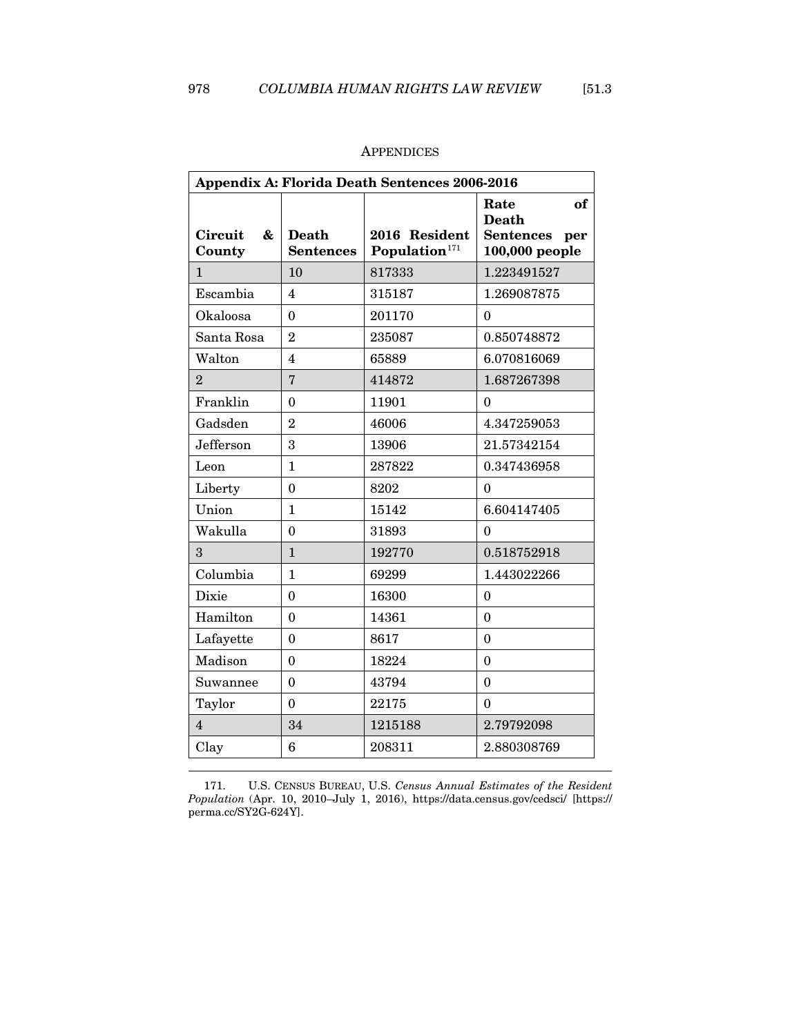# APPENDICES

| **Appendix A: Florida Death Sentences 2006-2016** | | | |
|---|---|---|---|
| **Circuit & County** | **Death Sentences** | **2016 Resident Population**[171] | **Rate of Death Sentences per 100,000 people** |
| 1 | 10 | 817333 | 1.223491527 |
| Escambia | 4 | 315187 | 1.269087875 |
| Okaloosa | 0 | 201170 | 0 |
| Santa Rosa | 2 | 235087 | 0.850748872 |
| Walton | 4 | 65889 | 6.070816069 |
| 2 | 7 | 414872 | 1.687267398 |
| Franklin | 0 | 11901 | 0 |
| Gadsden | 2 | 46006 | 4.347259053 |
| Jefferson | 3 | 13906 | 21.57342154 |
| Leon | 1 | 287822 | 0.347436958 |
| Liberty | 0 | 8202 | 0 |
| Union | 1 | 15142 | 6.604147405 |
| Wakulla | 0 | 31893 | 0 |
| 3 | 1 | 192770 | 0.518752918 |
| Columbia | 1 | 69299 | 1.443022266 |
| Dixie | 0 | 16300 | 0 |
| Hamilton | 0 | 14361 | 0 |
| Lafayette | 0 | 8617 | 0 |
| Madison | 0 | 18224 | 0 |
| Suwannee | 0 | 43794 | 0 |
| Taylor | 0 | 22175 | 0 |
| 4 | 34 | 1215188 | 2.79792098 |
| Clay | 6 | 208311 | 2.880308769 |

171. U.S. CENSUS BUREAU, U.S. *Census Annual Estimates of the Resident Population* (Apr. 10, 2010–July 1, 2016), https://data.census.gov/cedsci/ [https://perma.cc/SY2G-624Y].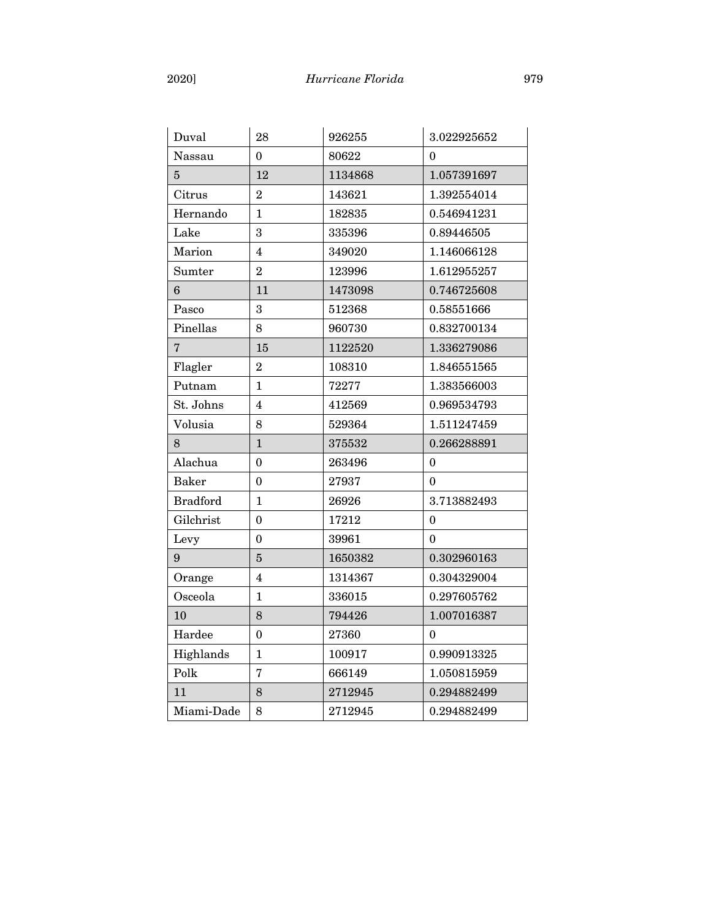| Duval | 28 | 926255 | 3.022925652 |
|---|---|---|---|
| Nassau | 0 | 80622 | 0 |
| 5 | 12 | 1134868 | 1.057391697 |
| Citrus | 2 | 143621 | 1.392554014 |
| Hernando | 1 | 182835 | 0.546941231 |
| Lake | 3 | 335396 | 0.89446505 |
| Marion | 4 | 349020 | 1.146066128 |
| Sumter | 2 | 123996 | 1.612955257 |
| 6 | 11 | 1473098 | 0.746725608 |
| Pasco | 3 | 512368 | 0.58551666 |
| Pinellas | 8 | 960730 | 0.832700134 |
| 7 | 15 | 1122520 | 1.336279086 |
| Flagler | 2 | 108310 | 1.846551565 |
| Putnam | 1 | 72277 | 1.383566003 |
| St. Johns | 4 | 412569 | 0.969534793 |
| Volusia | 8 | 529364 | 1.511247459 |
| 8 | 1 | 375532 | 0.266288891 |
| Alachua | 0 | 263496 | 0 |
| Baker | 0 | 27937 | 0 |
| Bradford | 1 | 26926 | 3.713882493 |
| Gilchrist | 0 | 17212 | 0 |
| Levy | 0 | 39961 | 0 |
| 9 | 5 | 1650382 | 0.302960163 |
| Orange | 4 | 1314367 | 0.304329004 |
| Osceola | 1 | 336015 | 0.297605762 |
| 10 | 8 | 794426 | 1.007016387 |
| Hardee | 0 | 27360 | 0 |
| Highlands | 1 | 100917 | 0.990913325 |
| Polk | 7 | 666149 | 1.050815959 |
| 11 | 8 | 2712945 | 0.294882499 |
| Miami-Dade | 8 | 2712945 | 0.294882499 |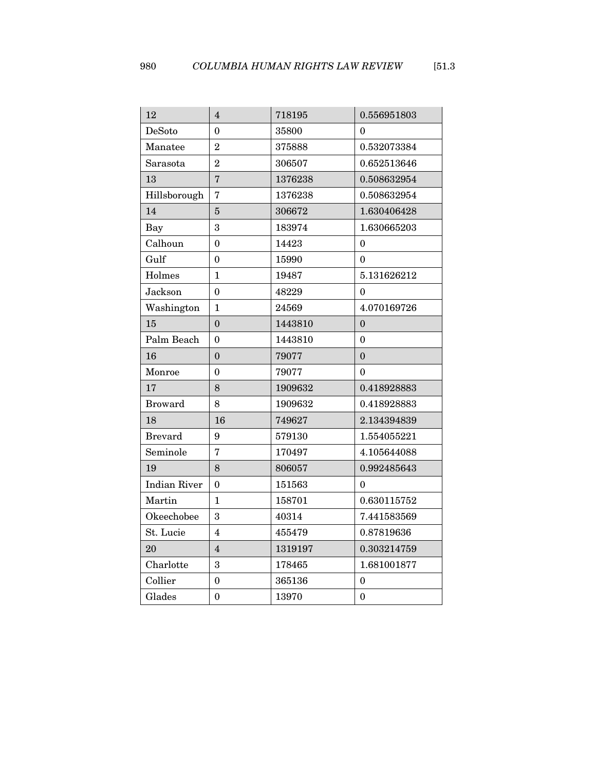| 12 | 4 | 718195 | 0.556951803 |
|---|---|---|---|
| DeSoto | 0 | 35800 | 0 |
| Manatee | 2 | 375888 | 0.532073384 |
| Sarasota | 2 | 306507 | 0.652513646 |
| 13 | 7 | 1376238 | 0.508632954 |
| Hillsborough | 7 | 1376238 | 0.508632954 |
| 14 | 5 | 306672 | 1.630406428 |
| Bay | 3 | 183974 | 1.630665203 |
| Calhoun | 0 | 14423 | 0 |
| Gulf | 0 | 15990 | 0 |
| Holmes | 1 | 19487 | 5.131626212 |
| Jackson | 0 | 48229 | 0 |
| Washington | 1 | 24569 | 4.070169726 |
| 15 | 0 | 1443810 | 0 |
| Palm Beach | 0 | 1443810 | 0 |
| 16 | 0 | 79077 | 0 |
| Monroe | 0 | 79077 | 0 |
| 17 | 8 | 1909632 | 0.418928883 |
| Broward | 8 | 1909632 | 0.418928883 |
| 18 | 16 | 749627 | 2.134394839 |
| Brevard | 9 | 579130 | 1.554055221 |
| Seminole | 7 | 170497 | 4.105644088 |
| 19 | 8 | 806057 | 0.992485643 |
| Indian River | 0 | 151563 | 0 |
| Martin | 1 | 158701 | 0.630115752 |
| Okeechobee | 3 | 40314 | 7.441583569 |
| St. Lucie | 4 | 455479 | 0.87819636 |
| 20 | 4 | 1319197 | 0.303214759 |
| Charlotte | 3 | 178465 | 1.681001877 |
| Collier | 0 | 365136 | 0 |
| Glades | 0 | 13970 | 0 |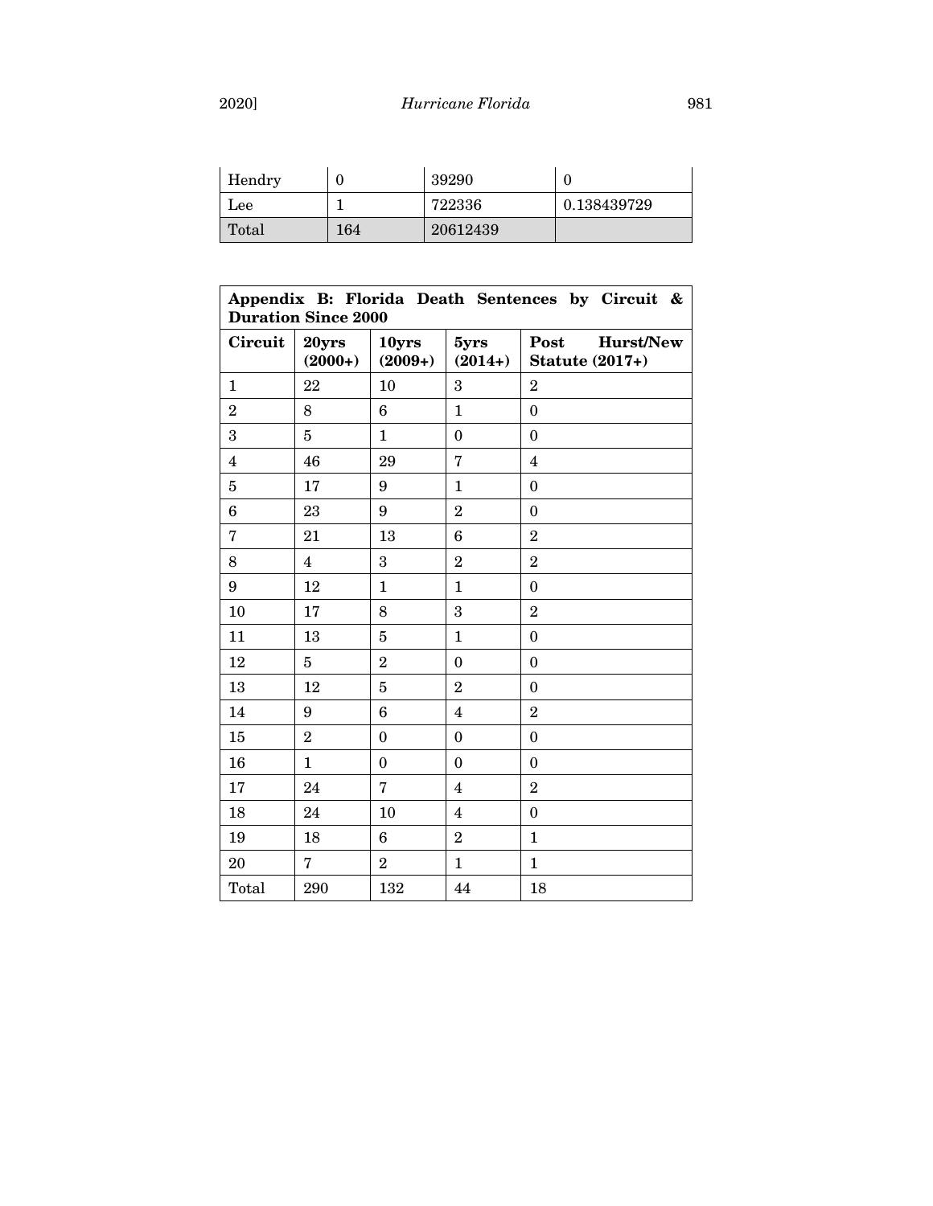| Hendry | 0 | 39290 | 0 |
|---|---|---|---|
| Lee | 1 | 722336 | 0.138439729 |
| Total | 164 | 20612439 | |

**Appendix B: Florida Death Sentences by Circuit & Duration Since 2000**

| Circuit | 20yrs (2000+) | 10yrs (2009+) | 5yrs (2014+) | Post Hurst/New Statute (2017+) |
|---|---|---|---|---|
| 1 | 22 | 10 | 3 | 2 |
| 2 | 8 | 6 | 1 | 0 |
| 3 | 5 | 1 | 0 | 0 |
| 4 | 46 | 29 | 7 | 4 |
| 5 | 17 | 9 | 1 | 0 |
| 6 | 23 | 9 | 2 | 0 |
| 7 | 21 | 13 | 6 | 2 |
| 8 | 4 | 3 | 2 | 2 |
| 9 | 12 | 1 | 1 | 0 |
| 10 | 17 | 8 | 3 | 2 |
| 11 | 13 | 5 | 1 | 0 |
| 12 | 5 | 2 | 0 | 0 |
| 13 | 12 | 5 | 2 | 0 |
| 14 | 9 | 6 | 4 | 2 |
| 15 | 2 | 0 | 0 | 0 |
| 16 | 1 | 0 | 0 | 0 |
| 17 | 24 | 7 | 4 | 2 |
| 18 | 24 | 10 | 4 | 0 |
| 19 | 18 | 6 | 2 | 1 |
| 20 | 7 | 2 | 1 | 1 |
| Total | 290 | 132 | 44 | 18 |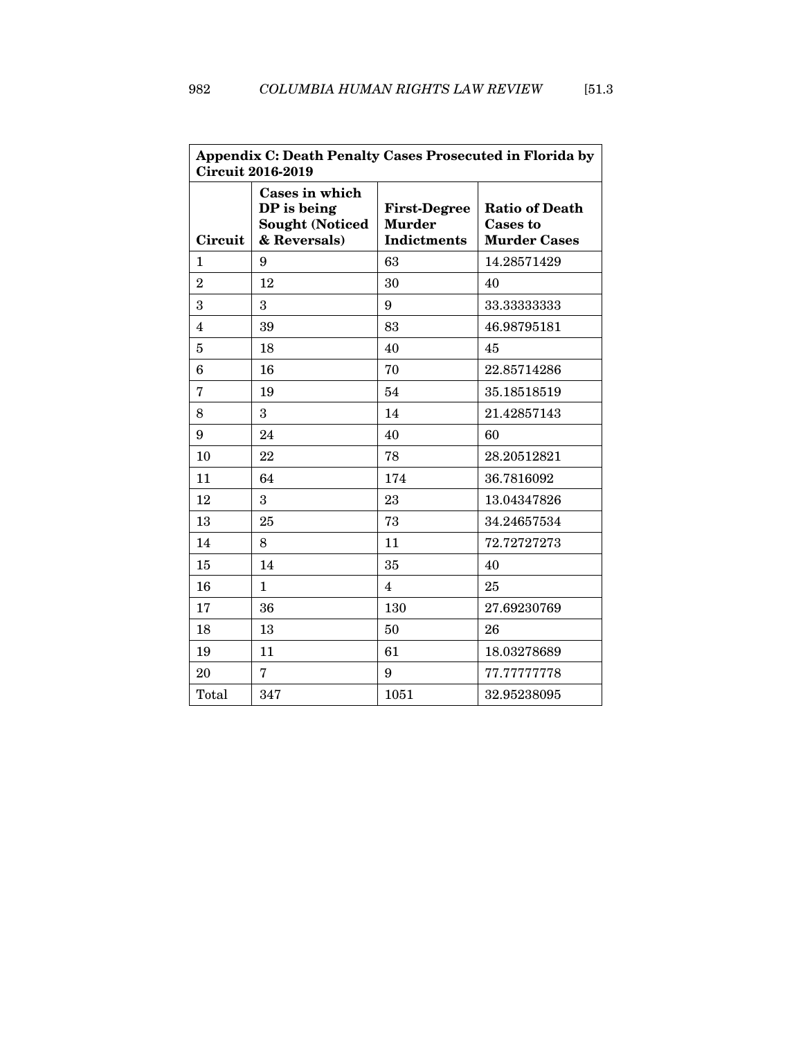| Appendix C: Death Penalty Cases Prosecuted in Florida by Circuit 2016-2019 | | | |
|---|---|---|---|
| **Circuit** | **Cases in which DP is being Sought (Noticed & Reversals)** | **First-Degree Murder Indictments** | **Ratio of Death Cases to Murder Cases** |
| 1 | 9 | 63 | 14.28571429 |
| 2 | 12 | 30 | 40 |
| 3 | 3 | 9 | 33.33333333 |
| 4 | 39 | 83 | 46.98795181 |
| 5 | 18 | 40 | 45 |
| 6 | 16 | 70 | 22.85714286 |
| 7 | 19 | 54 | 35.18518519 |
| 8 | 3 | 14 | 21.42857143 |
| 9 | 24 | 40 | 60 |
| 10 | 22 | 78 | 28.20512821 |
| 11 | 64 | 174 | 36.7816092 |
| 12 | 3 | 23 | 13.04347826 |
| 13 | 25 | 73 | 34.24657534 |
| 14 | 8 | 11 | 72.72727273 |
| 15 | 14 | 35 | 40 |
| 16 | 1 | 4 | 25 |
| 17 | 36 | 130 | 27.69230769 |
| 18 | 13 | 50 | 26 |
| 19 | 11 | 61 | 18.03278689 |
| 20 | 7 | 9 | 77.77777778 |
| Total | 347 | 1051 | 32.95238095 |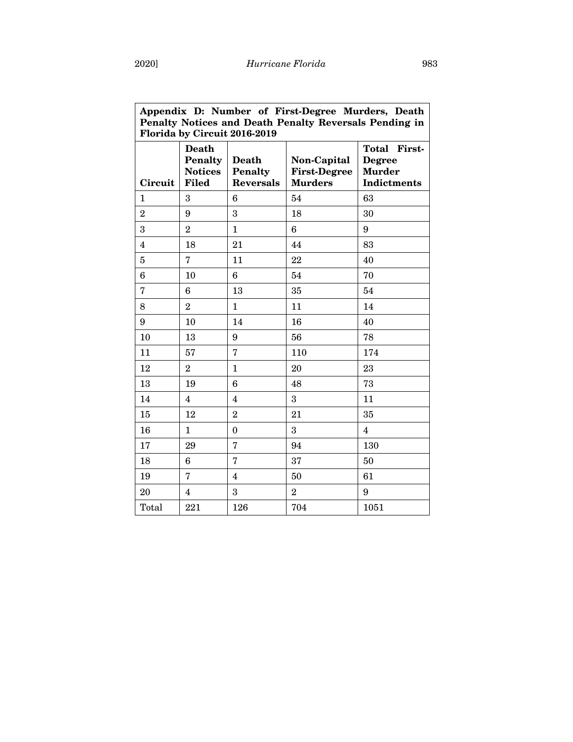**Appendix D: Number of First-Degree Murders, Death Penalty Notices and Death Penalty Reversals Pending in Florida by Circuit 2016-2019**

| Circuit | Death Penalty Notices Filed | Death Penalty Reversals | Non-Capital First-Degree Murders | Total First-Degree Murder Indictments |
|---|---|---|---|---|
| 1 | 3 | 6 | 54 | 63 |
| 2 | 9 | 3 | 18 | 30 |
| 3 | 2 | 1 | 6 | 9 |
| 4 | 18 | 21 | 44 | 83 |
| 5 | 7 | 11 | 22 | 40 |
| 6 | 10 | 6 | 54 | 70 |
| 7 | 6 | 13 | 35 | 54 |
| 8 | 2 | 1 | 11 | 14 |
| 9 | 10 | 14 | 16 | 40 |
| 10 | 13 | 9 | 56 | 78 |
| 11 | 57 | 7 | 110 | 174 |
| 12 | 2 | 1 | 20 | 23 |
| 13 | 19 | 6 | 48 | 73 |
| 14 | 4 | 4 | 3 | 11 |
| 15 | 12 | 2 | 21 | 35 |
| 16 | 1 | 0 | 3 | 4 |
| 17 | 29 | 7 | 94 | 130 |
| 18 | 6 | 7 | 37 | 50 |
| 19 | 7 | 4 | 50 | 61 |
| 20 | 4 | 3 | 2 | 9 |
| Total | 221 | 126 | 704 | 1051 |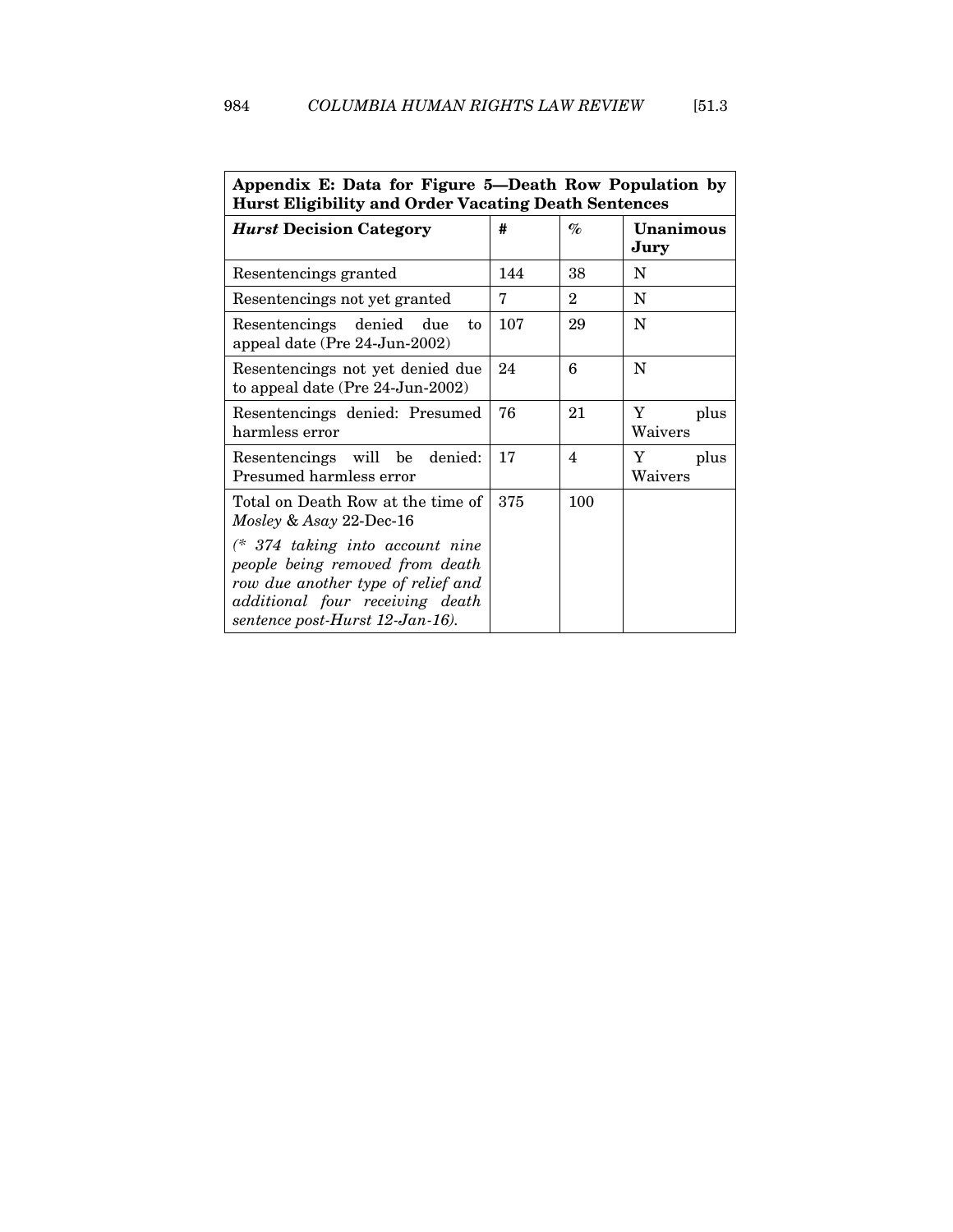**Appendix E: Data for Figure 5—Death Row Population by Hurst Eligibility and Order Vacating Death Sentences**

| ***Hurst* Decision Category** | **#** | **%** | **Unanimous Jury** |
|---|---|---|---|
| Resentencings granted | 144 | 38 | N |
| Resentencings not yet granted | 7 | 2 | N |
| Resentencings denied due to appeal date (Pre 24-Jun-2002) | 107 | 29 | N |
| Resentencings not yet denied due to appeal date (Pre 24-Jun-2002) | 24 | 6 | N |
| Resentencings denied: Presumed harmless error | 76 | 21 | Y plus Waivers |
| Resentencings will be denied: Presumed harmless error | 17 | 4 | Y plus Waivers |
| Total on Death Row at the time of *Mosley* & *Asay* 22-Dec-16 *(\* 374 taking into account nine people being removed from death row due another type of relief and additional four receiving death sentence post-Hurst 12-Jan-16).* | 375 | 100 | |